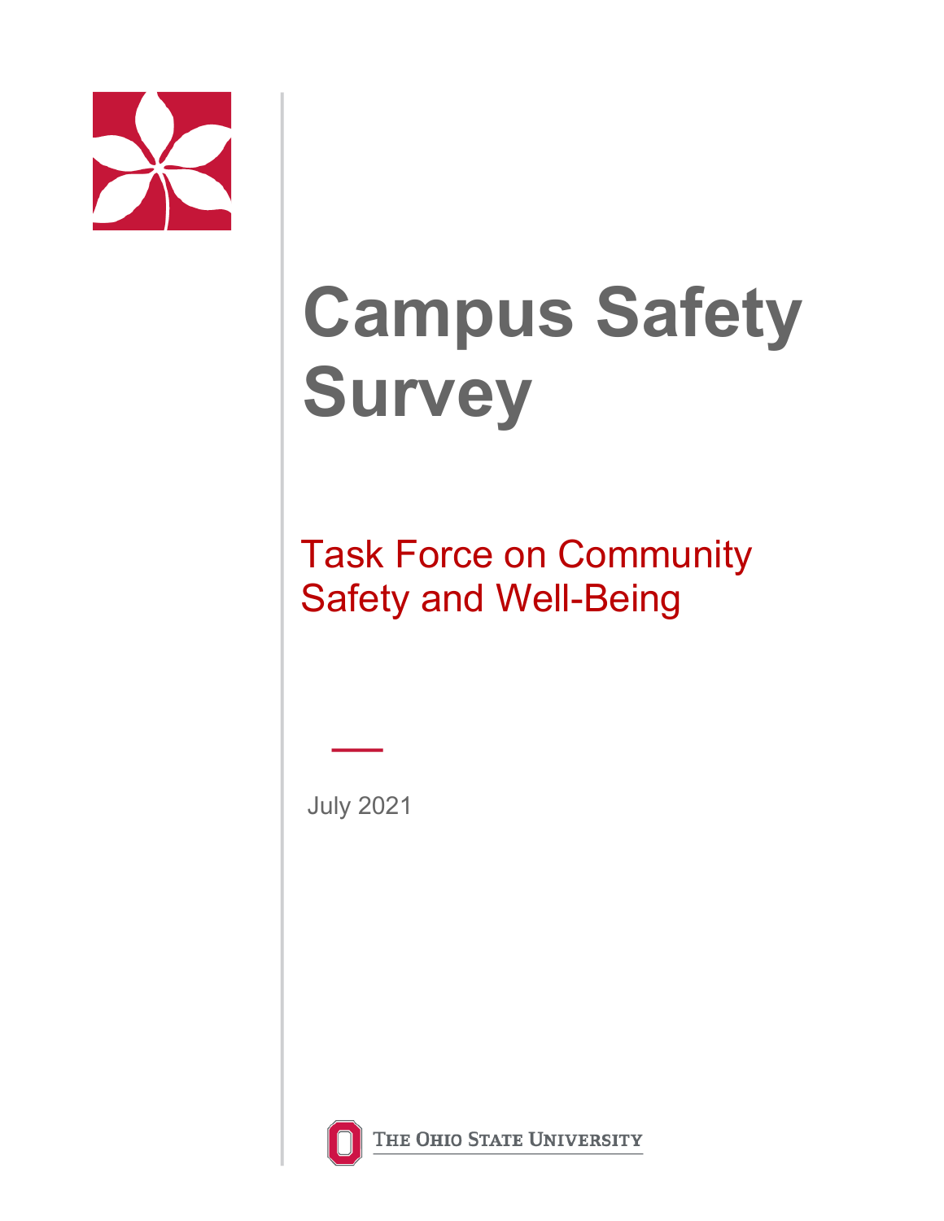# Campus Safety Survey

## Task Force on Community Safety and Well-Being

July 2021

The Ohio State University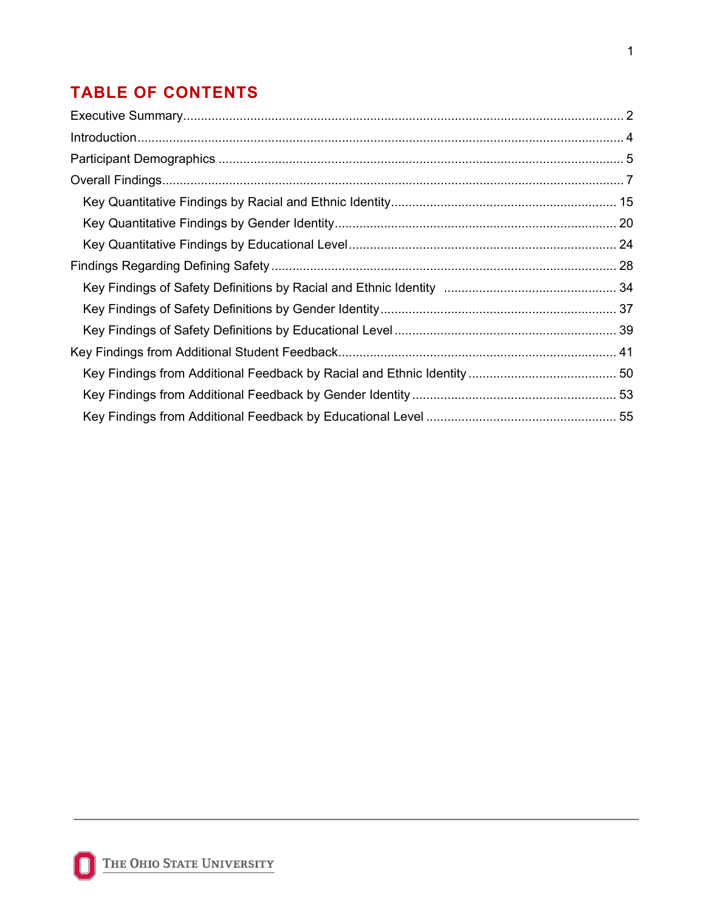# TABLE OF CONTENTS

Executive Summary ........................................................................................................................... 2

Introduction ...................................................................................................................................... 4

Participant Demographics ................................................................................................................ 5

Overall Findings ................................................................................................................................ 7

- Key Quantitative Findings by Racial and Ethnic Identity ............................................................. 15
- Key Quantitative Findings by Gender Identity ............................................................................ 20
- Key Quantitative Findings by Educational Level ........................................................................ 24

Findings Regarding Defining Safety ................................................................................................ 28

- Key Findings of Safety Definitions by Racial and Ethnic Identity ............................................... 34
- Key Findings of Safety Definitions by Gender Identity ............................................................... 37
- Key Findings of Safety Definitions by Educational Level ........................................................... 39

Key Findings from Additional Student Feedback ............................................................................ 41

- Key Findings from Additional Feedback by Racial and Ethnic Identity ....................................... 50
- Key Findings from Additional Feedback by Gender Identity ....................................................... 53
- Key Findings from Additional Feedback by Educational Level ................................................... 55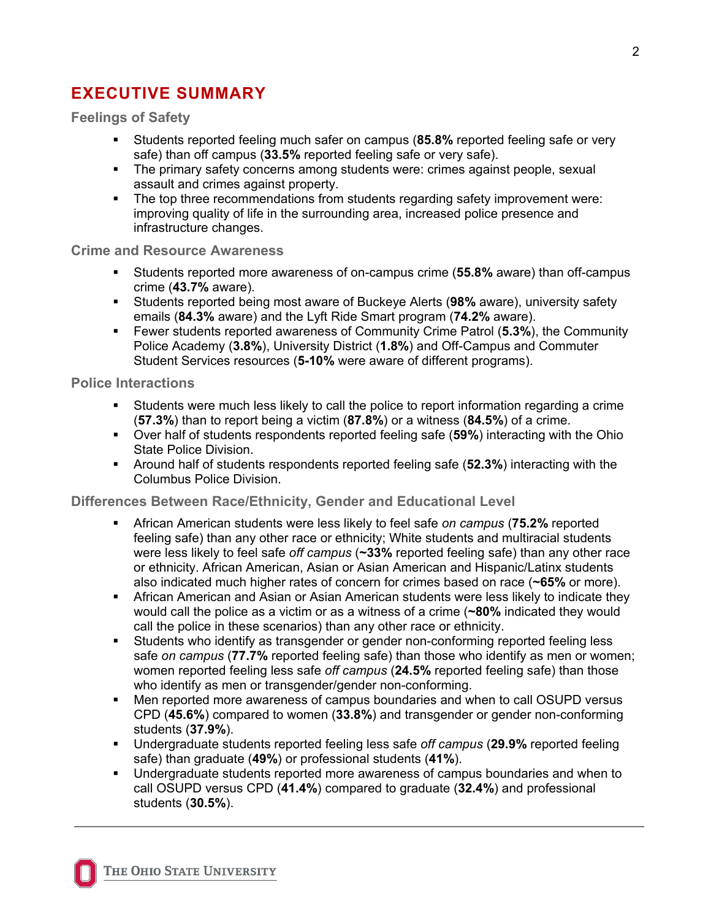# EXECUTIVE SUMMARY

### Feelings of Safety

- Students reported feeling much safer on campus (**85.8%** reported feeling safe or very safe) than off campus (**33.5%** reported feeling safe or very safe).
- The primary safety concerns among students were: crimes against people, sexual assault and crimes against property.
- The top three recommendations from students regarding safety improvement were: improving quality of life in the surrounding area, increased police presence and infrastructure changes.

### Crime and Resource Awareness

- Students reported more awareness of on-campus crime (**55.8%** aware) than off-campus crime (**43.7%** aware).
- Students reported being most aware of Buckeye Alerts (**98%** aware), university safety emails (**84.3%** aware) and the Lyft Ride Smart program (**74.2%** aware).
- Fewer students reported awareness of Community Crime Patrol (**5.3%**), the Community Police Academy (**3.8%**), University District (**1.8%**) and Off-Campus and Commuter Student Services resources (**5-10%** were aware of different programs).

### Police Interactions

- Students were much less likely to call the police to report information regarding a crime (**57.3%**) than to report being a victim (**87.8%**) or a witness (**84.5%**) of a crime.
- Over half of students respondents reported feeling safe (**59%**) interacting with the Ohio State Police Division.
- Around half of students respondents reported feeling safe (**52.3%**) interacting with the Columbus Police Division.

### Differences Between Race/Ethnicity, Gender and Educational Level

- African American students were less likely to feel safe *on campus* (**75.2%** reported feeling safe) than any other race or ethnicity; White students and multiracial students were less likely to feel safe *off campus* (**~33%** reported feeling safe) than any other race or ethnicity. African American, Asian or Asian American and Hispanic/Latinx students also indicated much higher rates of concern for crimes based on race (**~65%** or more).
- African American and Asian or Asian American students were less likely to indicate they would call the police as a victim or as a witness of a crime (**~80%** indicated they would call the police in these scenarios) than any other race or ethnicity.
- Students who identify as transgender or gender non-conforming reported feeling less safe *on campus* (**77.7%** reported feeling safe) than those who identify as men or women; women reported feeling less safe *off campus* (**24.5%** reported feeling safe) than those who identify as men or transgender/gender non-conforming.
- Men reported more awareness of campus boundaries and when to call OSUPD versus CPD (**45.6%**) compared to women (**33.8%**) and transgender or gender non-conforming students (**37.9%**).
- Undergraduate students reported feeling less safe *off campus* (**29.9%** reported feeling safe) than graduate (**49%**) or professional students (**41%**).
- Undergraduate students reported more awareness of campus boundaries and when to call OSUPD versus CPD (**41.4%**) compared to graduate (**32.4%**) and professional students (**30.5%**).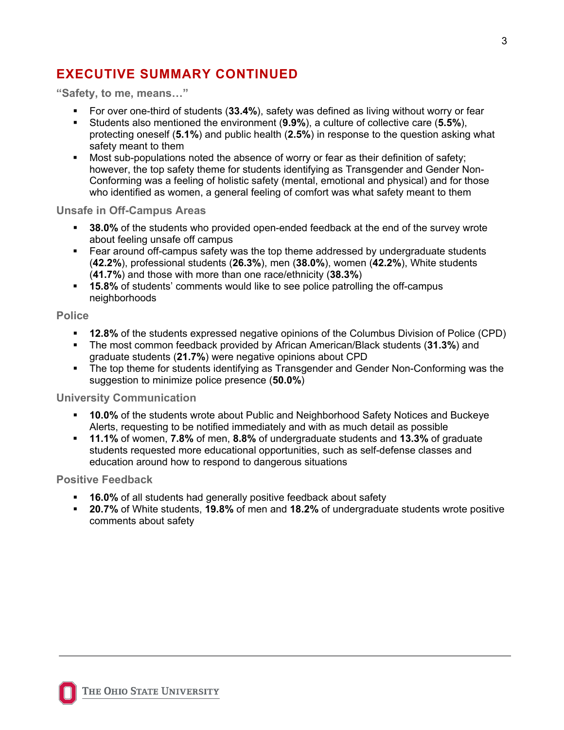## EXECUTIVE SUMMARY CONTINUED

### "Safety, to me, means…"

- For over one-third of students (**33.4%**), safety was defined as living without worry or fear
- Students also mentioned the environment (**9.9%**), a culture of collective care (**5.5%**), protecting oneself (**5.1%**) and public health (**2.5%**) in response to the question asking what safety meant to them
- Most sub-populations noted the absence of worry or fear as their definition of safety; however, the top safety theme for students identifying as Transgender and Gender Non-Conforming was a feeling of holistic safety (mental, emotional and physical) and for those who identified as women, a general feeling of comfort was what safety meant to them

### Unsafe in Off-Campus Areas

- **38.0%** of the students who provided open-ended feedback at the end of the survey wrote about feeling unsafe off campus
- Fear around off-campus safety was the top theme addressed by undergraduate students (**42.2%**), professional students (**26.3%**), men (**38.0%**), women (**42.2%**), White students (**41.7%**) and those with more than one race/ethnicity (**38.3%**)
- **15.8%** of students' comments would like to see police patrolling the off-campus neighborhoods

### Police

- **12.8%** of the students expressed negative opinions of the Columbus Division of Police (CPD)
- The most common feedback provided by African American/Black students (**31.3%**) and graduate students (**21.7%**) were negative opinions about CPD
- The top theme for students identifying as Transgender and Gender Non-Conforming was the suggestion to minimize police presence (**50.0%**)

### University Communication

- **10.0%** of the students wrote about Public and Neighborhood Safety Notices and Buckeye Alerts, requesting to be notified immediately and with as much detail as possible
- **11.1%** of women, **7.8%** of men, **8.8%** of undergraduate students and **13.3%** of graduate students requested more educational opportunities, such as self-defense classes and education around how to respond to dangerous situations

### Positive Feedback

- **16.0%** of all students had generally positive feedback about safety
- **20.7%** of White students, **19.8%** of men and **18.2%** of undergraduate students wrote positive comments about safety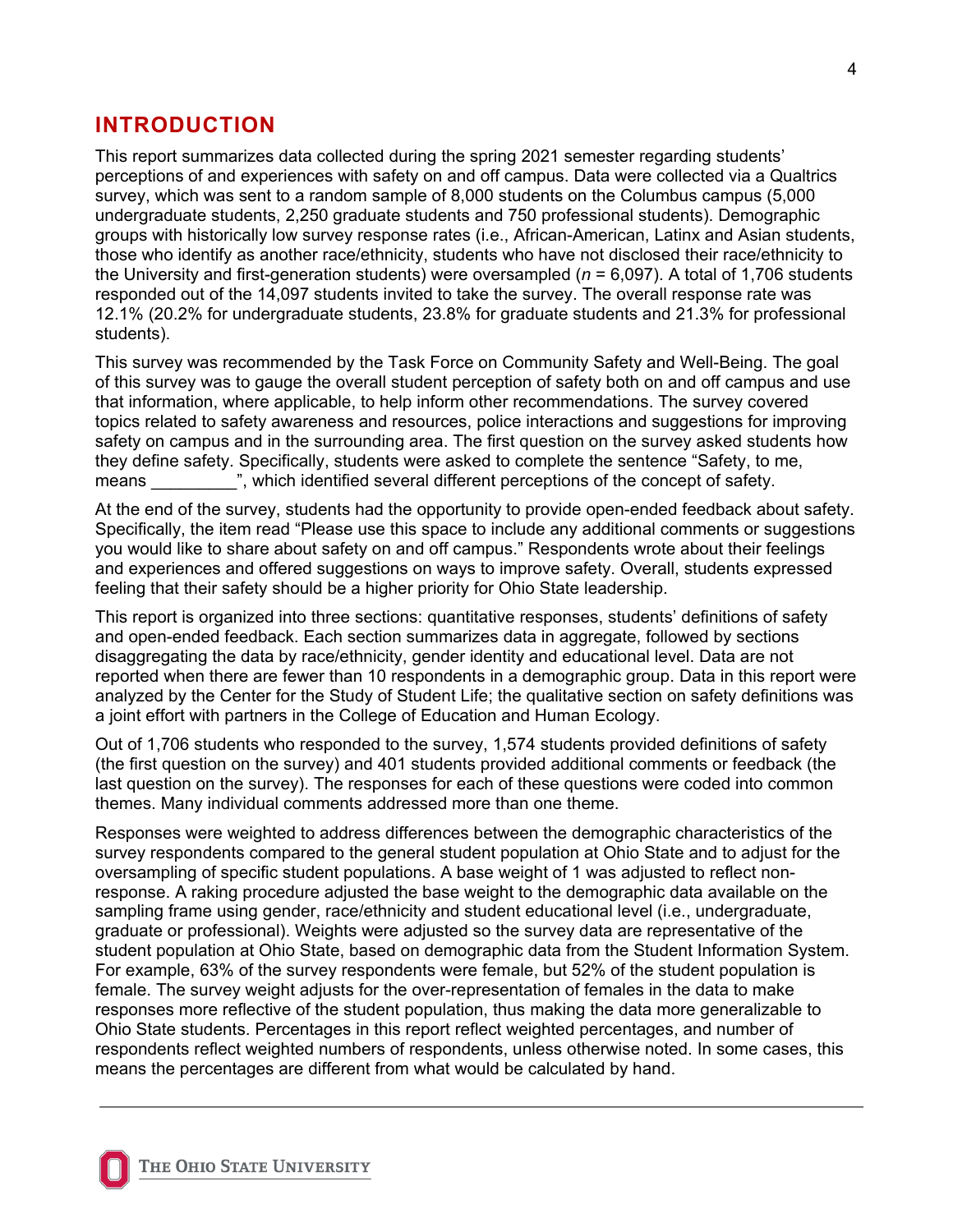## INTRODUCTION

This report summarizes data collected during the spring 2021 semester regarding students' perceptions of and experiences with safety on and off campus. Data were collected via a Qualtrics survey, which was sent to a random sample of 8,000 students on the Columbus campus (5,000 undergraduate students, 2,250 graduate students and 750 professional students). Demographic groups with historically low survey response rates (i.e., African-American, Latinx and Asian students, those who identify as another race/ethnicity, students who have not disclosed their race/ethnicity to the University and first-generation students) were oversampled (*n* = 6,097). A total of 1,706 students responded out of the 14,097 students invited to take the survey. The overall response rate was 12.1% (20.2% for undergraduate students, 23.8% for graduate students and 21.3% for professional students).

This survey was recommended by the Task Force on Community Safety and Well-Being. The goal of this survey was to gauge the overall student perception of safety both on and off campus and use that information, where applicable, to help inform other recommendations. The survey covered topics related to safety awareness and resources, police interactions and suggestions for improving safety on campus and in the surrounding area. The first question on the survey asked students how they define safety. Specifically, students were asked to complete the sentence "Safety, to me, means _________", which identified several different perceptions of the concept of safety.

At the end of the survey, students had the opportunity to provide open-ended feedback about safety. Specifically, the item read "Please use this space to include any additional comments or suggestions you would like to share about safety on and off campus." Respondents wrote about their feelings and experiences and offered suggestions on ways to improve safety. Overall, students expressed feeling that their safety should be a higher priority for Ohio State leadership.

This report is organized into three sections: quantitative responses, students' definitions of safety and open-ended feedback. Each section summarizes data in aggregate, followed by sections disaggregating the data by race/ethnicity, gender identity and educational level. Data are not reported when there are fewer than 10 respondents in a demographic group. Data in this report were analyzed by the Center for the Study of Student Life; the qualitative section on safety definitions was a joint effort with partners in the College of Education and Human Ecology.

Out of 1,706 students who responded to the survey, 1,574 students provided definitions of safety (the first question on the survey) and 401 students provided additional comments or feedback (the last question on the survey). The responses for each of these questions were coded into common themes. Many individual comments addressed more than one theme.

Responses were weighted to address differences between the demographic characteristics of the survey respondents compared to the general student population at Ohio State and to adjust for the oversampling of specific student populations. A base weight of 1 was adjusted to reflect non-response. A raking procedure adjusted the base weight to the demographic data available on the sampling frame using gender, race/ethnicity and student educational level (i.e., undergraduate, graduate or professional). Weights were adjusted so the survey data are representative of the student population at Ohio State, based on demographic data from the Student Information System. For example, 63% of the survey respondents were female, but 52% of the student population is female. The survey weight adjusts for the over-representation of females in the data to make responses more reflective of the student population, thus making the data more generalizable to Ohio State students. Percentages in this report reflect weighted percentages, and number of respondents reflect weighted numbers of respondents, unless otherwise noted. In some cases, this means the percentages are different from what would be calculated by hand.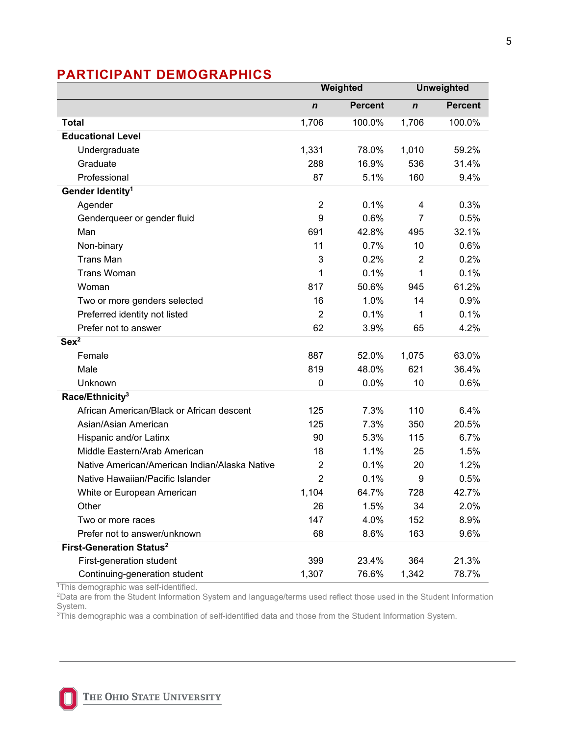## PARTICIPANT DEMOGRAPHICS

| | Weighted | | Unweighted | |
|---|---|---|---|---|
| | *n* | Percent | *n* | Percent |
| **Total** | 1,706 | 100.0% | 1,706 | 100.0% |
| **Educational Level** | | | | |
| Undergraduate | 1,331 | 78.0% | 1,010 | 59.2% |
| Graduate | 288 | 16.9% | 536 | 31.4% |
| Professional | 87 | 5.1% | 160 | 9.4% |
| **Gender Identity**[1] | | | | |
| Agender | 2 | 0.1% | 4 | 0.3% |
| Genderqueer or gender fluid | 9 | 0.6% | 7 | 0.5% |
| Man | 691 | 42.8% | 495 | 32.1% |
| Non-binary | 11 | 0.7% | 10 | 0.6% |
| Trans Man | 3 | 0.2% | 2 | 0.2% |
| Trans Woman | 1 | 0.1% | 1 | 0.1% |
| Woman | 817 | 50.6% | 945 | 61.2% |
| Two or more genders selected | 16 | 1.0% | 14 | 0.9% |
| Preferred identity not listed | 2 | 0.1% | 1 | 0.1% |
| Prefer not to answer | 62 | 3.9% | 65 | 4.2% |
| **Sex**[2] | | | | |
| Female | 887 | 52.0% | 1,075 | 63.0% |
| Male | 819 | 48.0% | 621 | 36.4% |
| Unknown | 0 | 0.0% | 10 | 0.6% |
| **Race/Ethnicity**[3] | | | | |
| African American/Black or African descent | 125 | 7.3% | 110 | 6.4% |
| Asian/Asian American | 125 | 7.3% | 350 | 20.5% |
| Hispanic and/or Latinx | 90 | 5.3% | 115 | 6.7% |
| Middle Eastern/Arab American | 18 | 1.1% | 25 | 1.5% |
| Native American/American Indian/Alaska Native | 2 | 0.1% | 20 | 1.2% |
| Native Hawaiian/Pacific Islander | 2 | 0.1% | 9 | 0.5% |
| White or European American | 1,104 | 64.7% | 728 | 42.7% |
| Other | 26 | 1.5% | 34 | 2.0% |
| Two or more races | 147 | 4.0% | 152 | 8.9% |
| Prefer not to answer/unknown | 68 | 8.6% | 163 | 9.6% |
| **First-Generation Status**[2] | | | | |
| First-generation student | 399 | 23.4% | 364 | 21.3% |
| Continuing-generation student | 1,307 | 76.6% | 1,342 | 78.7% |

[1]This demographic was self-identified.
[2]Data are from the Student Information System and language/terms used reflect those used in the Student Information System.
[3]This demographic was a combination of self-identified data and those from the Student Information System.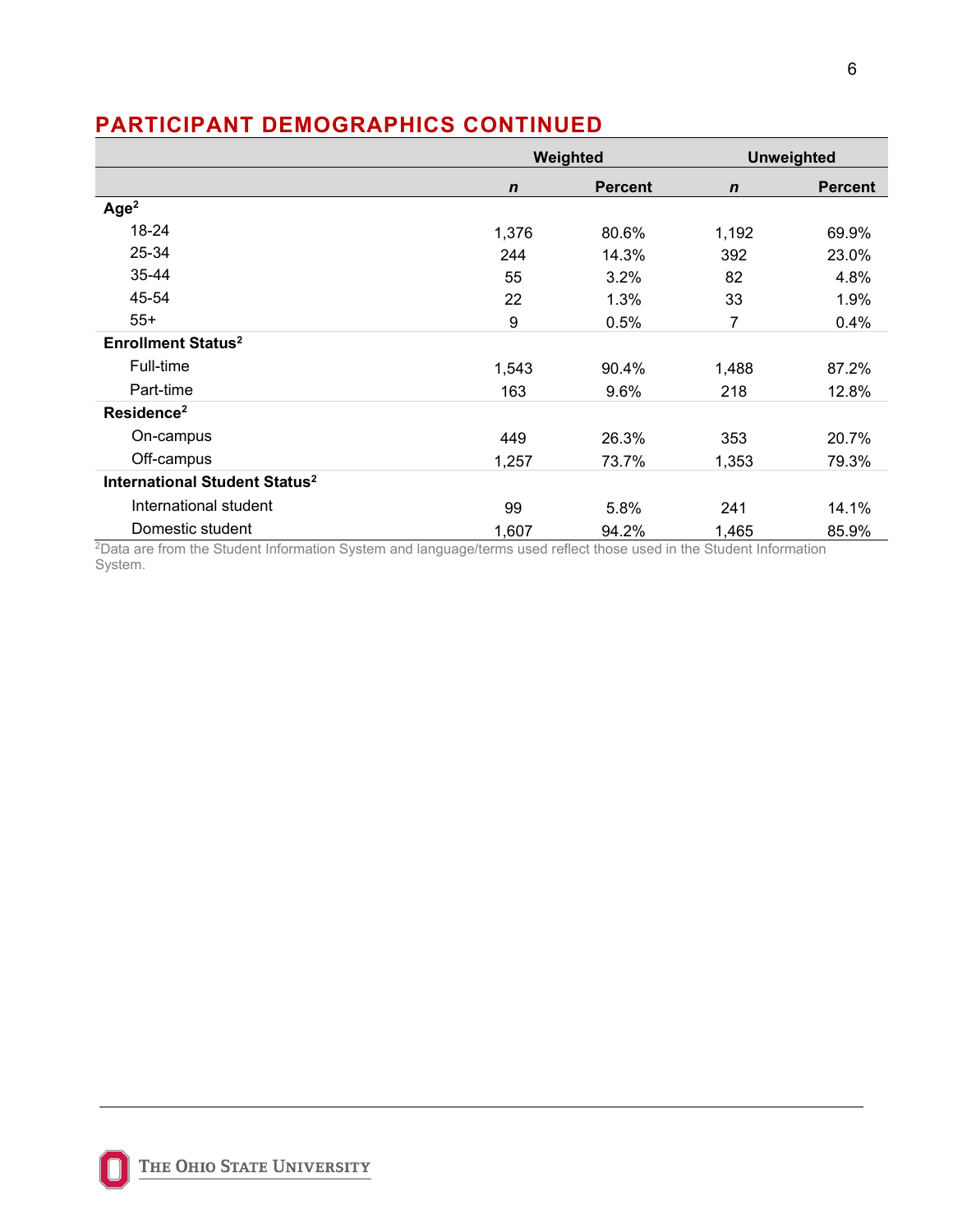## PARTICIPANT DEMOGRAPHICS CONTINUED

| | Weighted | | Unweighted | |
|---|---|---|---|---|
| | *n* | Percent | *n* | Percent |
| **Age**[2] | | | | |
| 18-24 | 1,376 | 80.6% | 1,192 | 69.9% |
| 25-34 | 244 | 14.3% | 392 | 23.0% |
| 35-44 | 55 | 3.2% | 82 | 4.8% |
| 45-54 | 22 | 1.3% | 33 | 1.9% |
| 55+ | 9 | 0.5% | 7 | 0.4% |
| **Enrollment Status**[2] | | | | |
| Full-time | 1,543 | 90.4% | 1,488 | 87.2% |
| Part-time | 163 | 9.6% | 218 | 12.8% |
| **Residence**[2] | | | | |
| On-campus | 449 | 26.3% | 353 | 20.7% |
| Off-campus | 1,257 | 73.7% | 1,353 | 79.3% |
| **International Student Status**[2] | | | | |
| International student | 99 | 5.8% | 241 | 14.1% |
| Domestic student | 1,607 | 94.2% | 1,465 | 85.9% |

[2]Data are from the Student Information System and language/terms used reflect those used in the Student Information System.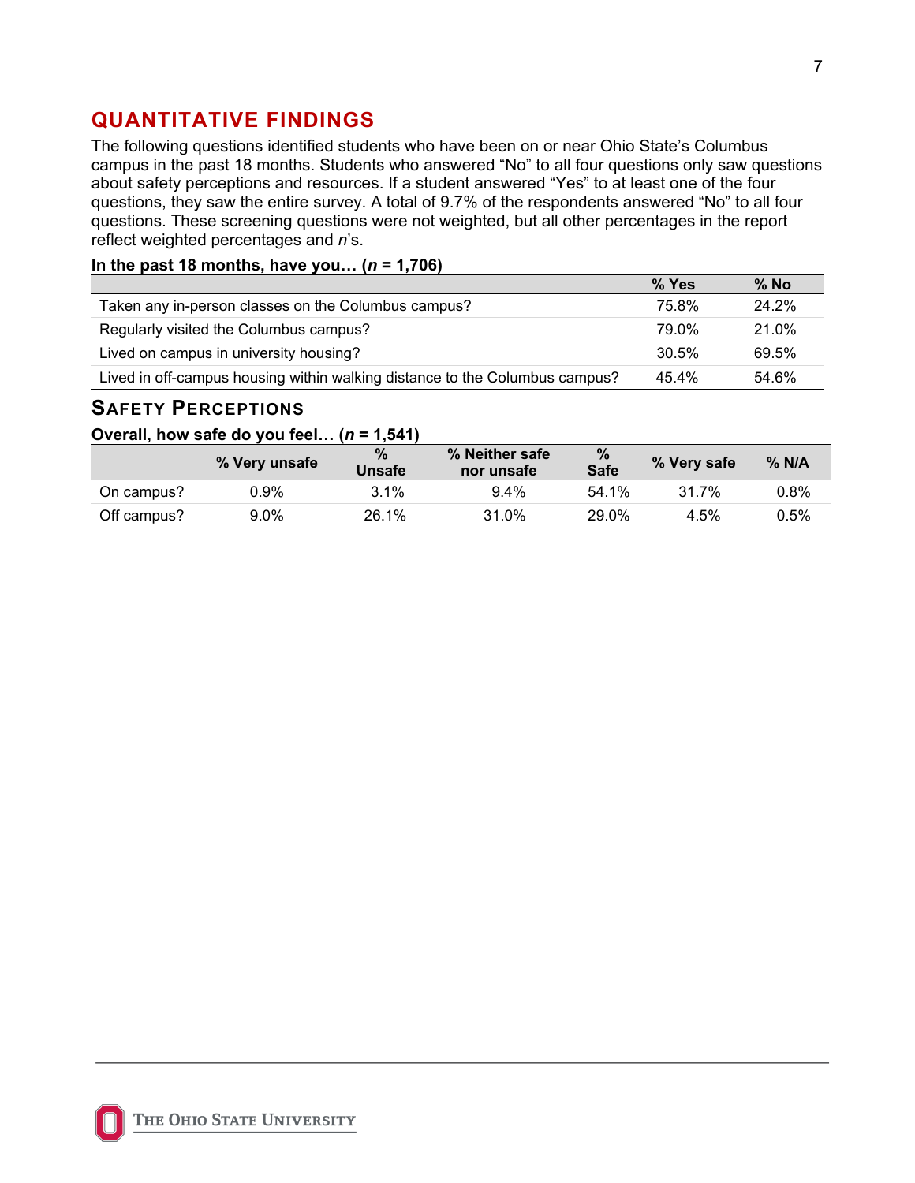## QUANTITATIVE FINDINGS

The following questions identified students who have been on or near Ohio State's Columbus campus in the past 18 months. Students who answered "No" to all four questions only saw questions about safety perceptions and resources. If a student answered "Yes" to at least one of the four questions, they saw the entire survey. A total of 9.7% of the respondents answered "No" to all four questions. These screening questions were not weighted, but all other percentages in the report reflect weighted percentages and *n*'s.

**In the past 18 months, have you… (*n* = 1,706)**

| | % Yes | % No |
|---|---|---|
| Taken any in-person classes on the Columbus campus? | 75.8% | 24.2% |
| Regularly visited the Columbus campus? | 79.0% | 21.0% |
| Lived on campus in university housing? | 30.5% | 69.5% |
| Lived in off-campus housing within walking distance to the Columbus campus? | 45.4% | 54.6% |

### Safety Perceptions

**Overall, how safe do you feel… (*n* = 1,541)**

| | % Very unsafe | % Unsafe | % Neither safe nor unsafe | % Safe | % Very safe | % N/A |
|---|---|---|---|---|---|---|
| On campus? | 0.9% | 3.1% | 9.4% | 54.1% | 31.7% | 0.8% |
| Off campus? | 9.0% | 26.1% | 31.0% | 29.0% | 4.5% | 0.5% |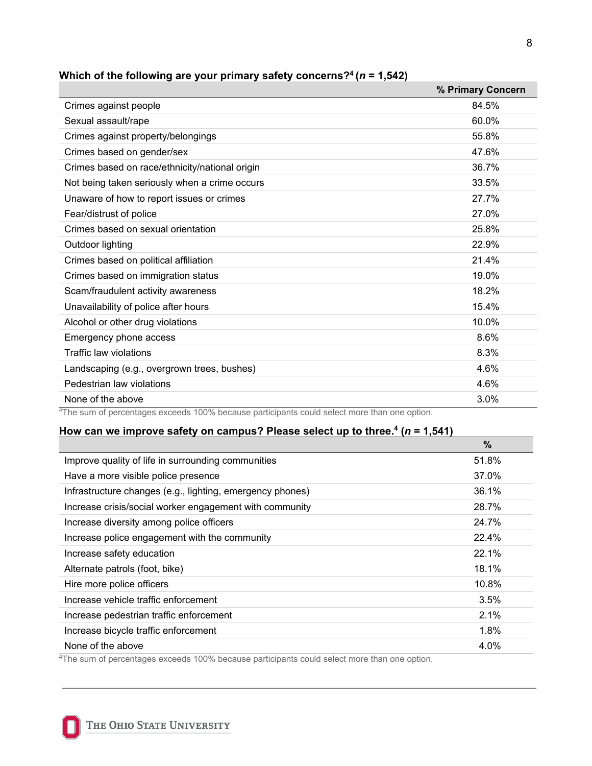**Which of the following are your primary safety concerns?[4] ($n$ = 1,542)**

| | % Primary Concern |
|---|---|
| Crimes against people | 84.5% |
| Sexual assault/rape | 60.0% |
| Crimes against property/belongings | 55.8% |
| Crimes based on gender/sex | 47.6% |
| Crimes based on race/ethnicity/national origin | 36.7% |
| Not being taken seriously when a crime occurs | 33.5% |
| Unaware of how to report issues or crimes | 27.7% |
| Fear/distrust of police | 27.0% |
| Crimes based on sexual orientation | 25.8% |
| Outdoor lighting | 22.9% |
| Crimes based on political affiliation | 21.4% |
| Crimes based on immigration status | 19.0% |
| Scam/fraudulent activity awareness | 18.2% |
| Unavailability of police after hours | 15.4% |
| Alcohol or other drug violations | 10.0% |
| Emergency phone access | 8.6% |
| Traffic law violations | 8.3% |
| Landscaping (e.g., overgrown trees, bushes) | 4.6% |
| Pedestrian law violations | 4.6% |
| None of the above | 3.0% |

[4]The sum of percentages exceeds 100% because participants could select more than one option.

**How can we improve safety on campus? Please select up to three.[4] ($n$ = 1,541)**

| | % |
|---|---|
| Improve quality of life in surrounding communities | 51.8% |
| Have a more visible police presence | 37.0% |
| Infrastructure changes (e.g., lighting, emergency phones) | 36.1% |
| Increase crisis/social worker engagement with community | 28.7% |
| Increase diversity among police officers | 24.7% |
| Increase police engagement with the community | 22.4% |
| Increase safety education | 22.1% |
| Alternate patrols (foot, bike) | 18.1% |
| Hire more police officers | 10.8% |
| Increase vehicle traffic enforcement | 3.5% |
| Increase pedestrian traffic enforcement | 2.1% |
| Increase bicycle traffic enforcement | 1.8% |
| None of the above | 4.0% |

[4]The sum of percentages exceeds 100% because participants could select more than one option.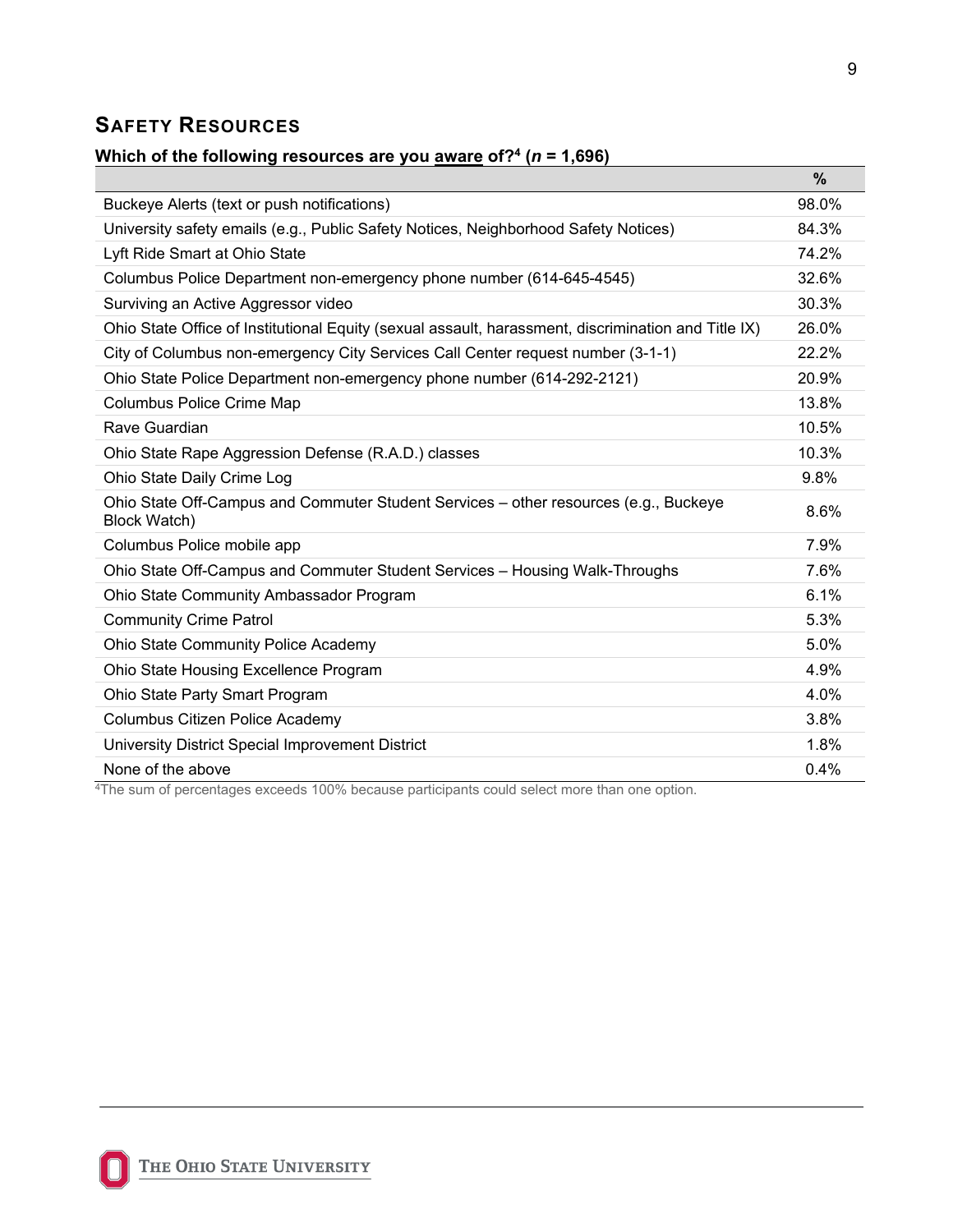## Safety Resources

**Which of the following resources are you aware of?[4] ($n$ = 1,696)**

| | % |
|---|---|
| Buckeye Alerts (text or push notifications) | 98.0% |
| University safety emails (e.g., Public Safety Notices, Neighborhood Safety Notices) | 84.3% |
| Lyft Ride Smart at Ohio State | 74.2% |
| Columbus Police Department non-emergency phone number (614-645-4545) | 32.6% |
| Surviving an Active Aggressor video | 30.3% |
| Ohio State Office of Institutional Equity (sexual assault, harassment, discrimination and Title IX) | 26.0% |
| City of Columbus non-emergency City Services Call Center request number (3-1-1) | 22.2% |
| Ohio State Police Department non-emergency phone number (614-292-2121) | 20.9% |
| Columbus Police Crime Map | 13.8% |
| Rave Guardian | 10.5% |
| Ohio State Rape Aggression Defense (R.A.D.) classes | 10.3% |
| Ohio State Daily Crime Log | 9.8% |
| Ohio State Off-Campus and Commuter Student Services – other resources (e.g., Buckeye Block Watch) | 8.6% |
| Columbus Police mobile app | 7.9% |
| Ohio State Off-Campus and Commuter Student Services – Housing Walk-Throughs | 7.6% |
| Ohio State Community Ambassador Program | 6.1% |
| Community Crime Patrol | 5.3% |
| Ohio State Community Police Academy | 5.0% |
| Ohio State Housing Excellence Program | 4.9% |
| Ohio State Party Smart Program | 4.0% |
| Columbus Citizen Police Academy | 3.8% |
| University District Special Improvement District | 1.8% |
| None of the above | 0.4% |

[4]The sum of percentages exceeds 100% because participants could select more than one option.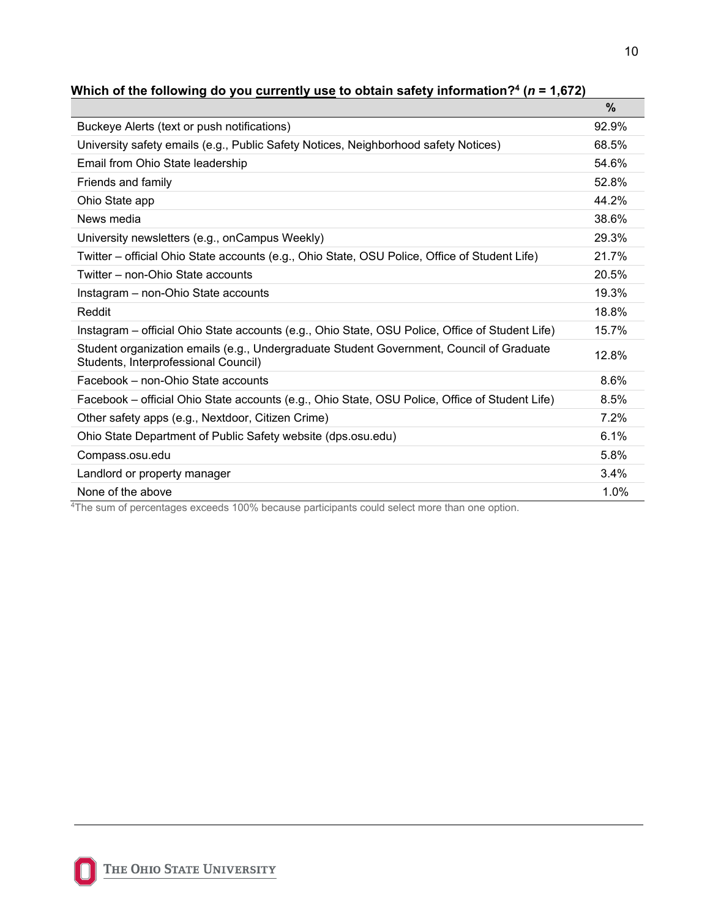**Which of the following do you <u>currently use</u> to obtain safety information?[4] (*n* = 1,672)**

| | % |
|---|---|
| Buckeye Alerts (text or push notifications) | 92.9% |
| University safety emails (e.g., Public Safety Notices, Neighborhood safety Notices) | 68.5% |
| Email from Ohio State leadership | 54.6% |
| Friends and family | 52.8% |
| Ohio State app | 44.2% |
| News media | 38.6% |
| University newsletters (e.g., onCampus Weekly) | 29.3% |
| Twitter – official Ohio State accounts (e.g., Ohio State, OSU Police, Office of Student Life) | 21.7% |
| Twitter – non-Ohio State accounts | 20.5% |
| Instagram – non-Ohio State accounts | 19.3% |
| Reddit | 18.8% |
| Instagram – official Ohio State accounts (e.g., Ohio State, OSU Police, Office of Student Life) | 15.7% |
| Student organization emails (e.g., Undergraduate Student Government, Council of Graduate Students, Interprofessional Council) | 12.8% |
| Facebook – non-Ohio State accounts | 8.6% |
| Facebook – official Ohio State accounts (e.g., Ohio State, OSU Police, Office of Student Life) | 8.5% |
| Other safety apps (e.g., Nextdoor, Citizen Crime) | 7.2% |
| Ohio State Department of Public Safety website (dps.osu.edu) | 6.1% |
| Compass.osu.edu | 5.8% |
| Landlord or property manager | 3.4% |
| None of the above | 1.0% |

[4]The sum of percentages exceeds 100% because participants could select more than one option.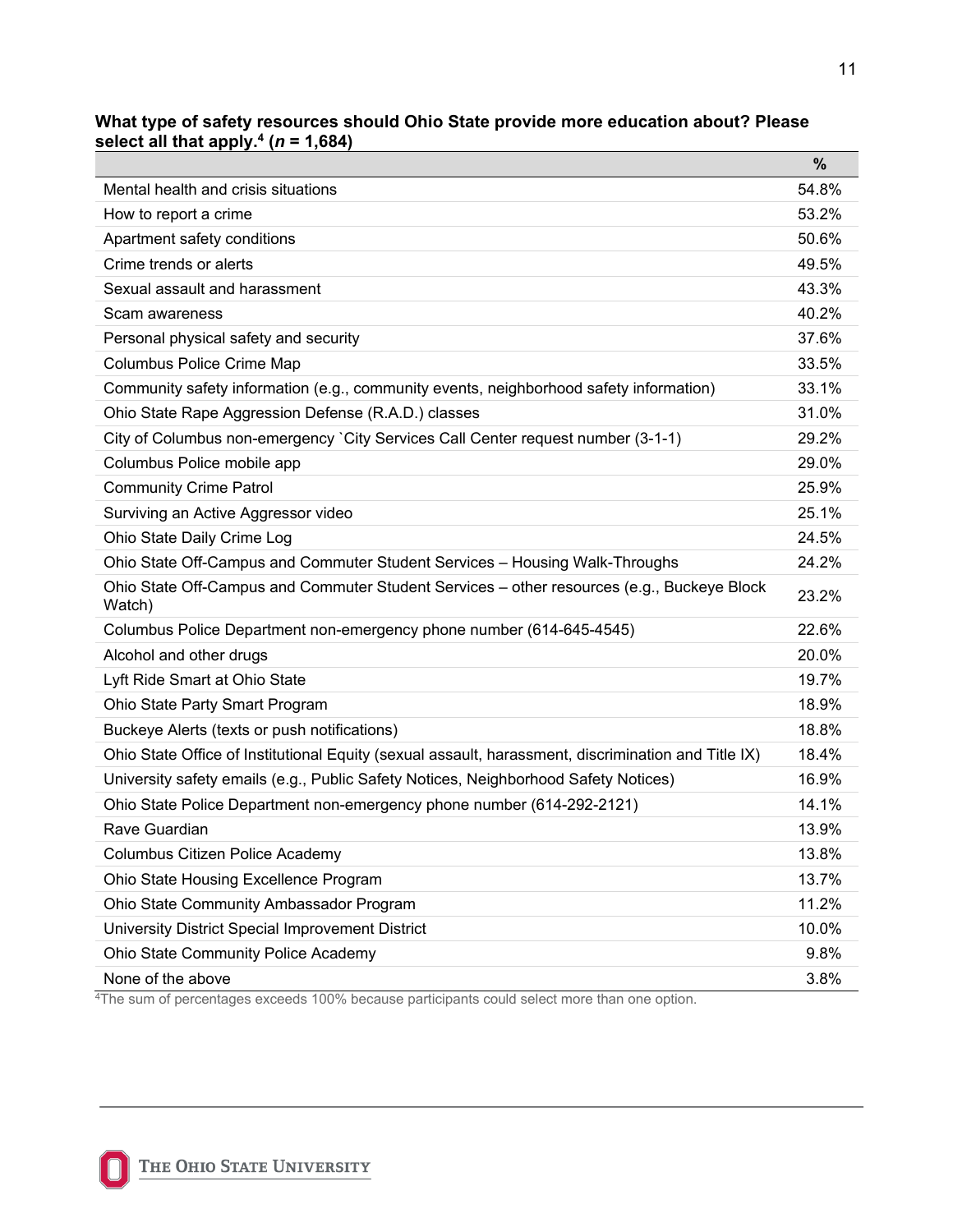**What type of safety resources should Ohio State provide more education about? Please select all that apply.[4] (*n* = 1,684)**

| | % |
|---|---|
| Mental health and crisis situations | 54.8% |
| How to report a crime | 53.2% |
| Apartment safety conditions | 50.6% |
| Crime trends or alerts | 49.5% |
| Sexual assault and harassment | 43.3% |
| Scam awareness | 40.2% |
| Personal physical safety and security | 37.6% |
| Columbus Police Crime Map | 33.5% |
| Community safety information (e.g., community events, neighborhood safety information) | 33.1% |
| Ohio State Rape Aggression Defense (R.A.D.) classes | 31.0% |
| City of Columbus non-emergency `City Services Call Center request number (3-1-1) | 29.2% |
| Columbus Police mobile app | 29.0% |
| Community Crime Patrol | 25.9% |
| Surviving an Active Aggressor video | 25.1% |
| Ohio State Daily Crime Log | 24.5% |
| Ohio State Off-Campus and Commuter Student Services – Housing Walk-Throughs | 24.2% |
| Ohio State Off-Campus and Commuter Student Services – other resources (e.g., Buckeye Block Watch) | 23.2% |
| Columbus Police Department non-emergency phone number (614-645-4545) | 22.6% |
| Alcohol and other drugs | 20.0% |
| Lyft Ride Smart at Ohio State | 19.7% |
| Ohio State Party Smart Program | 18.9% |
| Buckeye Alerts (texts or push notifications) | 18.8% |
| Ohio State Office of Institutional Equity (sexual assault, harassment, discrimination and Title IX) | 18.4% |
| University safety emails (e.g., Public Safety Notices, Neighborhood Safety Notices) | 16.9% |
| Ohio State Police Department non-emergency phone number (614-292-2121) | 14.1% |
| Rave Guardian | 13.9% |
| Columbus Citizen Police Academy | 13.8% |
| Ohio State Housing Excellence Program | 13.7% |
| Ohio State Community Ambassador Program | 11.2% |
| University District Special Improvement District | 10.0% |
| Ohio State Community Police Academy | 9.8% |
| None of the above | 3.8% |

[4]The sum of percentages exceeds 100% because participants could select more than one option.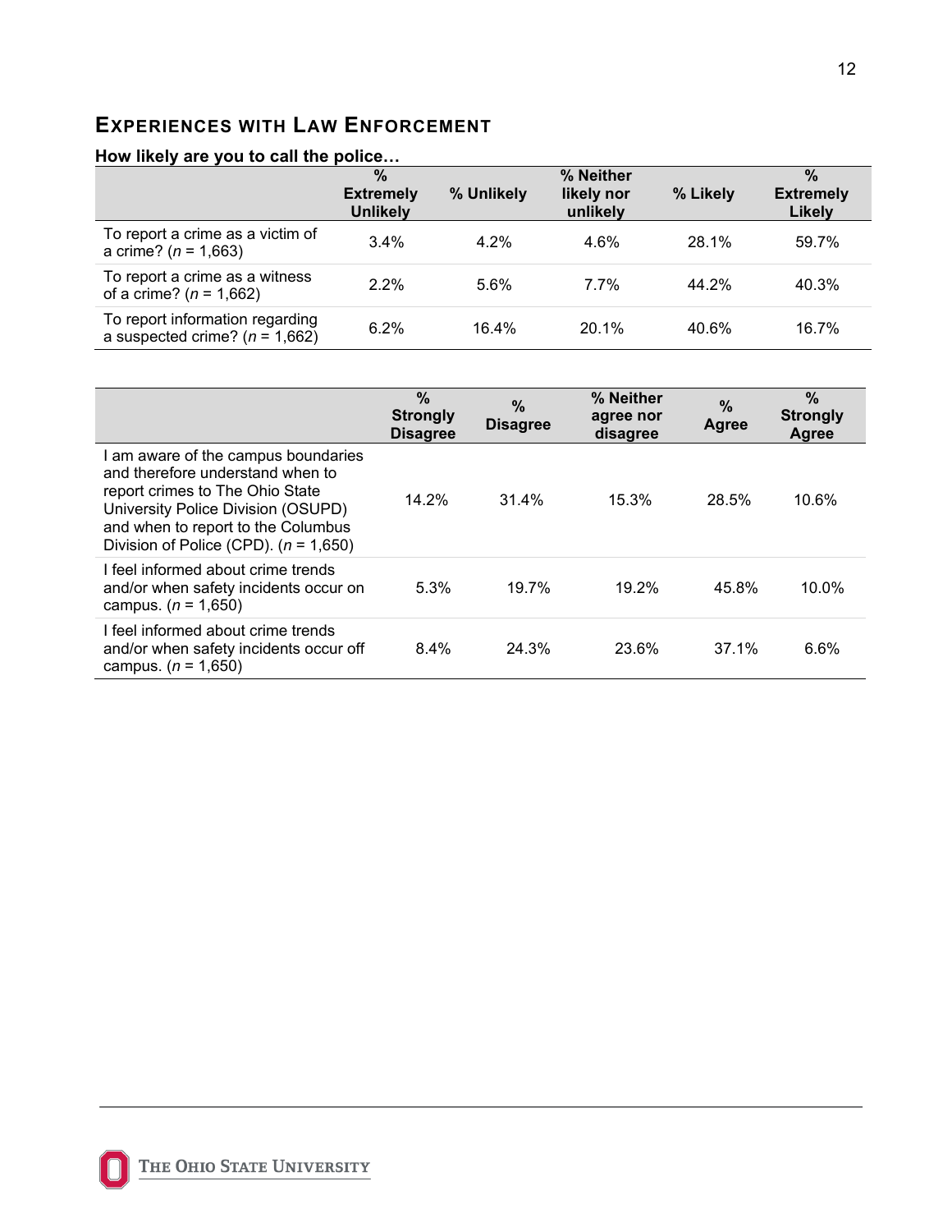## EXPERIENCES WITH LAW ENFORCEMENT

**How likely are you to call the police…**

| | % Extremely Unlikely | % Unlikely | % Neither likely nor unlikely | % Likely | % Extremely Likely |
|---|---|---|---|---|---|
| To report a crime as a victim of a crime? (*n* = 1,663) | 3.4% | 4.2% | 4.6% | 28.1% | 59.7% |
| To report a crime as a witness of a crime? (*n* = 1,662) | 2.2% | 5.6% | 7.7% | 44.2% | 40.3% |
| To report information regarding a suspected crime? (*n* = 1,662) | 6.2% | 16.4% | 20.1% | 40.6% | 16.7% |

| | % Strongly Disagree | % Disagree | % Neither agree nor disagree | % Agree | % Strongly Agree |
|---|---|---|---|---|---|
| I am aware of the campus boundaries and therefore understand when to report crimes to The Ohio State University Police Division (OSUPD) and when to report to the Columbus Division of Police (CPD). (*n* = 1,650) | 14.2% | 31.4% | 15.3% | 28.5% | 10.6% |
| I feel informed about crime trends and/or when safety incidents occur on campus. (*n* = 1,650) | 5.3% | 19.7% | 19.2% | 45.8% | 10.0% |
| I feel informed about crime trends and/or when safety incidents occur off campus. (*n* = 1,650) | 8.4% | 24.3% | 23.6% | 37.1% | 6.6% |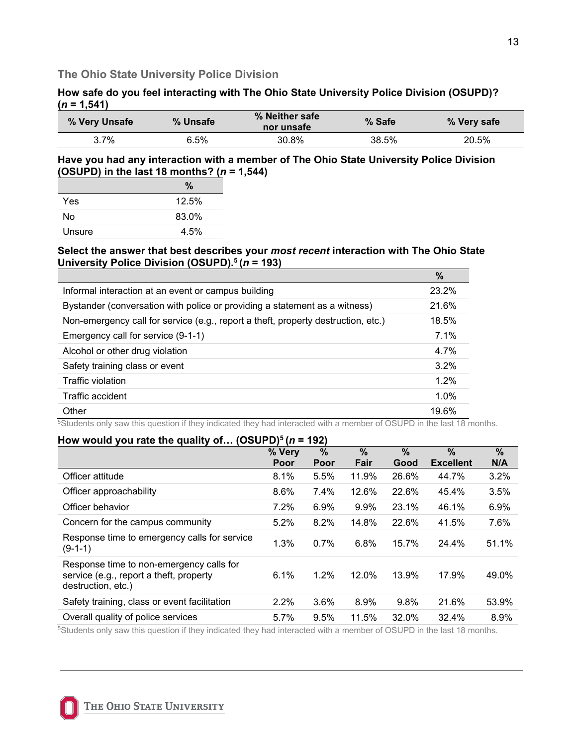## The Ohio State University Police Division

**How safe do you feel interacting with The Ohio State University Police Division (OSUPD)? (*n* = 1,541)**

| % Very Unsafe | % Unsafe | % Neither safe nor unsafe | % Safe | % Very safe |
|---|---|---|---|---|
| 3.7% | 6.5% | 30.8% | 38.5% | 20.5% |

**Have you had any interaction with a member of The Ohio State University Police Division (OSUPD) in the last 18 months? (*n* = 1,544)**

| | % |
|---|---|
| Yes | 12.5% |
| No | 83.0% |
| Unsure | 4.5% |

**Select the answer that best describes your *most recent* interaction with The Ohio State University Police Division (OSUPD).[5] (*n* = 193)**

| | % |
|---|---|
| Informal interaction at an event or campus building | 23.2% |
| Bystander (conversation with police or providing a statement as a witness) | 21.6% |
| Non-emergency call for service (e.g., report a theft, property destruction, etc.) | 18.5% |
| Emergency call for service (9-1-1) | 7.1% |
| Alcohol or other drug violation | 4.7% |
| Safety training class or event | 3.2% |
| Traffic violation | 1.2% |
| Traffic accident | 1.0% |
| Other | 19.6% |

[5]Students only saw this question if they indicated they had interacted with a member of OSUPD in the last 18 months.

**How would you rate the quality of… (OSUPD)[5] (*n* = 192)**

| | % Very Poor | % Poor | % Fair | % Good | % Excellent | % N/A |
|---|---|---|---|---|---|---|
| Officer attitude | 8.1% | 5.5% | 11.9% | 26.6% | 44.7% | 3.2% |
| Officer approachability | 8.6% | 7.4% | 12.6% | 22.6% | 45.4% | 3.5% |
| Officer behavior | 7.2% | 6.9% | 9.9% | 23.1% | 46.1% | 6.9% |
| Concern for the campus community | 5.2% | 8.2% | 14.8% | 22.6% | 41.5% | 7.6% |
| Response time to emergency calls for service (9-1-1) | 1.3% | 0.7% | 6.8% | 15.7% | 24.4% | 51.1% |
| Response time to non-emergency calls for service (e.g., report a theft, property destruction, etc.) | 6.1% | 1.2% | 12.0% | 13.9% | 17.9% | 49.0% |
| Safety training, class or event facilitation | 2.2% | 3.6% | 8.9% | 9.8% | 21.6% | 53.9% |
| Overall quality of police services | 5.7% | 9.5% | 11.5% | 32.0% | 32.4% | 8.9% |

[5]Students only saw this question if they indicated they had interacted with a member of OSUPD in the last 18 months.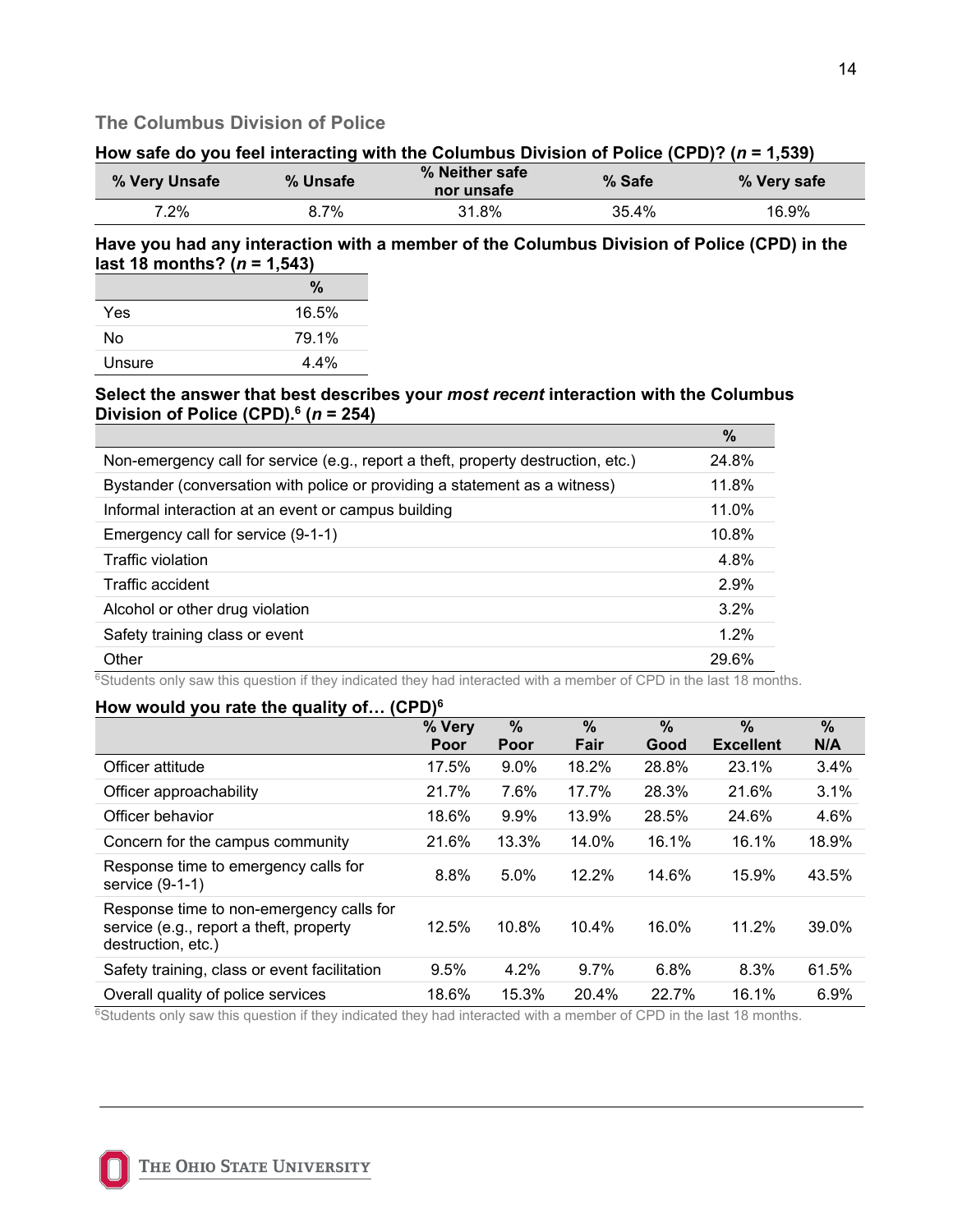## The Columbus Division of Police

**How safe do you feel interacting with the Columbus Division of Police (CPD)? (*n* = 1,539)**

| % Very Unsafe | % Unsafe | % Neither safe nor unsafe | % Safe | % Very safe |
|---|---|---|---|---|
| 7.2% | 8.7% | 31.8% | 35.4% | 16.9% |

**Have you had any interaction with a member of the Columbus Division of Police (CPD) in the last 18 months? (*n* = 1,543)**

| | % |
|---|---|
| Yes | 16.5% |
| No | 79.1% |
| Unsure | 4.4% |

**Select the answer that best describes your *most recent* interaction with the Columbus Division of Police (CPD).[6] (*n* = 254)**

| | % |
|---|---|
| Non-emergency call for service (e.g., report a theft, property destruction, etc.) | 24.8% |
| Bystander (conversation with police or providing a statement as a witness) | 11.8% |
| Informal interaction at an event or campus building | 11.0% |
| Emergency call for service (9-1-1) | 10.8% |
| Traffic violation | 4.8% |
| Traffic accident | 2.9% |
| Alcohol or other drug violation | 3.2% |
| Safety training class or event | 1.2% |
| Other | 29.6% |

[6]Students only saw this question if they indicated they had interacted with a member of CPD in the last 18 months.

**How would you rate the quality of… (CPD)[6]**

| | % Very Poor | % Poor | % Fair | % Good | % Excellent | % N/A |
|---|---|---|---|---|---|---|
| Officer attitude | 17.5% | 9.0% | 18.2% | 28.8% | 23.1% | 3.4% |
| Officer approachability | 21.7% | 7.6% | 17.7% | 28.3% | 21.6% | 3.1% |
| Officer behavior | 18.6% | 9.9% | 13.9% | 28.5% | 24.6% | 4.6% |
| Concern for the campus community | 21.6% | 13.3% | 14.0% | 16.1% | 16.1% | 18.9% |
| Response time to emergency calls for service (9-1-1) | 8.8% | 5.0% | 12.2% | 14.6% | 15.9% | 43.5% |
| Response time to non-emergency calls for service (e.g., report a theft, property destruction, etc.) | 12.5% | 10.8% | 10.4% | 16.0% | 11.2% | 39.0% |
| Safety training, class or event facilitation | 9.5% | 4.2% | 9.7% | 6.8% | 8.3% | 61.5% |
| Overall quality of police services | 18.6% | 15.3% | 20.4% | 22.7% | 16.1% | 6.9% |

[6]Students only saw this question if they indicated they had interacted with a member of CPD in the last 18 months.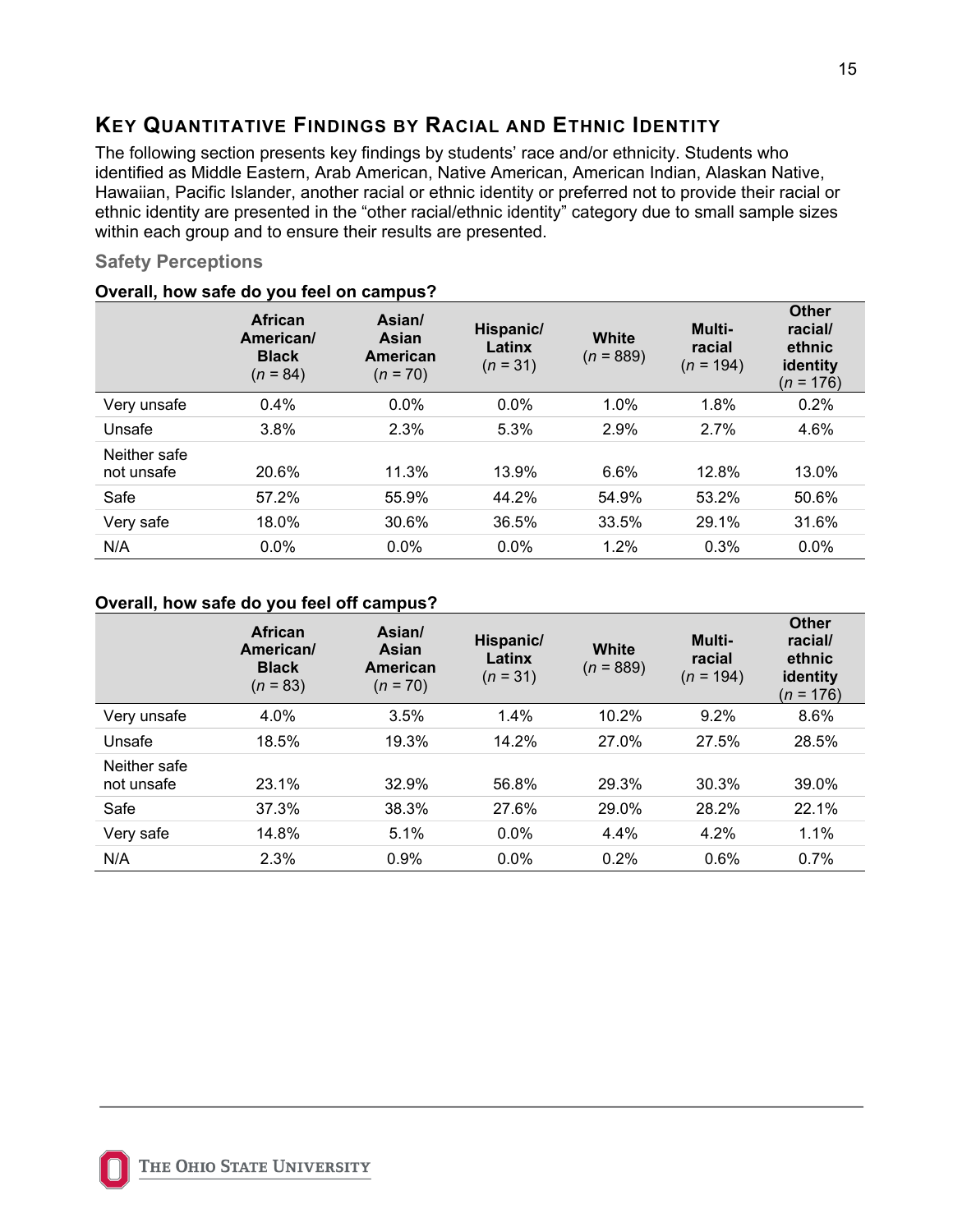## Key Quantitative Findings by Racial and Ethnic Identity

The following section presents key findings by students' race and/or ethnicity. Students who identified as Middle Eastern, Arab American, Native American, American Indian, Alaskan Native, Hawaiian, Pacific Islander, another racial or ethnic identity or preferred not to provide their racial or ethnic identity are presented in the "other racial/ethnic identity" category due to small sample sizes within each group and to ensure their results are presented.

### Safety Perceptions

**Overall, how safe do you feel on campus?**

| | African American/ Black (*n* = 84) | Asian/ Asian American (*n* = 70) | Hispanic/ Latinx (*n* = 31) | White (*n* = 889) | Multi-racial (*n* = 194) | Other racial/ ethnic identity (*n* = 176) |
|---|---|---|---|---|---|---|
| Very unsafe | 0.4% | 0.0% | 0.0% | 1.0% | 1.8% | 0.2% |
| Unsafe | 3.8% | 2.3% | 5.3% | 2.9% | 2.7% | 4.6% |
| Neither safe not unsafe | 20.6% | 11.3% | 13.9% | 6.6% | 12.8% | 13.0% |
| Safe | 57.2% | 55.9% | 44.2% | 54.9% | 53.2% | 50.6% |
| Very safe | 18.0% | 30.6% | 36.5% | 33.5% | 29.1% | 31.6% |
| N/A | 0.0% | 0.0% | 0.0% | 1.2% | 0.3% | 0.0% |

**Overall, how safe do you feel off campus?**

| | African American/ Black (*n* = 83) | Asian/ Asian American (*n* = 70) | Hispanic/ Latinx (*n* = 31) | White (*n* = 889) | Multi-racial (*n* = 194) | Other racial/ ethnic identity (*n* = 176) |
|---|---|---|---|---|---|---|
| Very unsafe | 4.0% | 3.5% | 1.4% | 10.2% | 9.2% | 8.6% |
| Unsafe | 18.5% | 19.3% | 14.2% | 27.0% | 27.5% | 28.5% |
| Neither safe not unsafe | 23.1% | 32.9% | 56.8% | 29.3% | 30.3% | 39.0% |
| Safe | 37.3% | 38.3% | 27.6% | 29.0% | 28.2% | 22.1% |
| Very safe | 14.8% | 5.1% | 0.0% | 4.4% | 4.2% | 1.1% |
| N/A | 2.3% | 0.9% | 0.0% | 0.2% | 0.6% | 0.7% |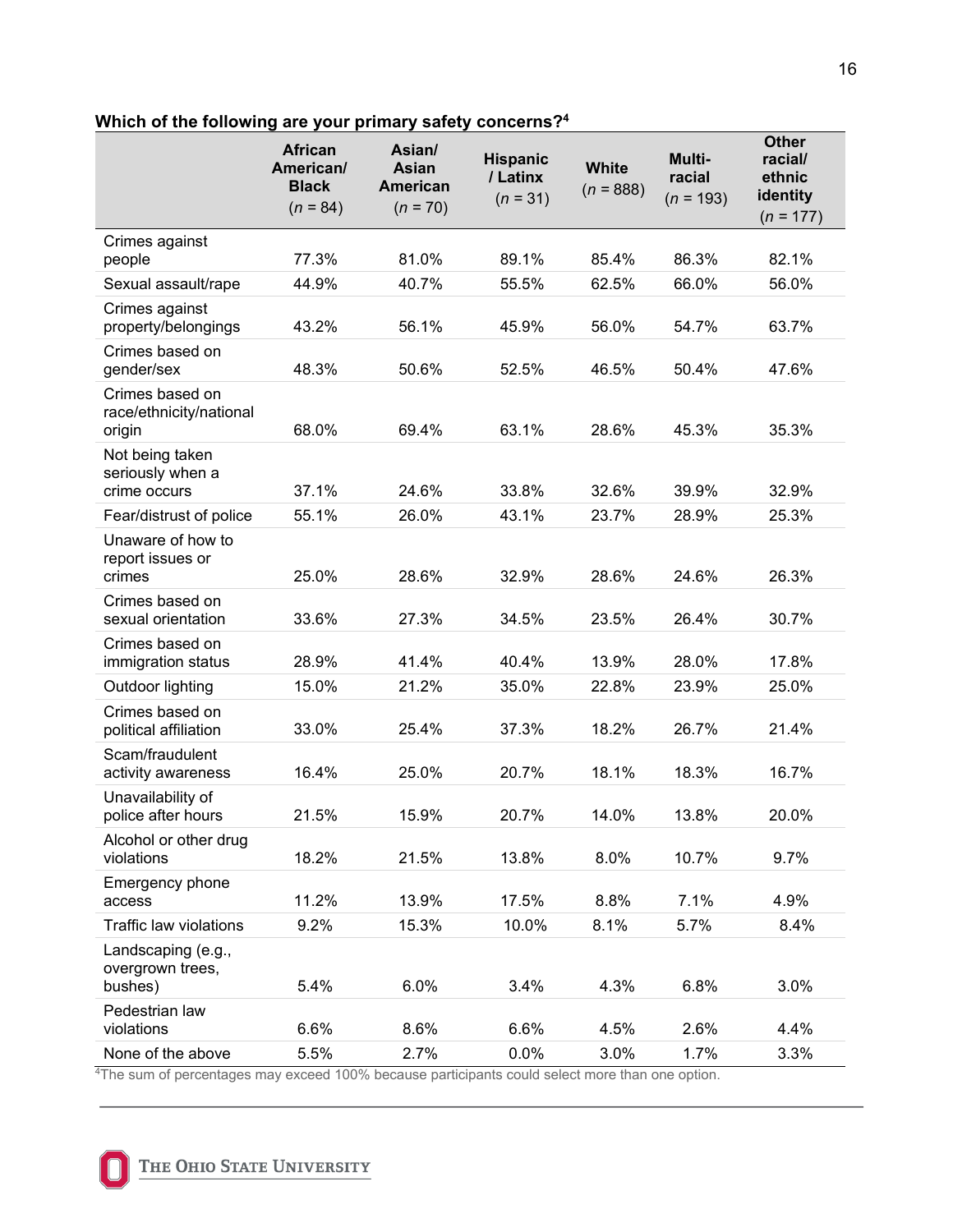**Which of the following are your primary safety concerns?[4]**

| | African American/ Black (*n* = 84) | Asian/ Asian American (*n* = 70) | Hispanic / Latinx (*n* = 31) | White (*n* = 888) | Multi-racial (*n* = 193) | Other racial/ ethnic identity (*n* = 177) |
|---|---|---|---|---|---|---|
| Crimes against people | 77.3% | 81.0% | 89.1% | 85.4% | 86.3% | 82.1% |
| Sexual assault/rape | 44.9% | 40.7% | 55.5% | 62.5% | 66.0% | 56.0% |
| Crimes against property/belongings | 43.2% | 56.1% | 45.9% | 56.0% | 54.7% | 63.7% |
| Crimes based on gender/sex | 48.3% | 50.6% | 52.5% | 46.5% | 50.4% | 47.6% |
| Crimes based on race/ethnicity/national origin | 68.0% | 69.4% | 63.1% | 28.6% | 45.3% | 35.3% |
| Not being taken seriously when a crime occurs | 37.1% | 24.6% | 33.8% | 32.6% | 39.9% | 32.9% |
| Fear/distrust of police | 55.1% | 26.0% | 43.1% | 23.7% | 28.9% | 25.3% |
| Unaware of how to report issues or crimes | 25.0% | 28.6% | 32.9% | 28.6% | 24.6% | 26.3% |
| Crimes based on sexual orientation | 33.6% | 27.3% | 34.5% | 23.5% | 26.4% | 30.7% |
| Crimes based on immigration status | 28.9% | 41.4% | 40.4% | 13.9% | 28.0% | 17.8% |
| Outdoor lighting | 15.0% | 21.2% | 35.0% | 22.8% | 23.9% | 25.0% |
| Crimes based on political affiliation | 33.0% | 25.4% | 37.3% | 18.2% | 26.7% | 21.4% |
| Scam/fraudulent activity awareness | 16.4% | 25.0% | 20.7% | 18.1% | 18.3% | 16.7% |
| Unavailability of police after hours | 21.5% | 15.9% | 20.7% | 14.0% | 13.8% | 20.0% |
| Alcohol or other drug violations | 18.2% | 21.5% | 13.8% | 8.0% | 10.7% | 9.7% |
| Emergency phone access | 11.2% | 13.9% | 17.5% | 8.8% | 7.1% | 4.9% |
| Traffic law violations | 9.2% | 15.3% | 10.0% | 8.1% | 5.7% | 8.4% |
| Landscaping (e.g., overgrown trees, bushes) | 5.4% | 6.0% | 3.4% | 4.3% | 6.8% | 3.0% |
| Pedestrian law violations | 6.6% | 8.6% | 6.6% | 4.5% | 2.6% | 4.4% |
| None of the above | 5.5% | 2.7% | 0.0% | 3.0% | 1.7% | 3.3% |

[4]The sum of percentages may exceed 100% because participants could select more than one option.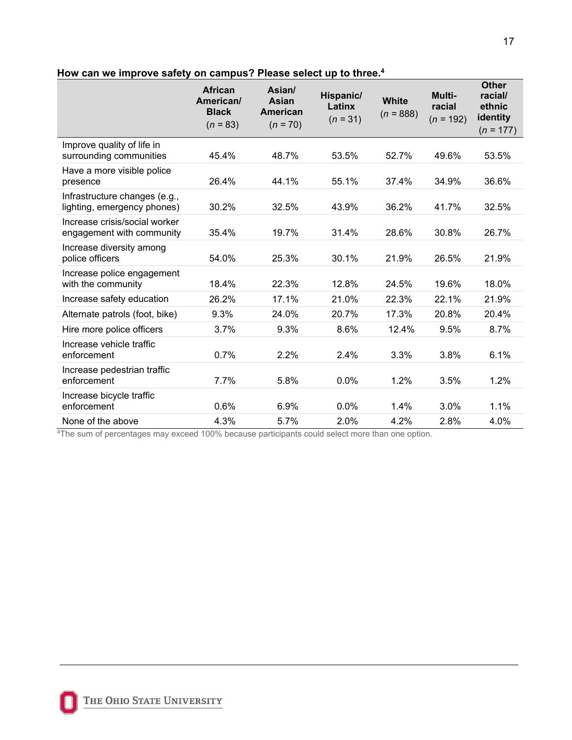**How can we improve safety on campus? Please select up to three.**[4]

| | African American/ Black (*n* = 83) | Asian/ Asian American (*n* = 70) | Hispanic/ Latinx (*n* = 31) | White (*n* = 888) | Multi-racial (*n* = 192) | Other racial/ ethnic identity (*n* = 177) |
|---|---|---|---|---|---|---|
| Improve quality of life in surrounding communities | 45.4% | 48.7% | 53.5% | 52.7% | 49.6% | 53.5% |
| Have a more visible police presence | 26.4% | 44.1% | 55.1% | 37.4% | 34.9% | 36.6% |
| Infrastructure changes (e.g., lighting, emergency phones) | 30.2% | 32.5% | 43.9% | 36.2% | 41.7% | 32.5% |
| Increase crisis/social worker engagement with community | 35.4% | 19.7% | 31.4% | 28.6% | 30.8% | 26.7% |
| Increase diversity among police officers | 54.0% | 25.3% | 30.1% | 21.9% | 26.5% | 21.9% |
| Increase police engagement with the community | 18.4% | 22.3% | 12.8% | 24.5% | 19.6% | 18.0% |
| Increase safety education | 26.2% | 17.1% | 21.0% | 22.3% | 22.1% | 21.9% |
| Alternate patrols (foot, bike) | 9.3% | 24.0% | 20.7% | 17.3% | 20.8% | 20.4% |
| Hire more police officers | 3.7% | 9.3% | 8.6% | 12.4% | 9.5% | 8.7% |
| Increase vehicle traffic enforcement | 0.7% | 2.2% | 2.4% | 3.3% | 3.8% | 6.1% |
| Increase pedestrian traffic enforcement | 7.7% | 5.8% | 0.0% | 1.2% | 3.5% | 1.2% |
| Increase bicycle traffic enforcement | 0.6% | 6.9% | 0.0% | 1.4% | 3.0% | 1.1% |
| None of the above | 4.3% | 5.7% | 2.0% | 4.2% | 2.8% | 4.0% |

[4]The sum of percentages may exceed 100% because participants could select more than one option.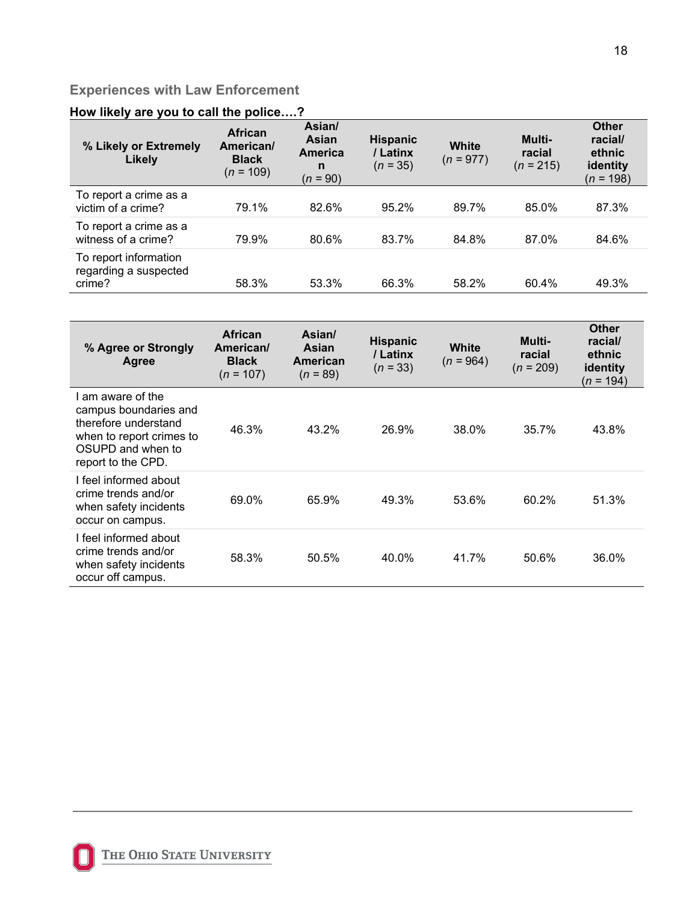## Experiences with Law Enforcement

**How likely are you to call the police….?**

| % Likely or Extremely Likely | African American/ Black (*n* = 109) | Asian/ Asian American (*n* = 90) | Hispanic / Latinx (*n* = 35) | White (*n* = 977) | Multi-racial (*n* = 215) | Other racial/ ethnic identity (*n* = 198) |
|---|---|---|---|---|---|---|
| To report a crime as a victim of a crime? | 79.1% | 82.6% | 95.2% | 89.7% | 85.0% | 87.3% |
| To report a crime as a witness of a crime? | 79.9% | 80.6% | 83.7% | 84.8% | 87.0% | 84.6% |
| To report information regarding a suspected crime? | 58.3% | 53.3% | 66.3% | 58.2% | 60.4% | 49.3% |

| % Agree or Strongly Agree | African American/ Black (*n* = 107) | Asian/ Asian American (*n* = 89) | Hispanic / Latinx (*n* = 33) | White (*n* = 964) | Multi-racial (*n* = 209) | Other racial/ ethnic identity (*n* = 194) |
|---|---|---|---|---|---|---|
| I am aware of the campus boundaries and therefore understand when to report crimes to OSUPD and when to report to the CPD. | 46.3% | 43.2% | 26.9% | 38.0% | 35.7% | 43.8% |
| I feel informed about crime trends and/or when safety incidents occur on campus. | 69.0% | 65.9% | 49.3% | 53.6% | 60.2% | 51.3% |
| I feel informed about crime trends and/or when safety incidents occur off campus. | 58.3% | 50.5% | 40.0% | 41.7% | 50.6% | 36.0% |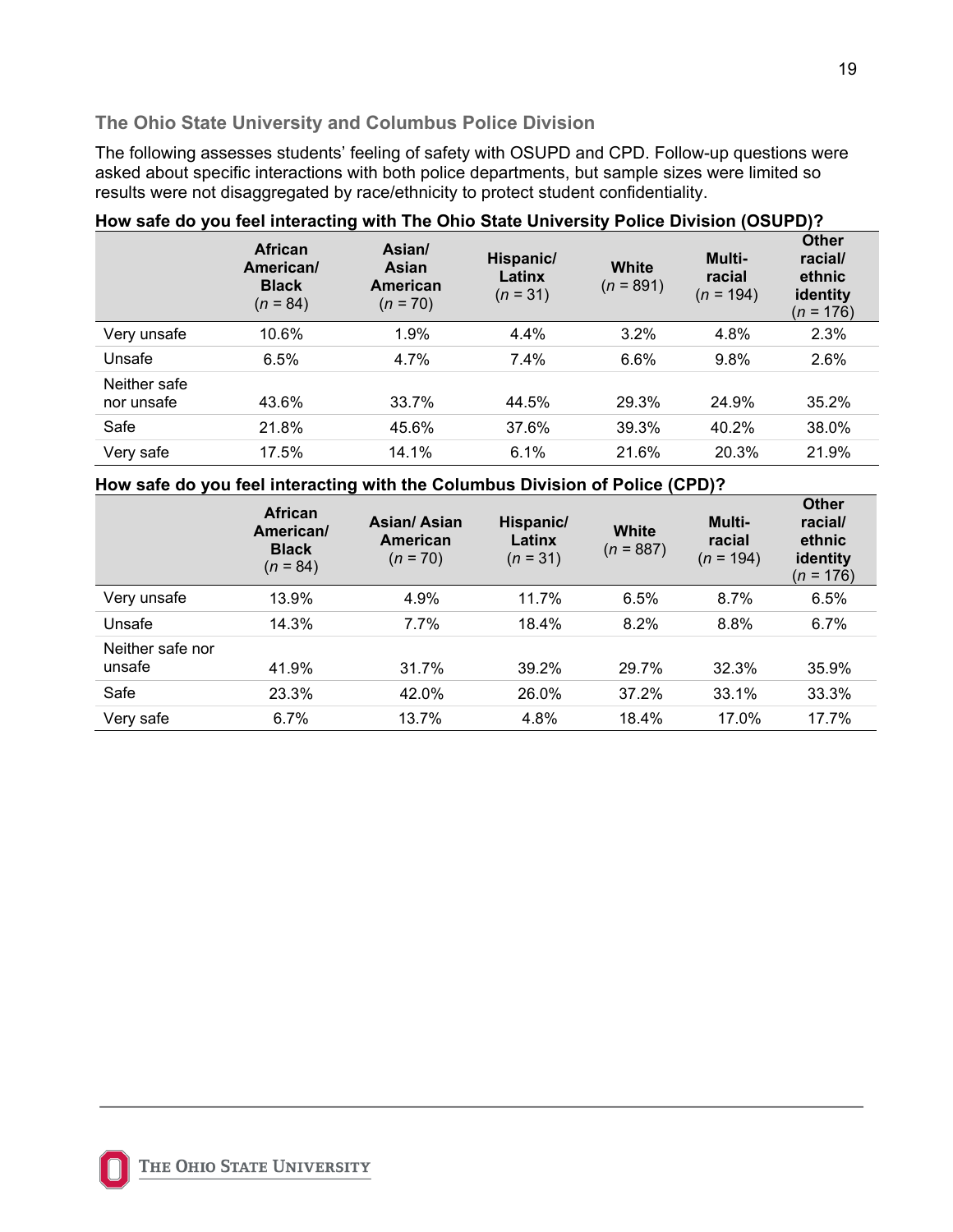### The Ohio State University and Columbus Police Division

The following assesses students' feeling of safety with OSUPD and CPD. Follow-up questions were asked about specific interactions with both police departments, but sample sizes were limited so results were not disaggregated by race/ethnicity to protect student confidentiality.

**How safe do you feel interacting with The Ohio State University Police Division (OSUPD)?**

| | **African American/ Black** (*n* = 84) | **Asian/ Asian American** (*n* = 70) | **Hispanic/ Latinx** (*n* = 31) | **White** (*n* = 891) | **Multi-racial** (*n* = 194) | **Other racial/ ethnic identity** (*n* = 176) |
|---|---|---|---|---|---|---|
| Very unsafe | 10.6% | 1.9% | 4.4% | 3.2% | 4.8% | 2.3% |
| Unsafe | 6.5% | 4.7% | 7.4% | 6.6% | 9.8% | 2.6% |
| Neither safe nor unsafe | 43.6% | 33.7% | 44.5% | 29.3% | 24.9% | 35.2% |
| Safe | 21.8% | 45.6% | 37.6% | 39.3% | 40.2% | 38.0% |
| Very safe | 17.5% | 14.1% | 6.1% | 21.6% | 20.3% | 21.9% |

**How safe do you feel interacting with the Columbus Division of Police (CPD)?**

| | **African American/ Black** (*n* = 84) | **Asian/ Asian American** (*n* = 70) | **Hispanic/ Latinx** (*n* = 31) | **White** (*n* = 887) | **Multi-racial** (*n* = 194) | **Other racial/ ethnic identity** (*n* = 176) |
|---|---|---|---|---|---|---|
| Very unsafe | 13.9% | 4.9% | 11.7% | 6.5% | 8.7% | 6.5% |
| Unsafe | 14.3% | 7.7% | 18.4% | 8.2% | 8.8% | 6.7% |
| Neither safe nor unsafe | 41.9% | 31.7% | 39.2% | 29.7% | 32.3% | 35.9% |
| Safe | 23.3% | 42.0% | 26.0% | 37.2% | 33.1% | 33.3% |
| Very safe | 6.7% | 13.7% | 4.8% | 18.4% | 17.0% | 17.7% |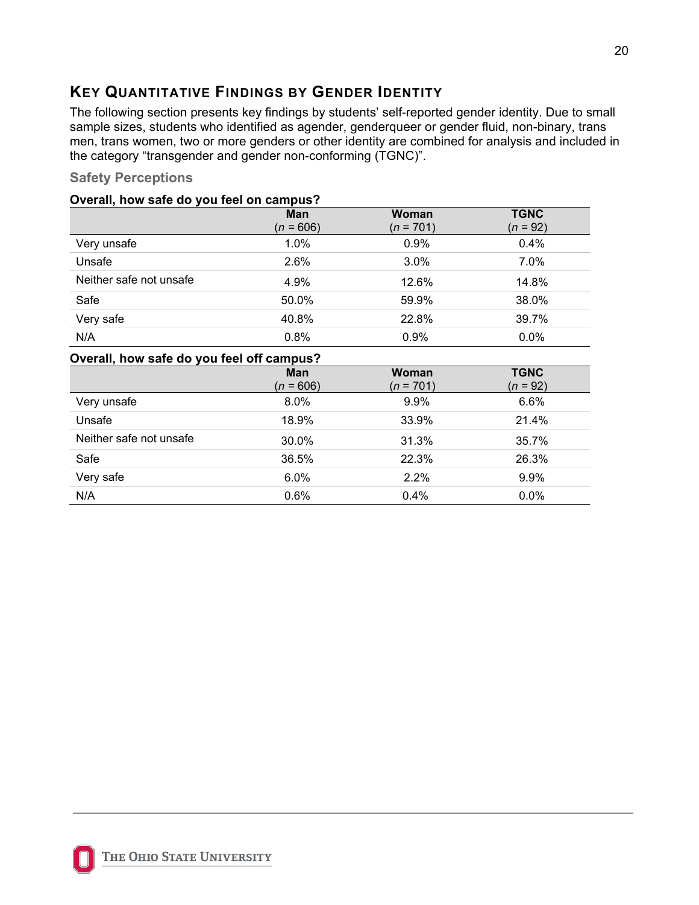## Key Quantitative Findings by Gender Identity

The following section presents key findings by students' self-reported gender identity. Due to small sample sizes, students who identified as agender, genderqueer or gender fluid, non-binary, trans men, trans women, two or more genders or other identity are combined for analysis and included in the category "transgender and gender non-conforming (TGNC)".

### Safety Perceptions

**Overall, how safe do you feel on campus?**

| | **Man** (*n* = 606) | **Woman** (*n* = 701) | **TGNC** (*n* = 92) |
|---|---|---|---|
| Very unsafe | 1.0% | 0.9% | 0.4% |
| Unsafe | 2.6% | 3.0% | 7.0% |
| Neither safe not unsafe | 4.9% | 12.6% | 14.8% |
| Safe | 50.0% | 59.9% | 38.0% |
| Very safe | 40.8% | 22.8% | 39.7% |
| N/A | 0.8% | 0.9% | 0.0% |

**Overall, how safe do you feel off campus?**

| | **Man** (*n* = 606) | **Woman** (*n* = 701) | **TGNC** (*n* = 92) |
|---|---|---|---|
| Very unsafe | 8.0% | 9.9% | 6.6% |
| Unsafe | 18.9% | 33.9% | 21.4% |
| Neither safe not unsafe | 30.0% | 31.3% | 35.7% |
| Safe | 36.5% | 22.3% | 26.3% |
| Very safe | 6.0% | 2.2% | 9.9% |
| N/A | 0.6% | 0.4% | 0.0% |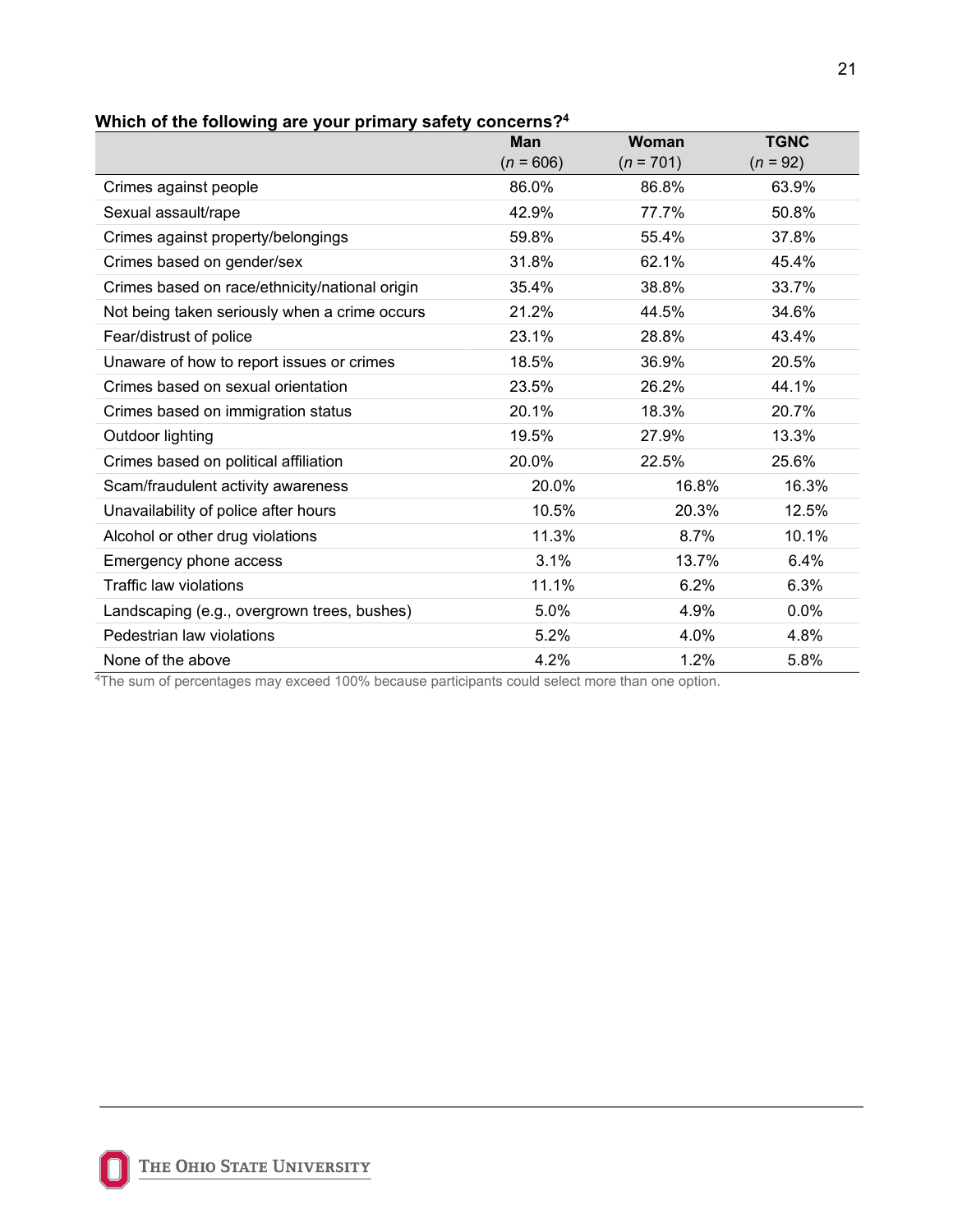**Which of the following are your primary safety concerns?[4]**

| | Man (*n* = 606) | Woman (*n* = 701) | TGNC (*n* = 92) |
|---|---|---|---|
| Crimes against people | 86.0% | 86.8% | 63.9% |
| Sexual assault/rape | 42.9% | 77.7% | 50.8% |
| Crimes against property/belongings | 59.8% | 55.4% | 37.8% |
| Crimes based on gender/sex | 31.8% | 62.1% | 45.4% |
| Crimes based on race/ethnicity/national origin | 35.4% | 38.8% | 33.7% |
| Not being taken seriously when a crime occurs | 21.2% | 44.5% | 34.6% |
| Fear/distrust of police | 23.1% | 28.8% | 43.4% |
| Unaware of how to report issues or crimes | 18.5% | 36.9% | 20.5% |
| Crimes based on sexual orientation | 23.5% | 26.2% | 44.1% |
| Crimes based on immigration status | 20.1% | 18.3% | 20.7% |
| Outdoor lighting | 19.5% | 27.9% | 13.3% |
| Crimes based on political affiliation | 20.0% | 22.5% | 25.6% |
| Scam/fraudulent activity awareness | 20.0% | 16.8% | 16.3% |
| Unavailability of police after hours | 10.5% | 20.3% | 12.5% |
| Alcohol or other drug violations | 11.3% | 8.7% | 10.1% |
| Emergency phone access | 3.1% | 13.7% | 6.4% |
| Traffic law violations | 11.1% | 6.2% | 6.3% |
| Landscaping (e.g., overgrown trees, bushes) | 5.0% | 4.9% | 0.0% |
| Pedestrian law violations | 5.2% | 4.0% | 4.8% |
| None of the above | 4.2% | 1.2% | 5.8% |

[4]The sum of percentages may exceed 100% because participants could select more than one option.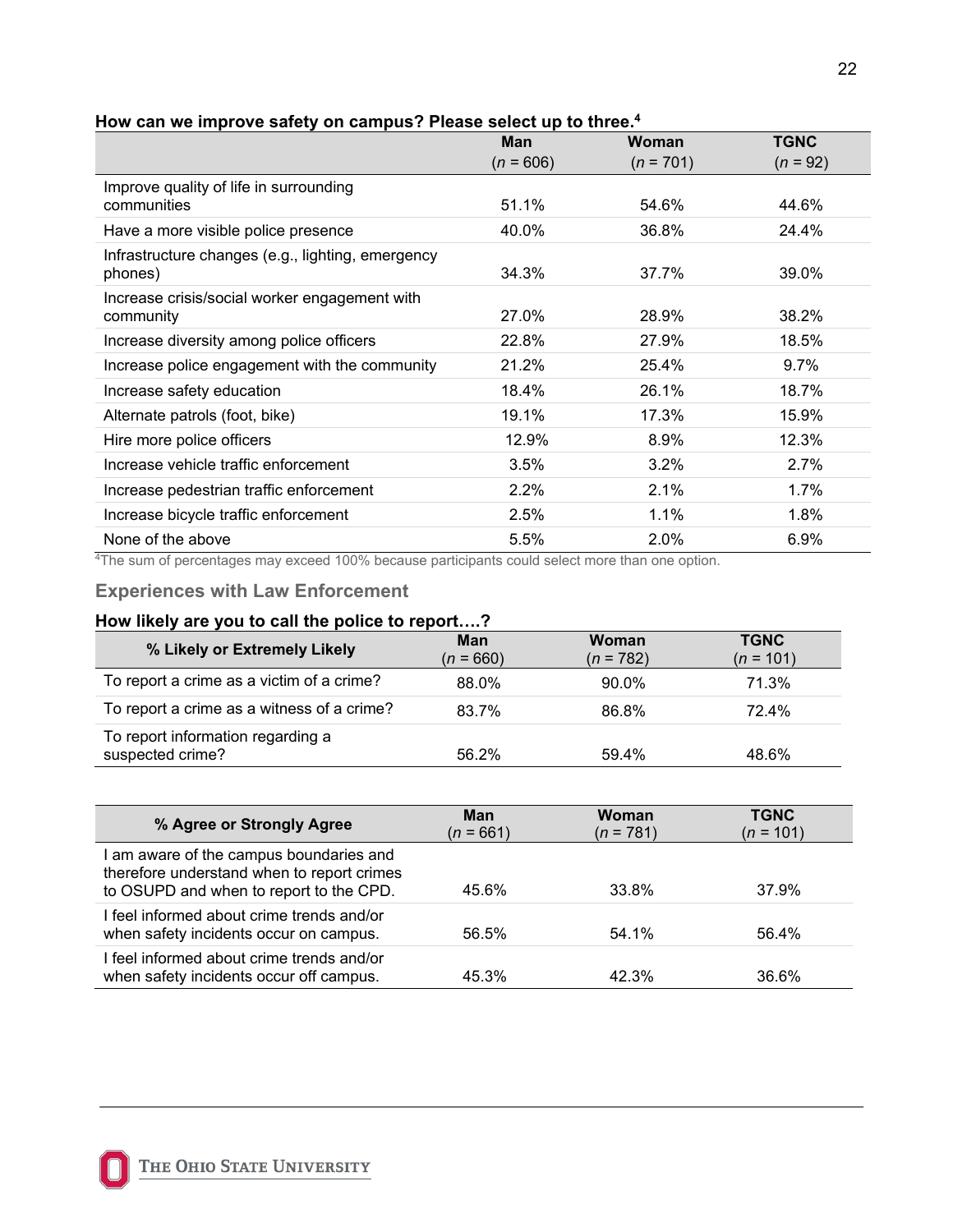**How can we improve safety on campus? Please select up to three.**[4]

| | Man (*n* = 606) | Woman (*n* = 701) | TGNC (*n* = 92) |
|---|---|---|---|
| Improve quality of life in surrounding communities | 51.1% | 54.6% | 44.6% |
| Have a more visible police presence | 40.0% | 36.8% | 24.4% |
| Infrastructure changes (e.g., lighting, emergency phones) | 34.3% | 37.7% | 39.0% |
| Increase crisis/social worker engagement with community | 27.0% | 28.9% | 38.2% |
| Increase diversity among police officers | 22.8% | 27.9% | 18.5% |
| Increase police engagement with the community | 21.2% | 25.4% | 9.7% |
| Increase safety education | 18.4% | 26.1% | 18.7% |
| Alternate patrols (foot, bike) | 19.1% | 17.3% | 15.9% |
| Hire more police officers | 12.9% | 8.9% | 12.3% |
| Increase vehicle traffic enforcement | 3.5% | 3.2% | 2.7% |
| Increase pedestrian traffic enforcement | 2.2% | 2.1% | 1.7% |
| Increase bicycle traffic enforcement | 2.5% | 1.1% | 1.8% |
| None of the above | 5.5% | 2.0% | 6.9% |

[4]The sum of percentages may exceed 100% because participants could select more than one option.

### Experiences with Law Enforcement

**How likely are you to call the police to report….?**

| % Likely or Extremely Likely | Man (*n* = 660) | Woman (*n* = 782) | TGNC (*n* = 101) |
|---|---|---|---|
| To report a crime as a victim of a crime? | 88.0% | 90.0% | 71.3% |
| To report a crime as a witness of a crime? | 83.7% | 86.8% | 72.4% |
| To report information regarding a suspected crime? | 56.2% | 59.4% | 48.6% |

| % Agree or Strongly Agree | Man (*n* = 661) | Woman (*n* = 781) | TGNC (*n* = 101) |
|---|---|---|---|
| I am aware of the campus boundaries and therefore understand when to report crimes to OSUPD and when to report to the CPD. | 45.6% | 33.8% | 37.9% |
| I feel informed about crime trends and/or when safety incidents occur on campus. | 56.5% | 54.1% | 56.4% |
| I feel informed about crime trends and/or when safety incidents occur off campus. | 45.3% | 42.3% | 36.6% |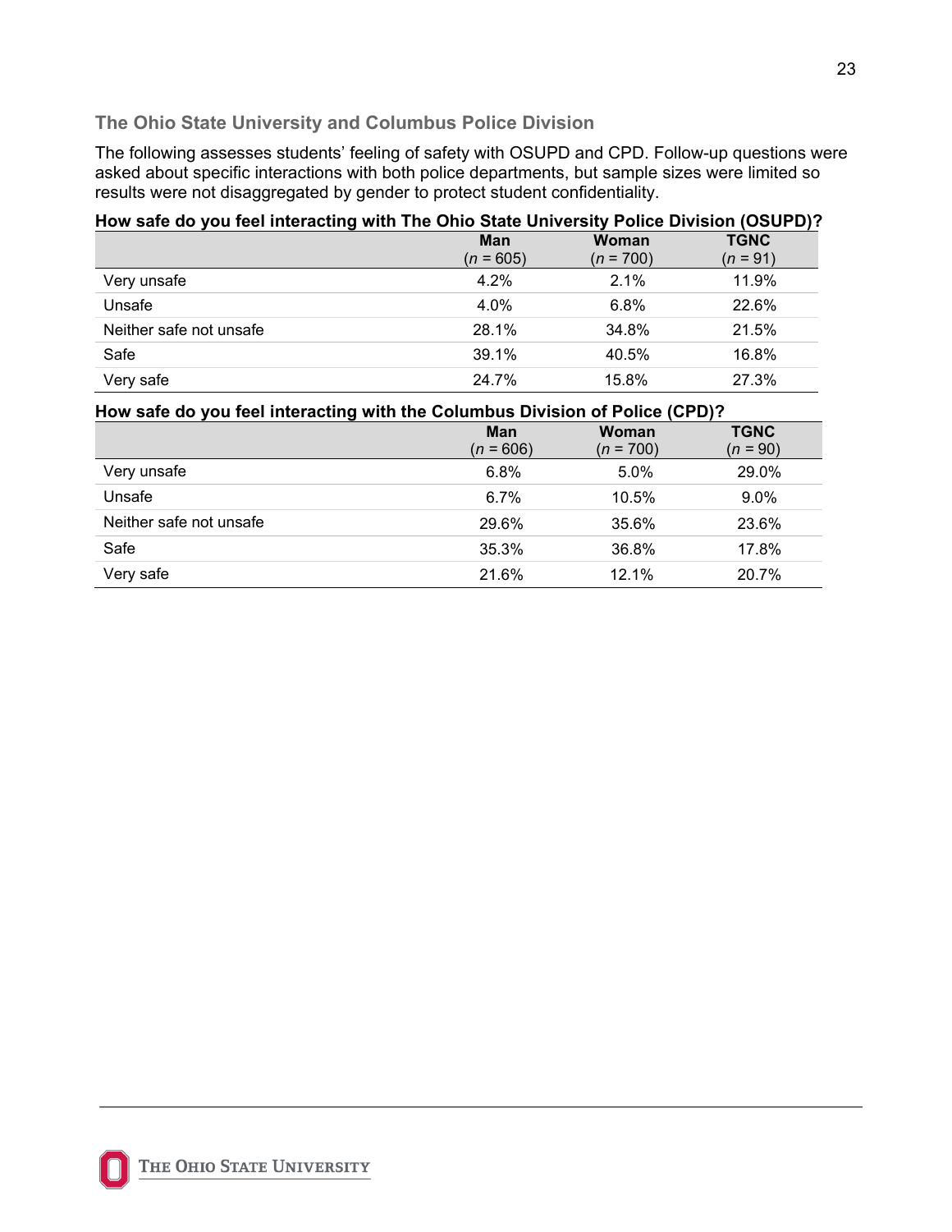### The Ohio State University and Columbus Police Division

The following assesses students' feeling of safety with OSUPD and CPD. Follow-up questions were asked about specific interactions with both police departments, but sample sizes were limited so results were not disaggregated by gender to protect student confidentiality.

**How safe do you feel interacting with The Ohio State University Police Division (OSUPD)?**

| | **Man** (*n* = 605) | **Woman** (*n* = 700) | **TGNC** (*n* = 91) |
|---|---|---|---|
| Very unsafe | 4.2% | 2.1% | 11.9% |
| Unsafe | 4.0% | 6.8% | 22.6% |
| Neither safe not unsafe | 28.1% | 34.8% | 21.5% |
| Safe | 39.1% | 40.5% | 16.8% |
| Very safe | 24.7% | 15.8% | 27.3% |

**How safe do you feel interacting with the Columbus Division of Police (CPD)?**

| | **Man** (*n* = 606) | **Woman** (*n* = 700) | **TGNC** (*n* = 90) |
|---|---|---|---|
| Very unsafe | 6.8% | 5.0% | 29.0% |
| Unsafe | 6.7% | 10.5% | 9.0% |
| Neither safe not unsafe | 29.6% | 35.6% | 23.6% |
| Safe | 35.3% | 36.8% | 17.8% |
| Very safe | 21.6% | 12.1% | 20.7% |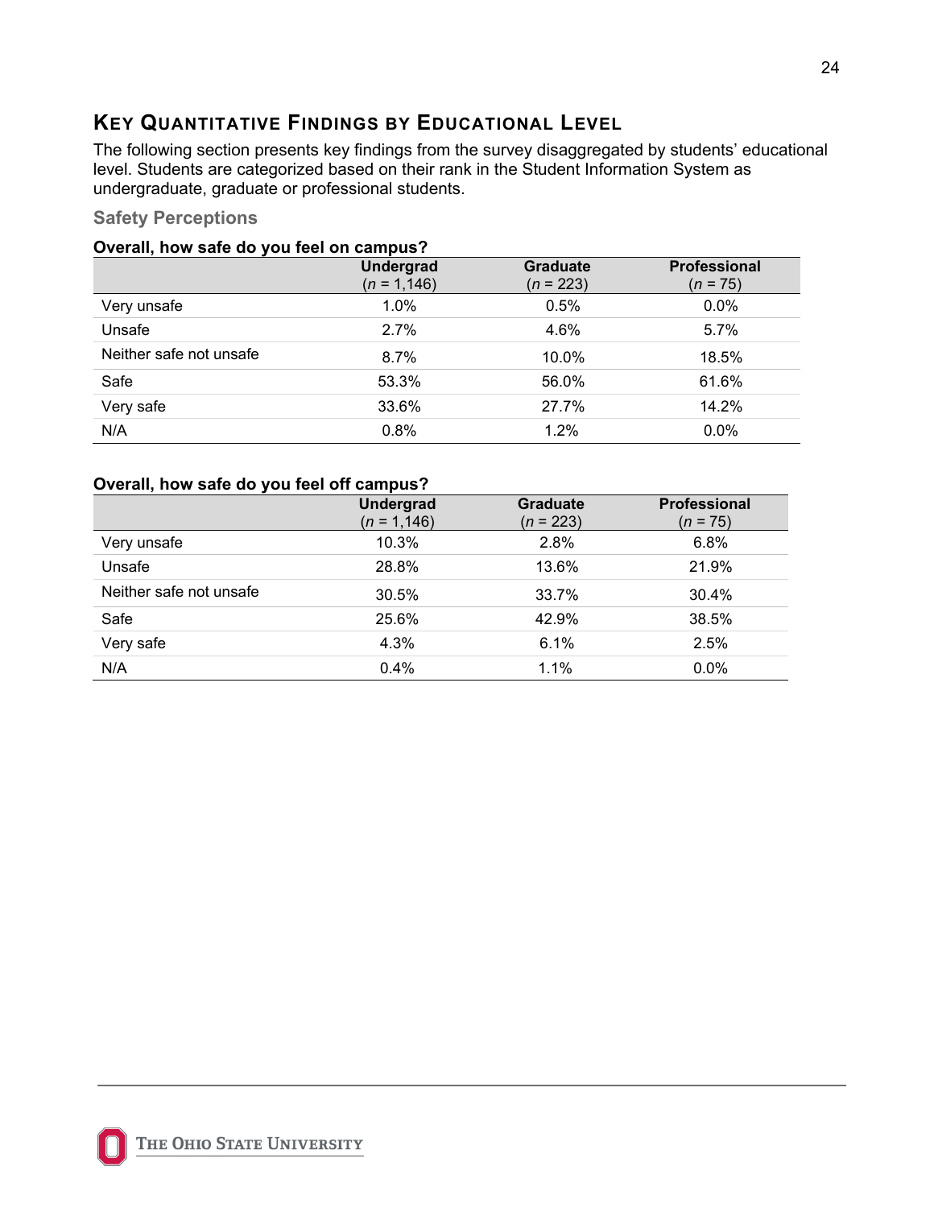## Key Quantitative Findings by Educational Level

The following section presents key findings from the survey disaggregated by students' educational level. Students are categorized based on their rank in the Student Information System as undergraduate, graduate or professional students.

### Safety Perceptions

**Overall, how safe do you feel on campus?**

| | **Undergrad** (*n* = 1,146) | **Graduate** (*n* = 223) | **Professional** (*n* = 75) |
|---|---|---|---|
| Very unsafe | 1.0% | 0.5% | 0.0% |
| Unsafe | 2.7% | 4.6% | 5.7% |
| Neither safe not unsafe | 8.7% | 10.0% | 18.5% |
| Safe | 53.3% | 56.0% | 61.6% |
| Very safe | 33.6% | 27.7% | 14.2% |
| N/A | 0.8% | 1.2% | 0.0% |

**Overall, how safe do you feel off campus?**

| | **Undergrad** (*n* = 1,146) | **Graduate** (*n* = 223) | **Professional** (*n* = 75) |
|---|---|---|---|
| Very unsafe | 10.3% | 2.8% | 6.8% |
| Unsafe | 28.8% | 13.6% | 21.9% |
| Neither safe not unsafe | 30.5% | 33.7% | 30.4% |
| Safe | 25.6% | 42.9% | 38.5% |
| Very safe | 4.3% | 6.1% | 2.5% |
| N/A | 0.4% | 1.1% | 0.0% |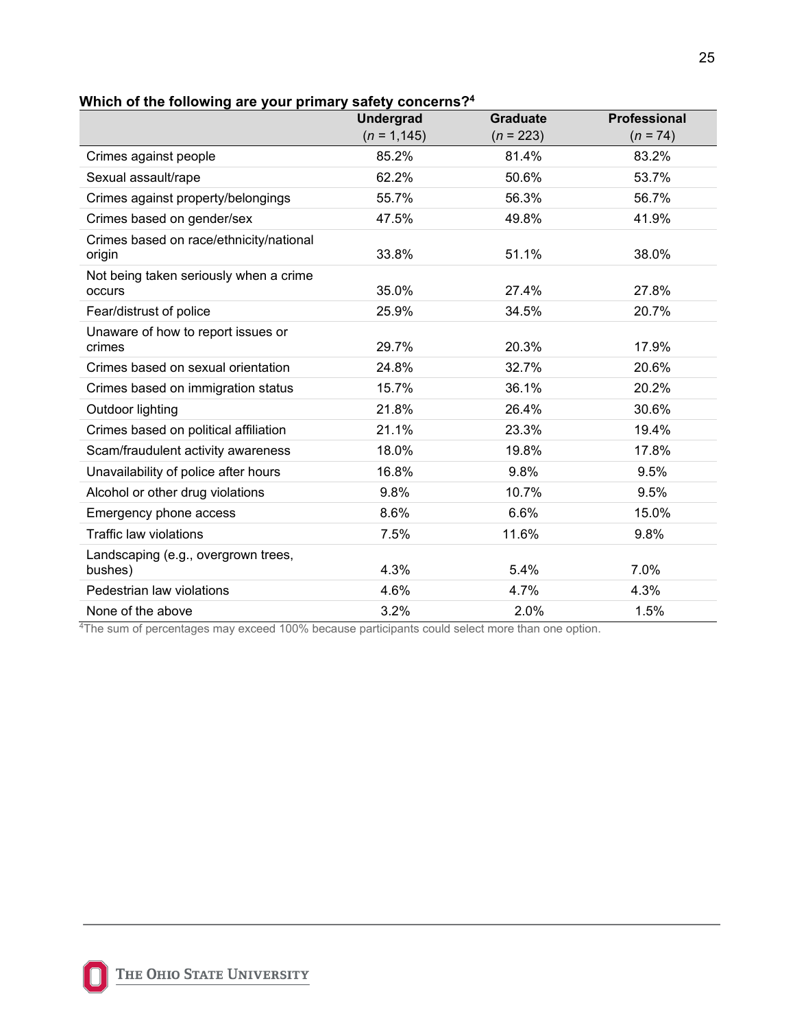**Which of the following are your primary safety concerns?[4]**

| | Undergrad<br>(*n* = 1,145) | Graduate<br>(*n* = 223) | Professional<br>(*n* = 74) |
|---|---|---|---|
| Crimes against people | 85.2% | 81.4% | 83.2% |
| Sexual assault/rape | 62.2% | 50.6% | 53.7% |
| Crimes against property/belongings | 55.7% | 56.3% | 56.7% |
| Crimes based on gender/sex | 47.5% | 49.8% | 41.9% |
| Crimes based on race/ethnicity/national origin | 33.8% | 51.1% | 38.0% |
| Not being taken seriously when a crime occurs | 35.0% | 27.4% | 27.8% |
| Fear/distrust of police | 25.9% | 34.5% | 20.7% |
| Unaware of how to report issues or crimes | 29.7% | 20.3% | 17.9% |
| Crimes based on sexual orientation | 24.8% | 32.7% | 20.6% |
| Crimes based on immigration status | 15.7% | 36.1% | 20.2% |
| Outdoor lighting | 21.8% | 26.4% | 30.6% |
| Crimes based on political affiliation | 21.1% | 23.3% | 19.4% |
| Scam/fraudulent activity awareness | 18.0% | 19.8% | 17.8% |
| Unavailability of police after hours | 16.8% | 9.8% | 9.5% |
| Alcohol or other drug violations | 9.8% | 10.7% | 9.5% |
| Emergency phone access | 8.6% | 6.6% | 15.0% |
| Traffic law violations | 7.5% | 11.6% | 9.8% |
| Landscaping (e.g., overgrown trees, bushes) | 4.3% | 5.4% | 7.0% |
| Pedestrian law violations | 4.6% | 4.7% | 4.3% |
| None of the above | 3.2% | 2.0% | 1.5% |

[4]The sum of percentages may exceed 100% because participants could select more than one option.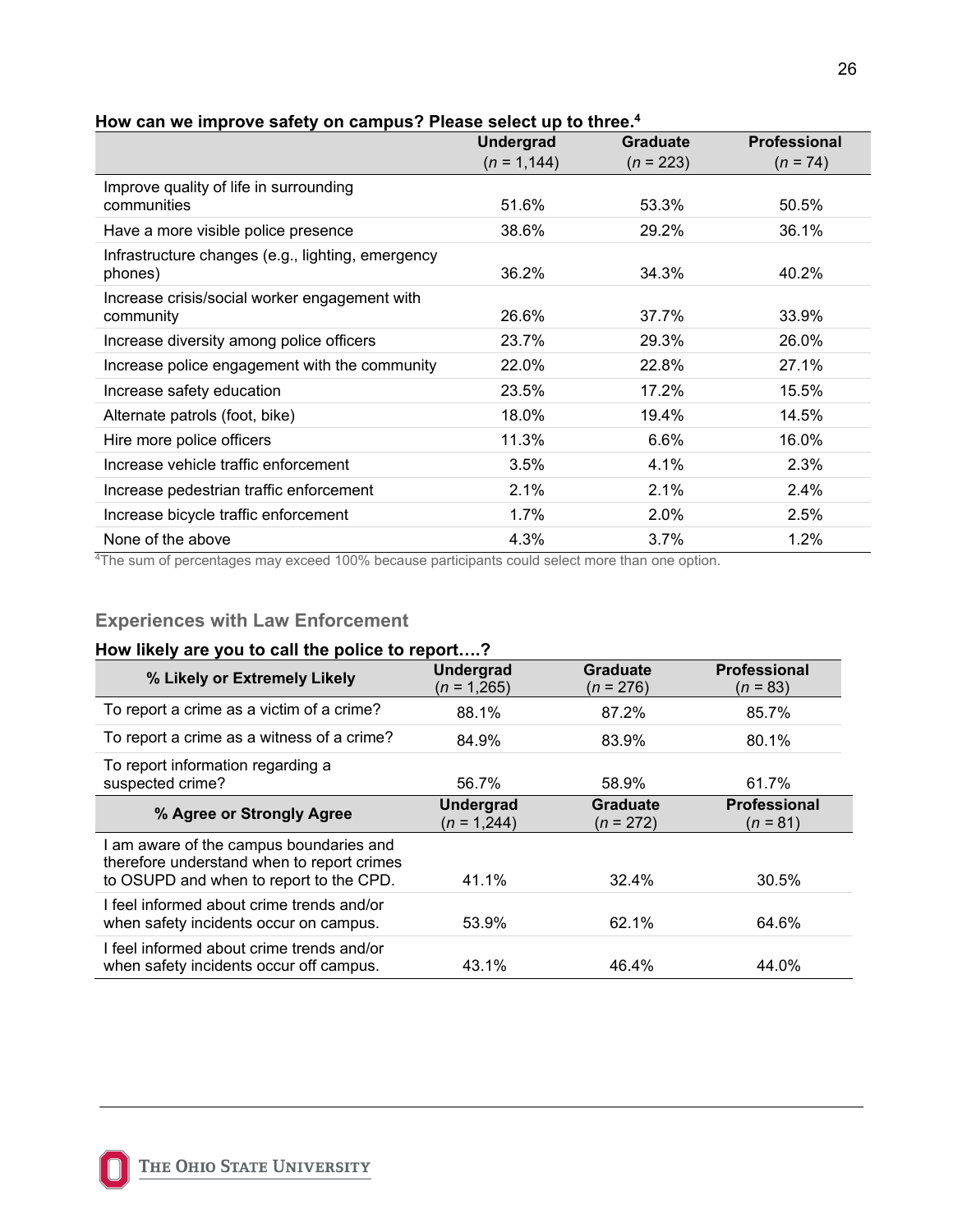**How can we improve safety on campus? Please select up to three.[4]**

| | Undergrad (*n* = 1,144) | Graduate (*n* = 223) | Professional (*n* = 74) |
|---|---|---|---|
| Improve quality of life in surrounding communities | 51.6% | 53.3% | 50.5% |
| Have a more visible police presence | 38.6% | 29.2% | 36.1% |
| Infrastructure changes (e.g., lighting, emergency phones) | 36.2% | 34.3% | 40.2% |
| Increase crisis/social worker engagement with community | 26.6% | 37.7% | 33.9% |
| Increase diversity among police officers | 23.7% | 29.3% | 26.0% |
| Increase police engagement with the community | 22.0% | 22.8% | 27.1% |
| Increase safety education | 23.5% | 17.2% | 15.5% |
| Alternate patrols (foot, bike) | 18.0% | 19.4% | 14.5% |
| Hire more police officers | 11.3% | 6.6% | 16.0% |
| Increase vehicle traffic enforcement | 3.5% | 4.1% | 2.3% |
| Increase pedestrian traffic enforcement | 2.1% | 2.1% | 2.4% |
| Increase bicycle traffic enforcement | 1.7% | 2.0% | 2.5% |
| None of the above | 4.3% | 3.7% | 1.2% |

[4]The sum of percentages may exceed 100% because participants could select more than one option.

## Experiences with Law Enforcement

**How likely are you to call the police to report….?**

| % Likely or Extremely Likely | Undergrad (*n* = 1,265) | Graduate (*n* = 276) | Professional (*n* = 83) |
|---|---|---|---|
| To report a crime as a victim of a crime? | 88.1% | 87.2% | 85.7% |
| To report a crime as a witness of a crime? | 84.9% | 83.9% | 80.1% |
| To report information regarding a suspected crime? | 56.7% | 58.9% | 61.7% |
| **% Agree or Strongly Agree** | **Undergrad** (*n* = 1,244) | **Graduate** (*n* = 272) | **Professional** (*n* = 81) |
| I am aware of the campus boundaries and therefore understand when to report crimes to OSUPD and when to report to the CPD. | 41.1% | 32.4% | 30.5% |
| I feel informed about crime trends and/or when safety incidents occur on campus. | 53.9% | 62.1% | 64.6% |
| I feel informed about crime trends and/or when safety incidents occur off campus. | 43.1% | 46.4% | 44.0% |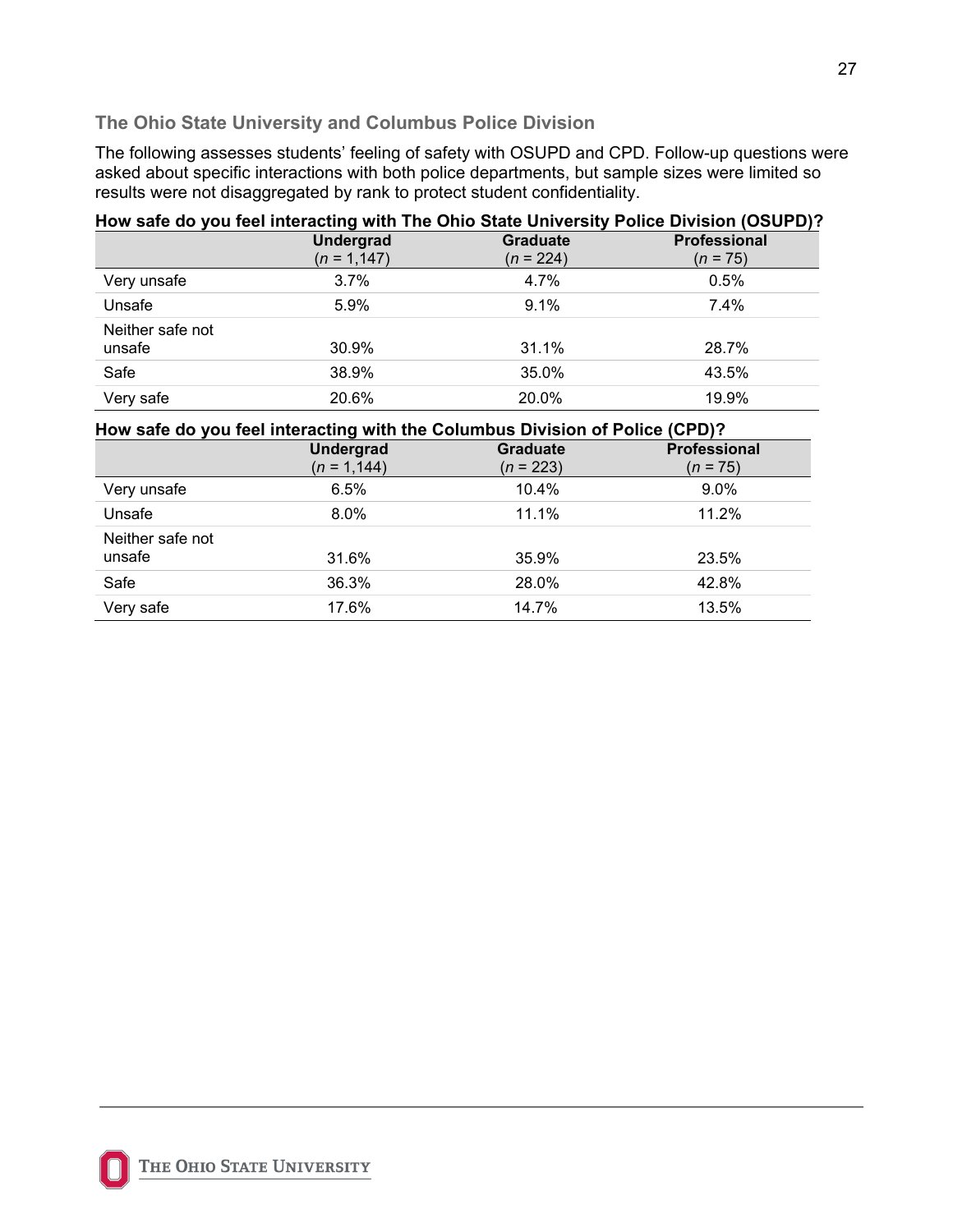### The Ohio State University and Columbus Police Division

The following assesses students' feeling of safety with OSUPD and CPD. Follow-up questions were asked about specific interactions with both police departments, but sample sizes were limited so results were not disaggregated by rank to protect student confidentiality.

**How safe do you feel interacting with The Ohio State University Police Division (OSUPD)?**

| | Undergrad (*n* = 1,147) | Graduate (*n* = 224) | Professional (*n* = 75) |
|---|---|---|---|
| Very unsafe | 3.7% | 4.7% | 0.5% |
| Unsafe | 5.9% | 9.1% | 7.4% |
| Neither safe not unsafe | 30.9% | 31.1% | 28.7% |
| Safe | 38.9% | 35.0% | 43.5% |
| Very safe | 20.6% | 20.0% | 19.9% |

**How safe do you feel interacting with the Columbus Division of Police (CPD)?**

| | Undergrad (*n* = 1,144) | Graduate (*n* = 223) | Professional (*n* = 75) |
|---|---|---|---|
| Very unsafe | 6.5% | 10.4% | 9.0% |
| Unsafe | 8.0% | 11.1% | 11.2% |
| Neither safe not unsafe | 31.6% | 35.9% | 23.5% |
| Safe | 36.3% | 28.0% | 42.8% |
| Very safe | 17.6% | 14.7% | 13.5% |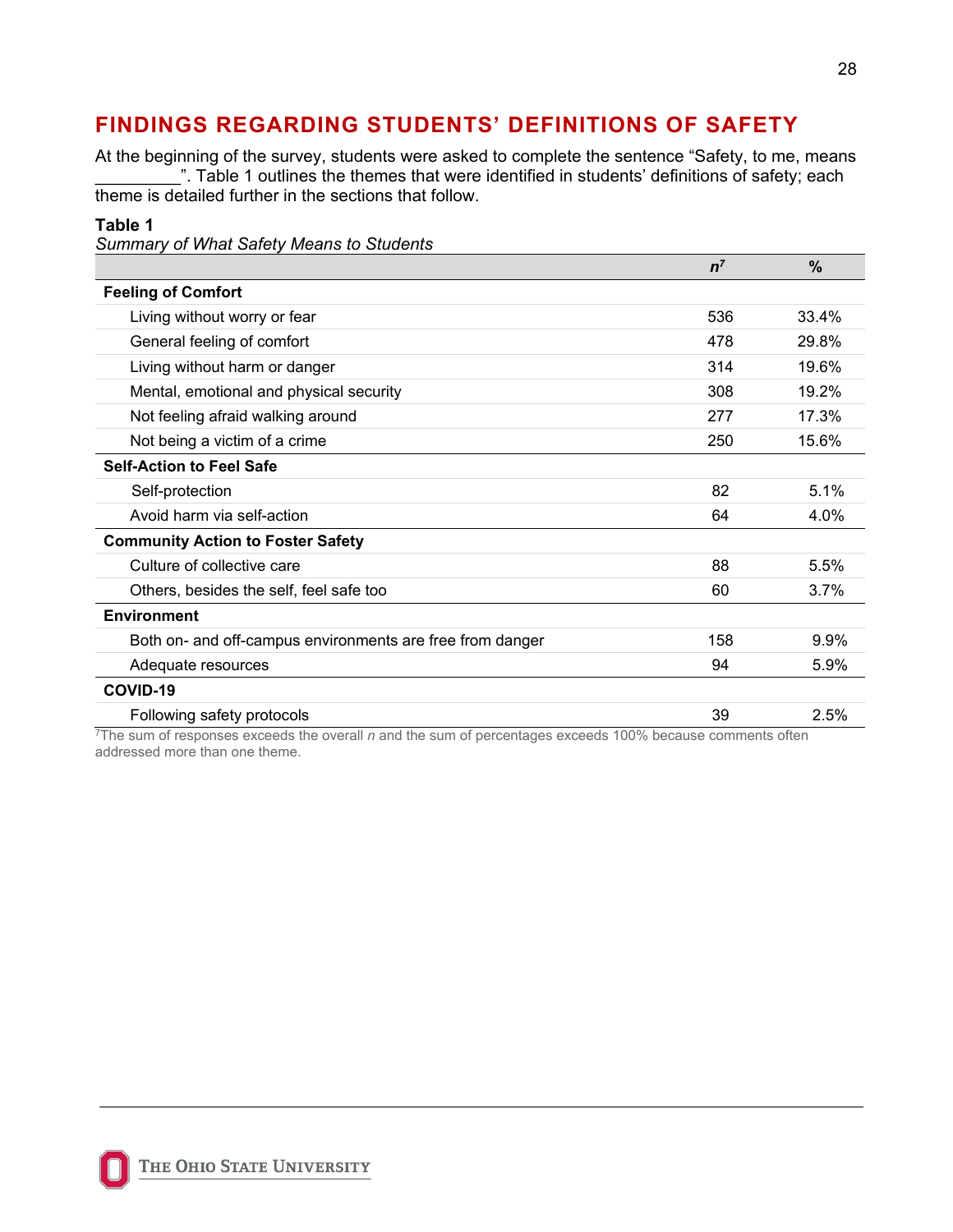## FINDINGS REGARDING STUDENTS' DEFINITIONS OF SAFETY

At the beginning of the survey, students were asked to complete the sentence "Safety, to me, means _________". Table 1 outlines the themes that were identified in students' definitions of safety; each theme is detailed further in the sections that follow.

**Table 1**

*Summary of What Safety Means to Students*

| | *n*[7] | % |
|---|---|---|
| **Feeling of Comfort** | | |
| Living without worry or fear | 536 | 33.4% |
| General feeling of comfort | 478 | 29.8% |
| Living without harm or danger | 314 | 19.6% |
| Mental, emotional and physical security | 308 | 19.2% |
| Not feeling afraid walking around | 277 | 17.3% |
| Not being a victim of a crime | 250 | 15.6% |
| **Self-Action to Feel Safe** | | |
| Self-protection | 82 | 5.1% |
| Avoid harm via self-action | 64 | 4.0% |
| **Community Action to Foster Safety** | | |
| Culture of collective care | 88 | 5.5% |
| Others, besides the self, feel safe too | 60 | 3.7% |
| **Environment** | | |
| Both on- and off-campus environments are free from danger | 158 | 9.9% |
| Adequate resources | 94 | 5.9% |
| **COVID-19** | | |
| Following safety protocols | 39 | 2.5% |

[7]The sum of responses exceeds the overall *n* and the sum of percentages exceeds 100% because comments often addressed more than one theme.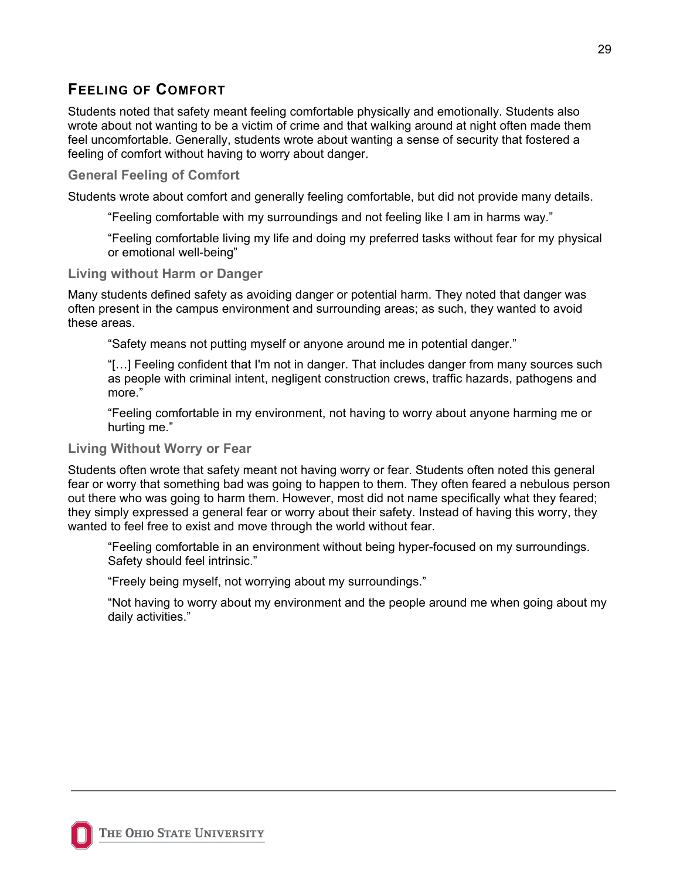## Feeling of Comfort

Students noted that safety meant feeling comfortable physically and emotionally. Students also wrote about not wanting to be a victim of crime and that walking around at night often made them feel uncomfortable. Generally, students wrote about wanting a sense of security that fostered a feeling of comfort without having to worry about danger.

### General Feeling of Comfort

Students wrote about comfort and generally feeling comfortable, but did not provide many details.

> "Feeling comfortable with my surroundings and not feeling like I am in harms way."

> "Feeling comfortable living my life and doing my preferred tasks without fear for my physical or emotional well-being"

### Living without Harm or Danger

Many students defined safety as avoiding danger or potential harm. They noted that danger was often present in the campus environment and surrounding areas; as such, they wanted to avoid these areas.

> "Safety means not putting myself or anyone around me in potential danger."

> "[…] Feeling confident that I'm not in danger. That includes danger from many sources such as people with criminal intent, negligent construction crews, traffic hazards, pathogens and more."

> "Feeling comfortable in my environment, not having to worry about anyone harming me or hurting me."

### Living Without Worry or Fear

Students often wrote that safety meant not having worry or fear. Students often noted this general fear or worry that something bad was going to happen to them. They often feared a nebulous person out there who was going to harm them. However, most did not name specifically what they feared; they simply expressed a general fear or worry about their safety. Instead of having this worry, they wanted to feel free to exist and move through the world without fear.

> "Feeling comfortable in an environment without being hyper-focused on my surroundings. Safety should feel intrinsic."

> "Freely being myself, not worrying about my surroundings."

> "Not having to worry about my environment and the people around me when going about my daily activities."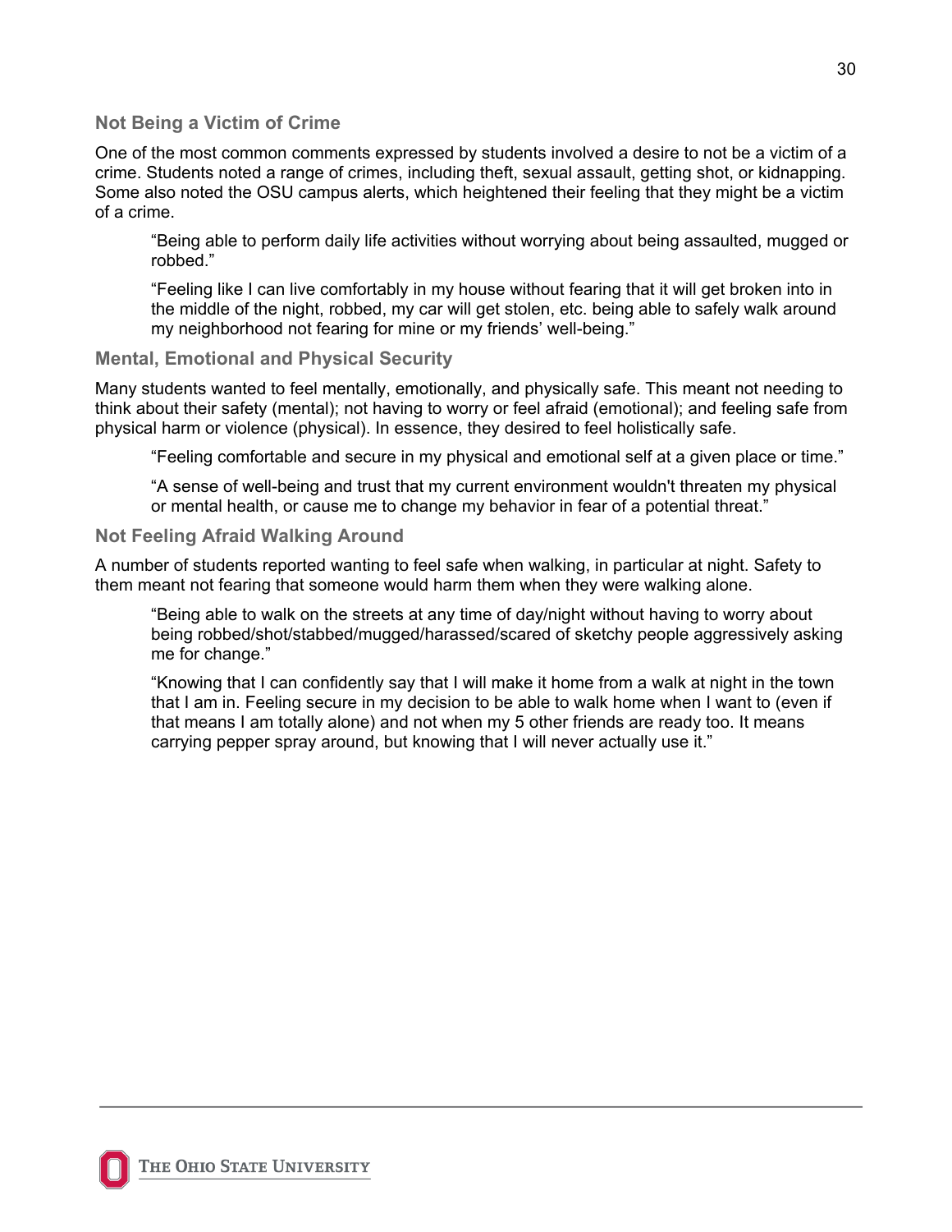### Not Being a Victim of Crime

One of the most common comments expressed by students involved a desire to not be a victim of a crime. Students noted a range of crimes, including theft, sexual assault, getting shot, or kidnapping. Some also noted the OSU campus alerts, which heightened their feeling that they might be a victim of a crime.

> "Being able to perform daily life activities without worrying about being assaulted, mugged or robbed."

> "Feeling like I can live comfortably in my house without fearing that it will get broken into in the middle of the night, robbed, my car will get stolen, etc. being able to safely walk around my neighborhood not fearing for mine or my friends' well-being."

### Mental, Emotional and Physical Security

Many students wanted to feel mentally, emotionally, and physically safe. This meant not needing to think about their safety (mental); not having to worry or feel afraid (emotional); and feeling safe from physical harm or violence (physical). In essence, they desired to feel holistically safe.

> "Feeling comfortable and secure in my physical and emotional self at a given place or time."

> "A sense of well-being and trust that my current environment wouldn't threaten my physical or mental health, or cause me to change my behavior in fear of a potential threat."

### Not Feeling Afraid Walking Around

A number of students reported wanting to feel safe when walking, in particular at night. Safety to them meant not fearing that someone would harm them when they were walking alone.

> "Being able to walk on the streets at any time of day/night without having to worry about being robbed/shot/stabbed/mugged/harassed/scared of sketchy people aggressively asking me for change."

> "Knowing that I can confidently say that I will make it home from a walk at night in the town that I am in. Feeling secure in my decision to be able to walk home when I want to (even if that means I am totally alone) and not when my 5 other friends are ready too. It means carrying pepper spray around, but knowing that I will never actually use it."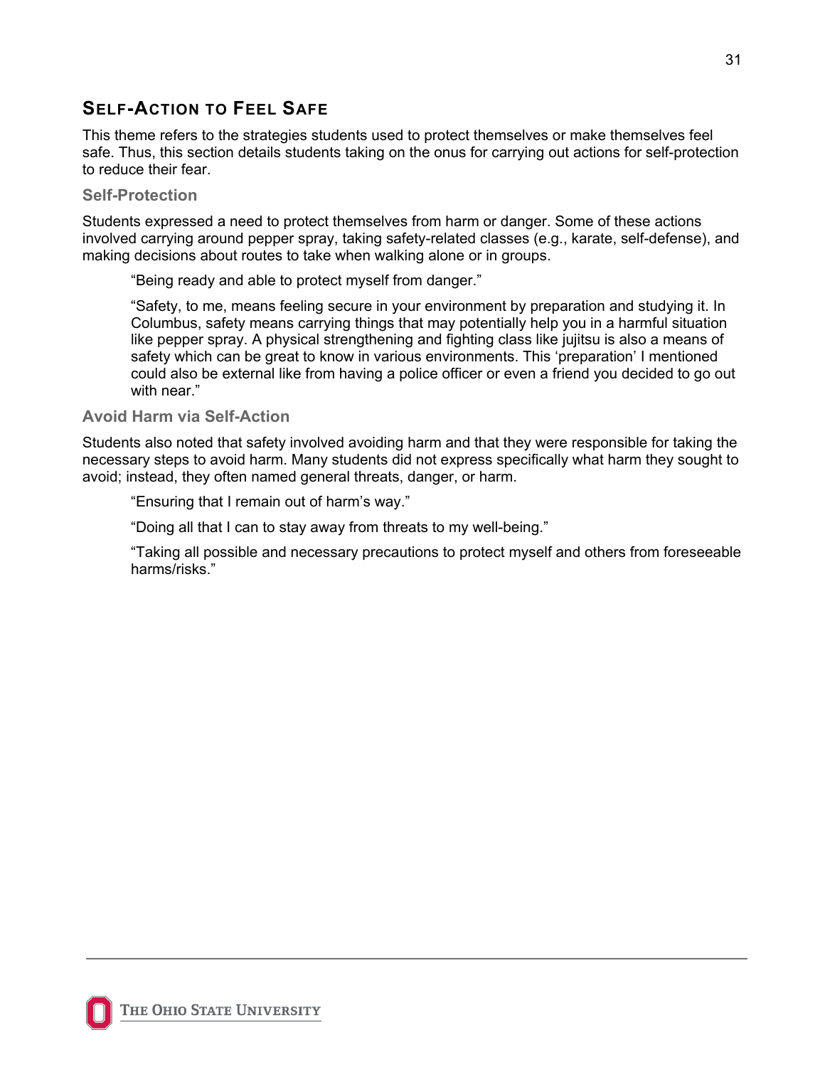## Self-Action to Feel Safe

This theme refers to the strategies students used to protect themselves or make themselves feel safe. Thus, this section details students taking on the onus for carrying out actions for self-protection to reduce their fear.

### Self-Protection

Students expressed a need to protect themselves from harm or danger. Some of these actions involved carrying around pepper spray, taking safety-related classes (e.g., karate, self-defense), and making decisions about routes to take when walking alone or in groups.

> "Being ready and able to protect myself from danger."
>
> "Safety, to me, means feeling secure in your environment by preparation and studying it. In Columbus, safety means carrying things that may potentially help you in a harmful situation like pepper spray. A physical strengthening and fighting class like jujitsu is also a means of safety which can be great to know in various environments. This 'preparation' I mentioned could also be external like from having a police officer or even a friend you decided to go out with near."

### Avoid Harm via Self-Action

Students also noted that safety involved avoiding harm and that they were responsible for taking the necessary steps to avoid harm. Many students did not express specifically what harm they sought to avoid; instead, they often named general threats, danger, or harm.

> "Ensuring that I remain out of harm's way."
>
> "Doing all that I can to stay away from threats to my well-being."
>
> "Taking all possible and necessary precautions to protect myself and others from foreseeable harms/risks."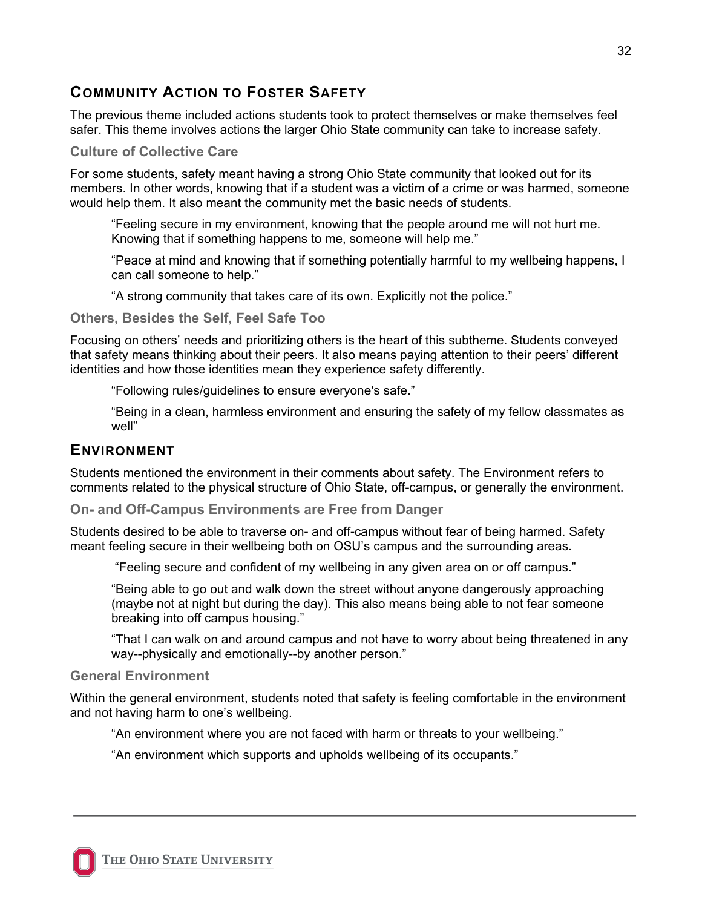## COMMUNITY ACTION TO FOSTER SAFETY

The previous theme included actions students took to protect themselves or make themselves feel safer. This theme involves actions the larger Ohio State community can take to increase safety.

### Culture of Collective Care

For some students, safety meant having a strong Ohio State community that looked out for its members. In other words, knowing that if a student was a victim of a crime or was harmed, someone would help them. It also meant the community met the basic needs of students.

> "Feeling secure in my environment, knowing that the people around me will not hurt me. Knowing that if something happens to me, someone will help me."
>
> "Peace at mind and knowing that if something potentially harmful to my wellbeing happens, I can call someone to help."
>
> "A strong community that takes care of its own. Explicitly not the police."

### Others, Besides the Self, Feel Safe Too

Focusing on others' needs and prioritizing others is the heart of this subtheme. Students conveyed that safety means thinking about their peers. It also means paying attention to their peers' different identities and how those identities mean they experience safety differently.

> "Following rules/guidelines to ensure everyone's safe."
>
> "Being in a clean, harmless environment and ensuring the safety of my fellow classmates as well"

## ENVIRONMENT

Students mentioned the environment in their comments about safety. The Environment refers to comments related to the physical structure of Ohio State, off-campus, or generally the environment.

### On- and Off-Campus Environments are Free from Danger

Students desired to be able to traverse on- and off-campus without fear of being harmed. Safety meant feeling secure in their wellbeing both on OSU's campus and the surrounding areas.

> "Feeling secure and confident of my wellbeing in any given area on or off campus."
>
> "Being able to go out and walk down the street without anyone dangerously approaching (maybe not at night but during the day). This also means being able to not fear someone breaking into off campus housing."
>
> "That I can walk on and around campus and not have to worry about being threatened in any way--physically and emotionally--by another person."

### General Environment

Within the general environment, students noted that safety is feeling comfortable in the environment and not having harm to one's wellbeing.

> "An environment where you are not faced with harm or threats to your wellbeing."
>
> "An environment which supports and upholds wellbeing of its occupants."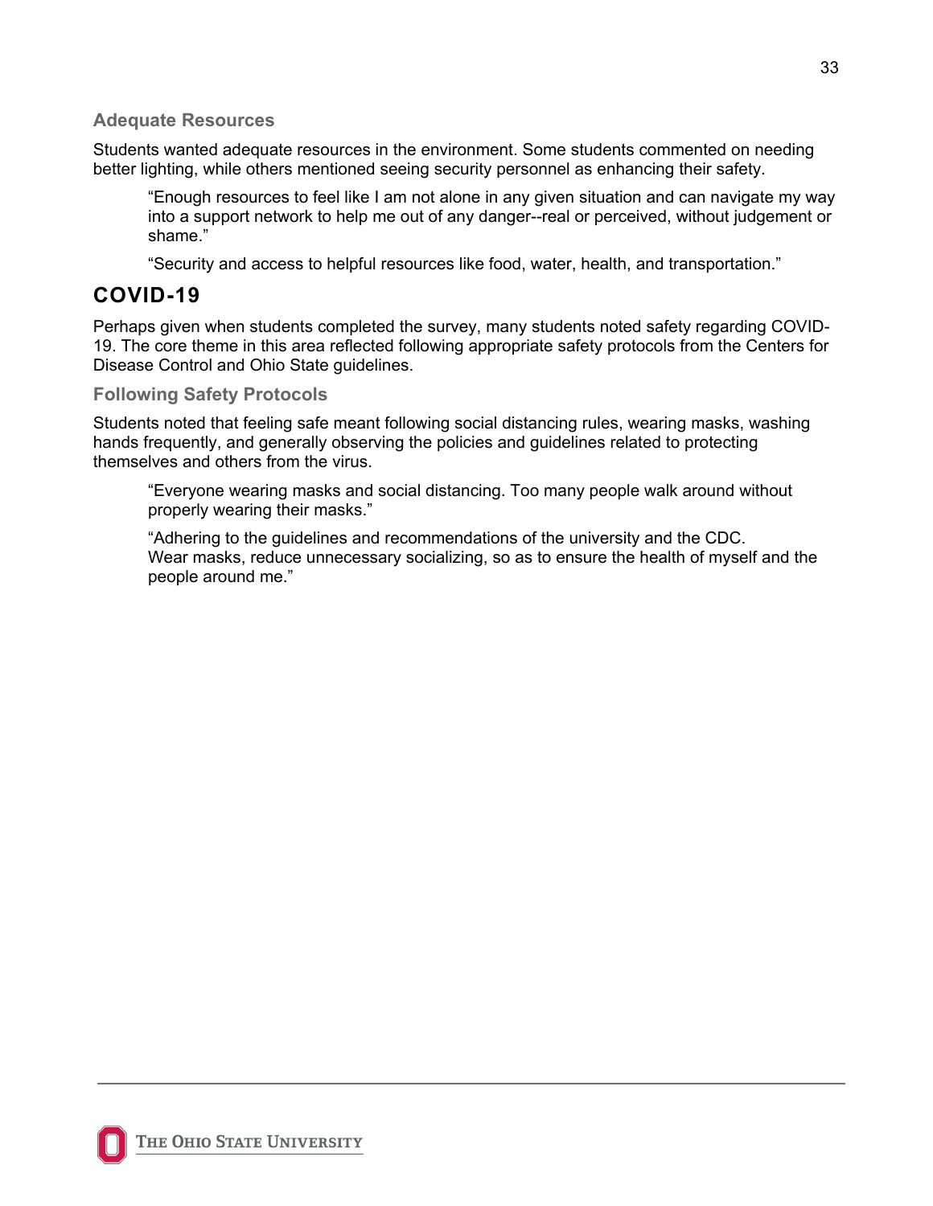### Adequate Resources

Students wanted adequate resources in the environment. Some students commented on needing better lighting, while others mentioned seeing security personnel as enhancing their safety.

> "Enough resources to feel like I am not alone in any given situation and can navigate my way into a support network to help me out of any danger--real or perceived, without judgement or shame."

> "Security and access to helpful resources like food, water, health, and transportation."

## COVID-19

Perhaps given when students completed the survey, many students noted safety regarding COVID-19. The core theme in this area reflected following appropriate safety protocols from the Centers for Disease Control and Ohio State guidelines.

### Following Safety Protocols

Students noted that feeling safe meant following social distancing rules, wearing masks, washing hands frequently, and generally observing the policies and guidelines related to protecting themselves and others from the virus.

> "Everyone wearing masks and social distancing. Too many people walk around without properly wearing their masks."

> "Adhering to the guidelines and recommendations of the university and the CDC.
> Wear masks, reduce unnecessary socializing, so as to ensure the health of myself and the people around me."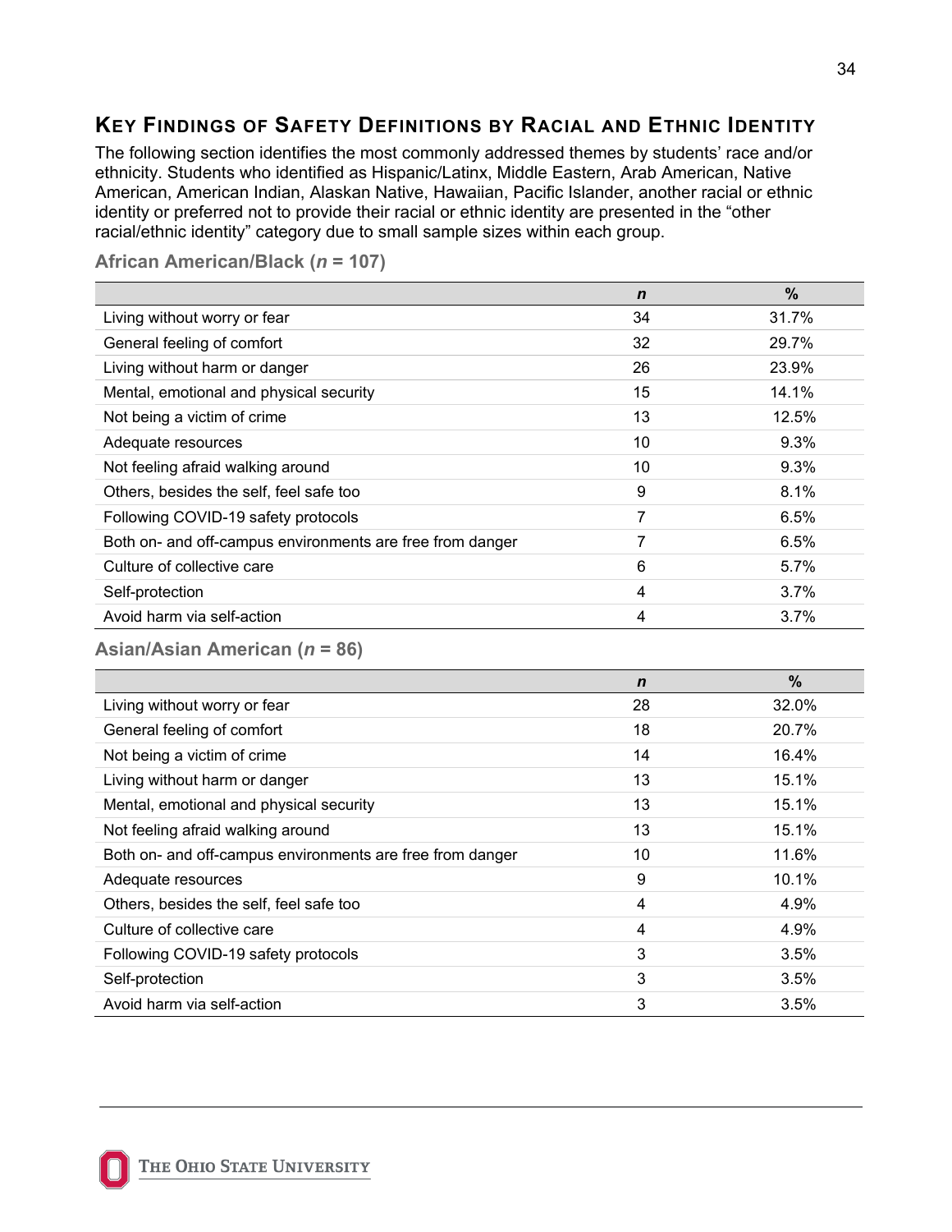## Key Findings of Safety Definitions by Racial and Ethnic Identity

The following section identifies the most commonly addressed themes by students' race and/or ethnicity. Students who identified as Hispanic/Latinx, Middle Eastern, Arab American, Native American, American Indian, Alaskan Native, Hawaiian, Pacific Islander, another racial or ethnic identity or preferred not to provide their racial or ethnic identity are presented in the "other racial/ethnic identity" category due to small sample sizes within each group.

### African American/Black (*n* = 107)

| | *n* | % |
|---|---|---|
| Living without worry or fear | 34 | 31.7% |
| General feeling of comfort | 32 | 29.7% |
| Living without harm or danger | 26 | 23.9% |
| Mental, emotional and physical security | 15 | 14.1% |
| Not being a victim of crime | 13 | 12.5% |
| Adequate resources | 10 | 9.3% |
| Not feeling afraid walking around | 10 | 9.3% |
| Others, besides the self, feel safe too | 9 | 8.1% |
| Following COVID-19 safety protocols | 7 | 6.5% |
| Both on- and off-campus environments are free from danger | 7 | 6.5% |
| Culture of collective care | 6 | 5.7% |
| Self-protection | 4 | 3.7% |
| Avoid harm via self-action | 4 | 3.7% |

### Asian/Asian American (*n* = 86)

| | *n* | % |
|---|---|---|
| Living without worry or fear | 28 | 32.0% |
| General feeling of comfort | 18 | 20.7% |
| Not being a victim of crime | 14 | 16.4% |
| Living without harm or danger | 13 | 15.1% |
| Mental, emotional and physical security | 13 | 15.1% |
| Not feeling afraid walking around | 13 | 15.1% |
| Both on- and off-campus environments are free from danger | 10 | 11.6% |
| Adequate resources | 9 | 10.1% |
| Others, besides the self, feel safe too | 4 | 4.9% |
| Culture of collective care | 4 | 4.9% |
| Following COVID-19 safety protocols | 3 | 3.5% |
| Self-protection | 3 | 3.5% |
| Avoid harm via self-action | 3 | 3.5% |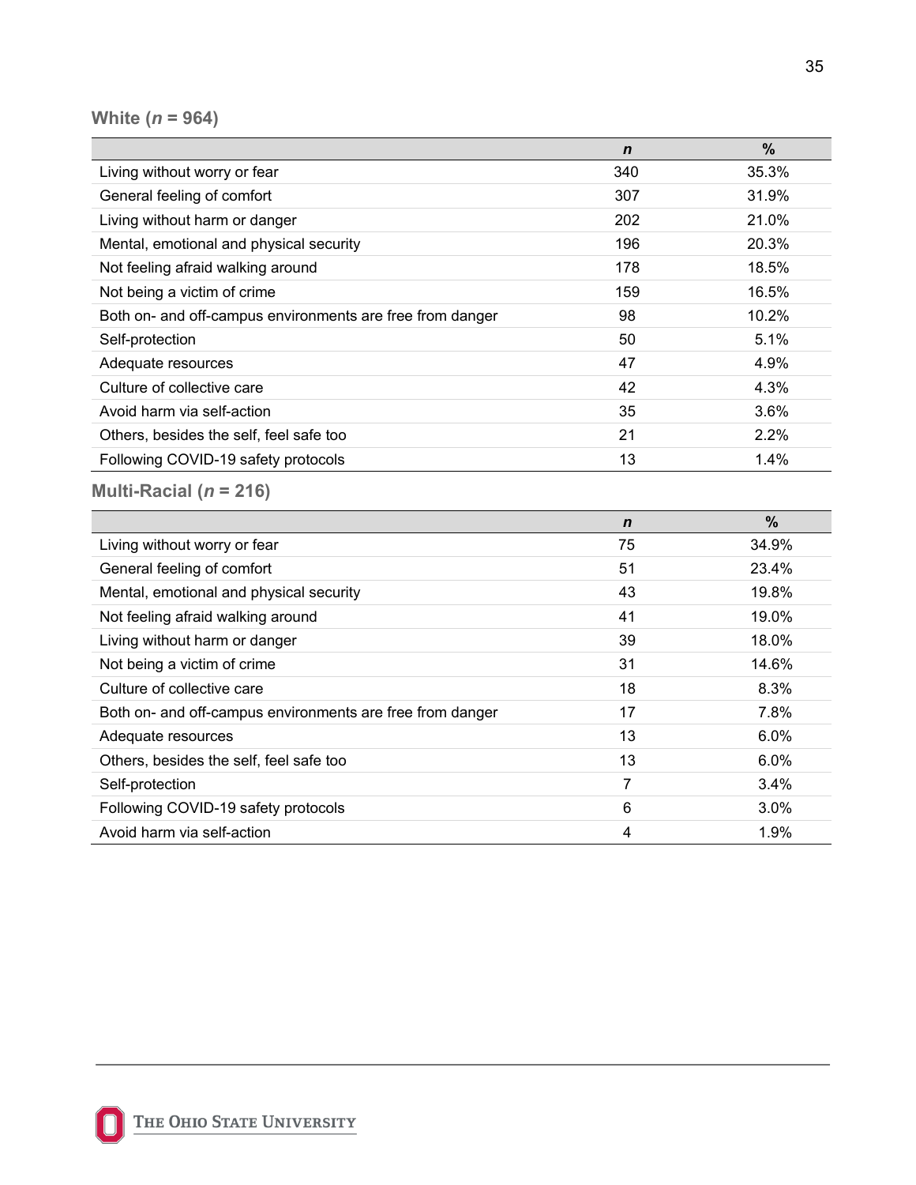**White (*n* = 964)**

| | *n* | % |
|---|---|---|
| Living without worry or fear | 340 | 35.3% |
| General feeling of comfort | 307 | 31.9% |
| Living without harm or danger | 202 | 21.0% |
| Mental, emotional and physical security | 196 | 20.3% |
| Not feeling afraid walking around | 178 | 18.5% |
| Not being a victim of crime | 159 | 16.5% |
| Both on- and off-campus environments are free from danger | 98 | 10.2% |
| Self-protection | 50 | 5.1% |
| Adequate resources | 47 | 4.9% |
| Culture of collective care | 42 | 4.3% |
| Avoid harm via self-action | 35 | 3.6% |
| Others, besides the self, feel safe too | 21 | 2.2% |
| Following COVID-19 safety protocols | 13 | 1.4% |

**Multi-Racial (*n* = 216)**

| | *n* | % |
|---|---|---|
| Living without worry or fear | 75 | 34.9% |
| General feeling of comfort | 51 | 23.4% |
| Mental, emotional and physical security | 43 | 19.8% |
| Not feeling afraid walking around | 41 | 19.0% |
| Living without harm or danger | 39 | 18.0% |
| Not being a victim of crime | 31 | 14.6% |
| Culture of collective care | 18 | 8.3% |
| Both on- and off-campus environments are free from danger | 17 | 7.8% |
| Adequate resources | 13 | 6.0% |
| Others, besides the self, feel safe too | 13 | 6.0% |
| Self-protection | 7 | 3.4% |
| Following COVID-19 safety protocols | 6 | 3.0% |
| Avoid harm via self-action | 4 | 1.9% |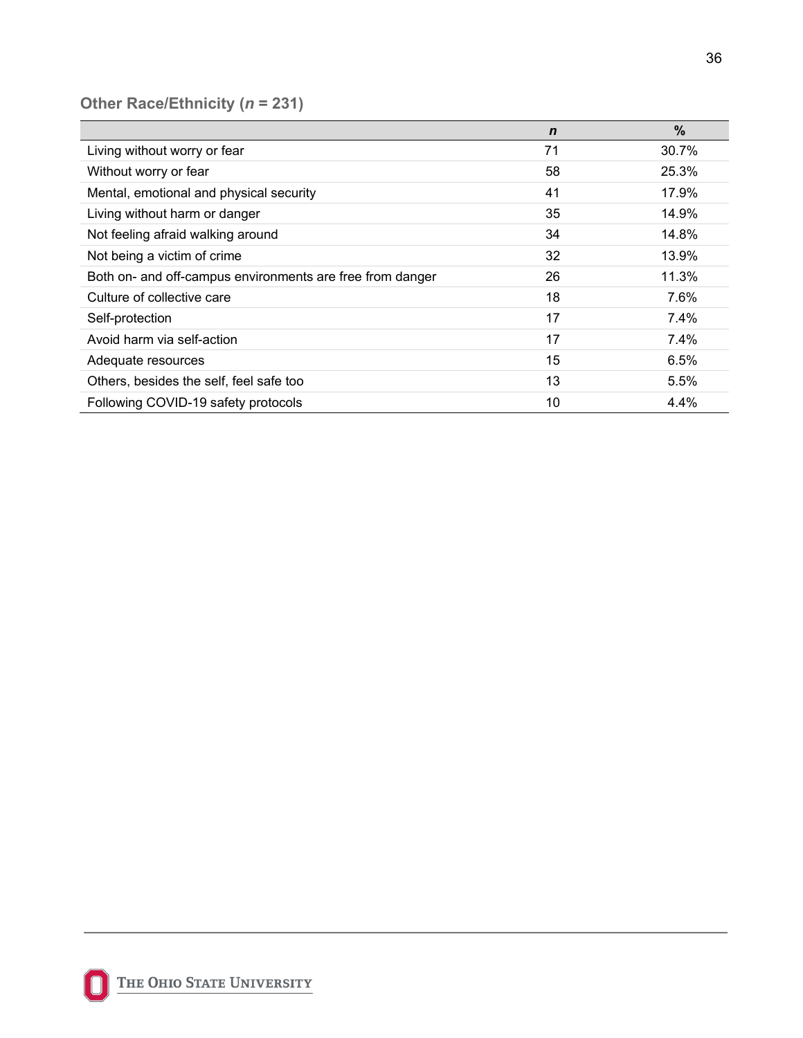### Other Race/Ethnicity ($n$ = 231)

| | *n* | % |
|---|---|---|
| Living without worry or fear | 71 | 30.7% |
| Without worry or fear | 58 | 25.3% |
| Mental, emotional and physical security | 41 | 17.9% |
| Living without harm or danger | 35 | 14.9% |
| Not feeling afraid walking around | 34 | 14.8% |
| Not being a victim of crime | 32 | 13.9% |
| Both on- and off-campus environments are free from danger | 26 | 11.3% |
| Culture of collective care | 18 | 7.6% |
| Self-protection | 17 | 7.4% |
| Avoid harm via self-action | 17 | 7.4% |
| Adequate resources | 15 | 6.5% |
| Others, besides the self, feel safe too | 13 | 5.5% |
| Following COVID-19 safety protocols | 10 | 4.4% |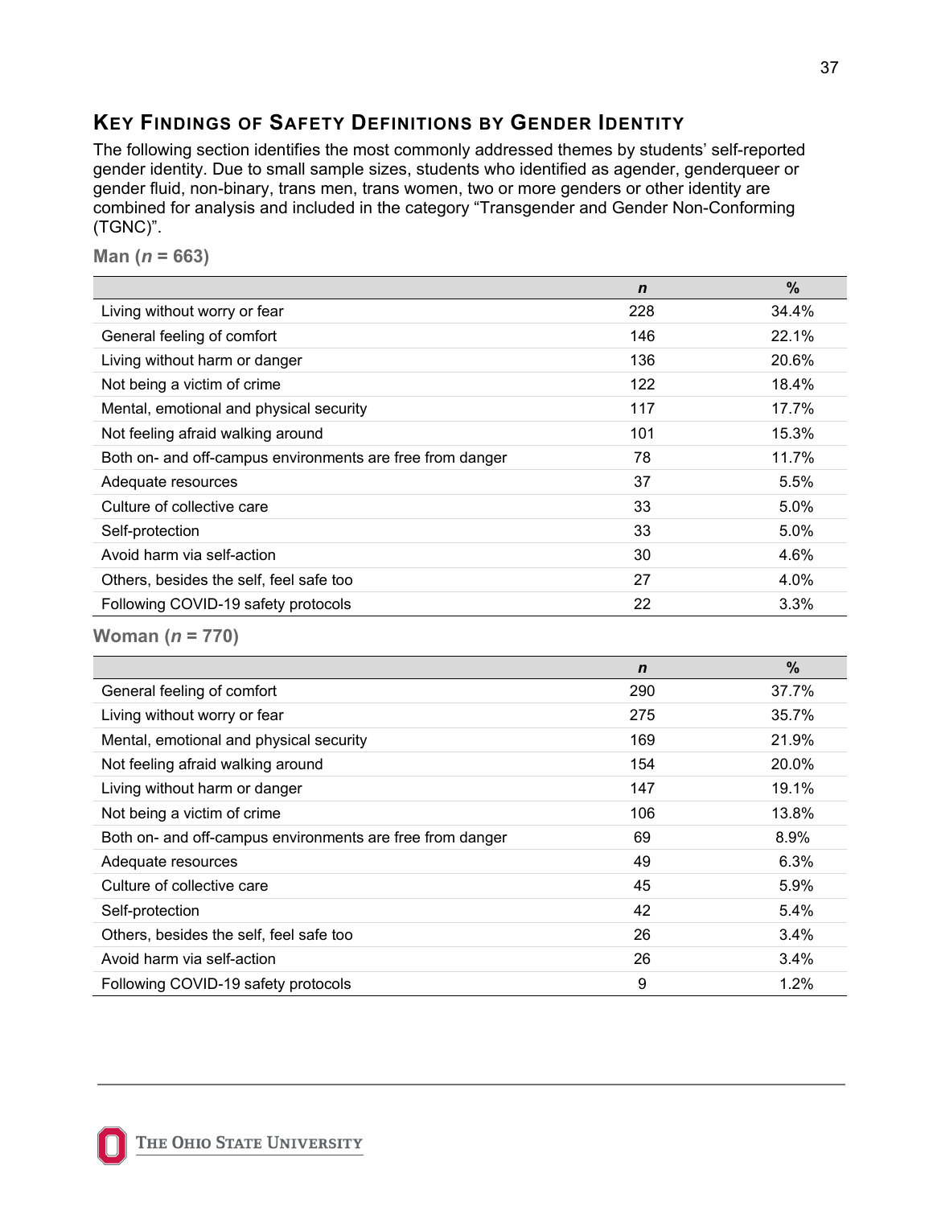## Key Findings of Safety Definitions by Gender Identity

The following section identifies the most commonly addressed themes by students' self-reported gender identity. Due to small sample sizes, students who identified as agender, genderqueer or gender fluid, non-binary, trans men, trans women, two or more genders or other identity are combined for analysis and included in the category "Transgender and Gender Non-Conforming (TGNC)".

### Man (*n* = 663)

| | *n* | % |
|---|---|---|
| Living without worry or fear | 228 | 34.4% |
| General feeling of comfort | 146 | 22.1% |
| Living without harm or danger | 136 | 20.6% |
| Not being a victim of crime | 122 | 18.4% |
| Mental, emotional and physical security | 117 | 17.7% |
| Not feeling afraid walking around | 101 | 15.3% |
| Both on- and off-campus environments are free from danger | 78 | 11.7% |
| Adequate resources | 37 | 5.5% |
| Culture of collective care | 33 | 5.0% |
| Self-protection | 33 | 5.0% |
| Avoid harm via self-action | 30 | 4.6% |
| Others, besides the self, feel safe too | 27 | 4.0% |
| Following COVID-19 safety protocols | 22 | 3.3% |

### Woman (*n* = 770)

| | *n* | % |
|---|---|---|
| General feeling of comfort | 290 | 37.7% |
| Living without worry or fear | 275 | 35.7% |
| Mental, emotional and physical security | 169 | 21.9% |
| Not feeling afraid walking around | 154 | 20.0% |
| Living without harm or danger | 147 | 19.1% |
| Not being a victim of crime | 106 | 13.8% |
| Both on- and off-campus environments are free from danger | 69 | 8.9% |
| Adequate resources | 49 | 6.3% |
| Culture of collective care | 45 | 5.9% |
| Self-protection | 42 | 5.4% |
| Others, besides the self, feel safe too | 26 | 3.4% |
| Avoid harm via self-action | 26 | 3.4% |
| Following COVID-19 safety protocols | 9 | 1.2% |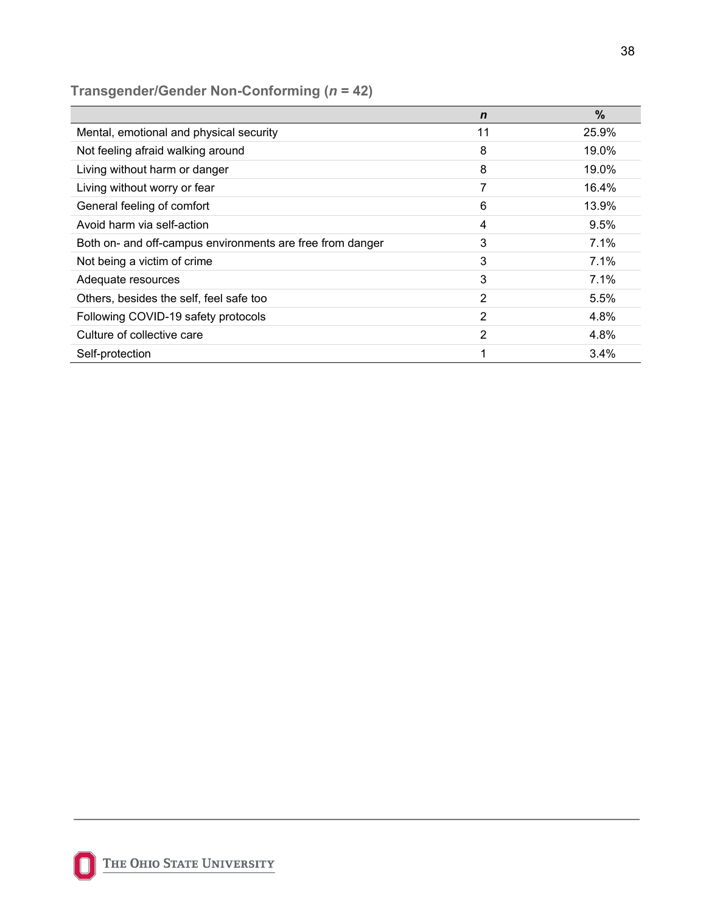### Transgender/Gender Non-Conforming (*n* = 42)

| | *n* | % |
|---|---|---|
| Mental, emotional and physical security | 11 | 25.9% |
| Not feeling afraid walking around | 8 | 19.0% |
| Living without harm or danger | 8 | 19.0% |
| Living without worry or fear | 7 | 16.4% |
| General feeling of comfort | 6 | 13.9% |
| Avoid harm via self-action | 4 | 9.5% |
| Both on- and off-campus environments are free from danger | 3 | 7.1% |
| Not being a victim of crime | 3 | 7.1% |
| Adequate resources | 3 | 7.1% |
| Others, besides the self, feel safe too | 2 | 5.5% |
| Following COVID-19 safety protocols | 2 | 4.8% |
| Culture of collective care | 2 | 4.8% |
| Self-protection | 1 | 3.4% |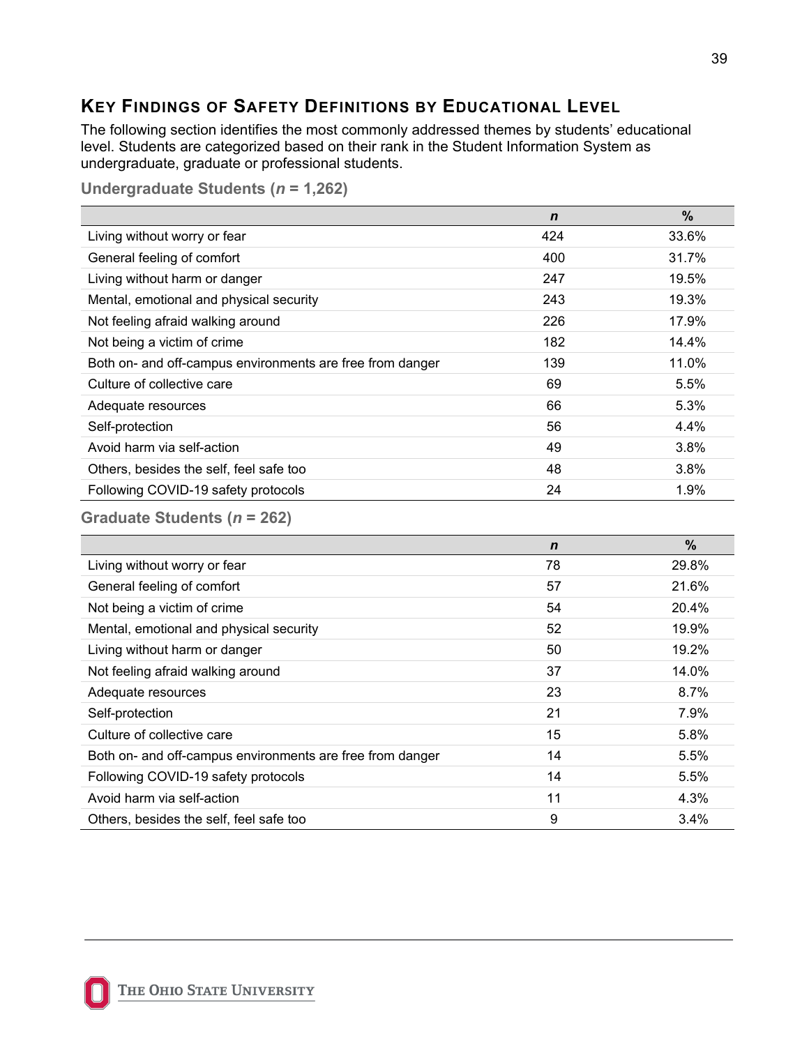## KEY FINDINGS OF SAFETY DEFINITIONS BY EDUCATIONAL LEVEL

The following section identifies the most commonly addressed themes by students' educational level. Students are categorized based on their rank in the Student Information System as undergraduate, graduate or professional students.

### Undergraduate Students (*n* = 1,262)

| | *n* | % |
|---|---|---|
| Living without worry or fear | 424 | 33.6% |
| General feeling of comfort | 400 | 31.7% |
| Living without harm or danger | 247 | 19.5% |
| Mental, emotional and physical security | 243 | 19.3% |
| Not feeling afraid walking around | 226 | 17.9% |
| Not being a victim of crime | 182 | 14.4% |
| Both on- and off-campus environments are free from danger | 139 | 11.0% |
| Culture of collective care | 69 | 5.5% |
| Adequate resources | 66 | 5.3% |
| Self-protection | 56 | 4.4% |
| Avoid harm via self-action | 49 | 3.8% |
| Others, besides the self, feel safe too | 48 | 3.8% |
| Following COVID-19 safety protocols | 24 | 1.9% |

### Graduate Students (*n* = 262)

| | *n* | % |
|---|---|---|
| Living without worry or fear | 78 | 29.8% |
| General feeling of comfort | 57 | 21.6% |
| Not being a victim of crime | 54 | 20.4% |
| Mental, emotional and physical security | 52 | 19.9% |
| Living without harm or danger | 50 | 19.2% |
| Not feeling afraid walking around | 37 | 14.0% |
| Adequate resources | 23 | 8.7% |
| Self-protection | 21 | 7.9% |
| Culture of collective care | 15 | 5.8% |
| Both on- and off-campus environments are free from danger | 14 | 5.5% |
| Following COVID-19 safety protocols | 14 | 5.5% |
| Avoid harm via self-action | 11 | 4.3% |
| Others, besides the self, feel safe too | 9 | 3.4% |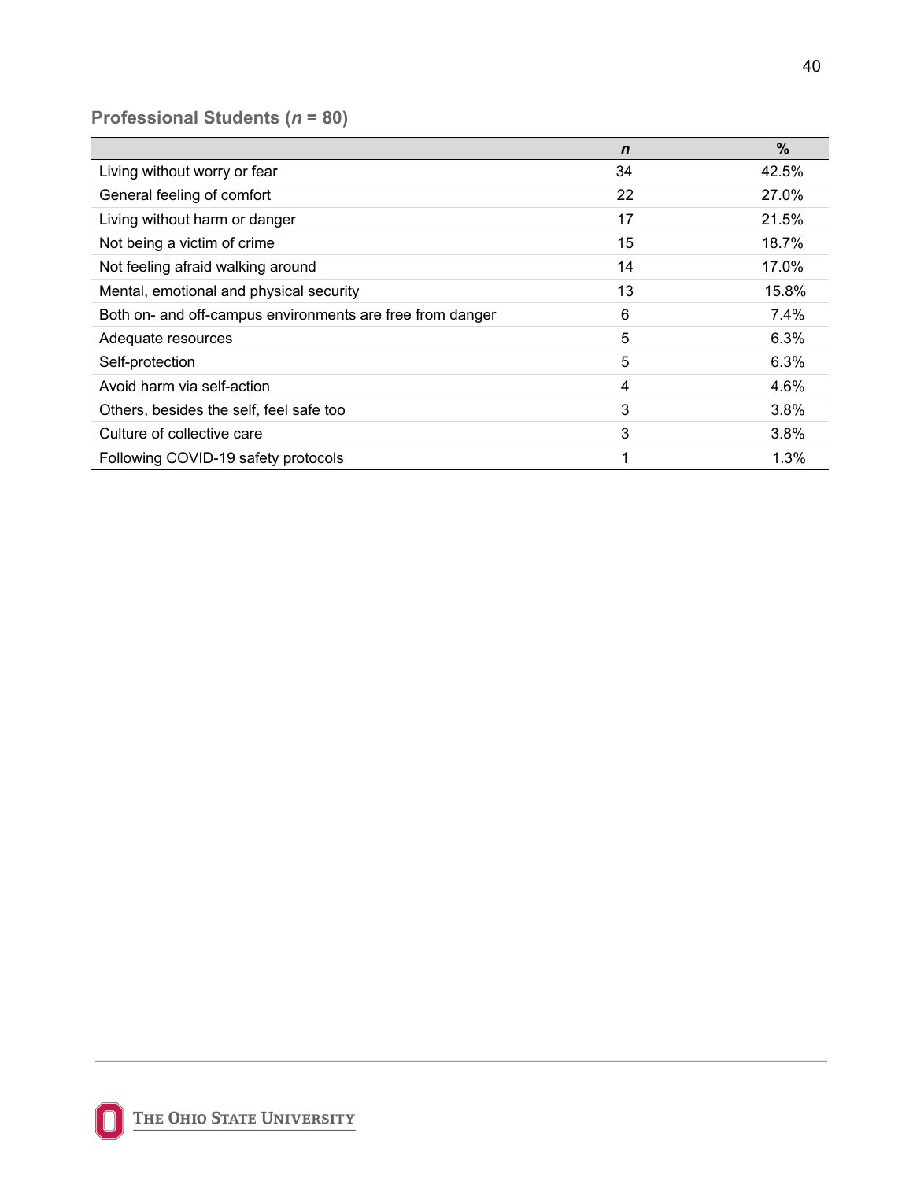### Professional Students (*n* = 80)

| | *n* | % |
|---|---|---|
| Living without worry or fear | 34 | 42.5% |
| General feeling of comfort | 22 | 27.0% |
| Living without harm or danger | 17 | 21.5% |
| Not being a victim of crime | 15 | 18.7% |
| Not feeling afraid walking around | 14 | 17.0% |
| Mental, emotional and physical security | 13 | 15.8% |
| Both on- and off-campus environments are free from danger | 6 | 7.4% |
| Adequate resources | 5 | 6.3% |
| Self-protection | 5 | 6.3% |
| Avoid harm via self-action | 4 | 4.6% |
| Others, besides the self, feel safe too | 3 | 3.8% |
| Culture of collective care | 3 | 3.8% |
| Following COVID-19 safety protocols | 1 | 1.3% |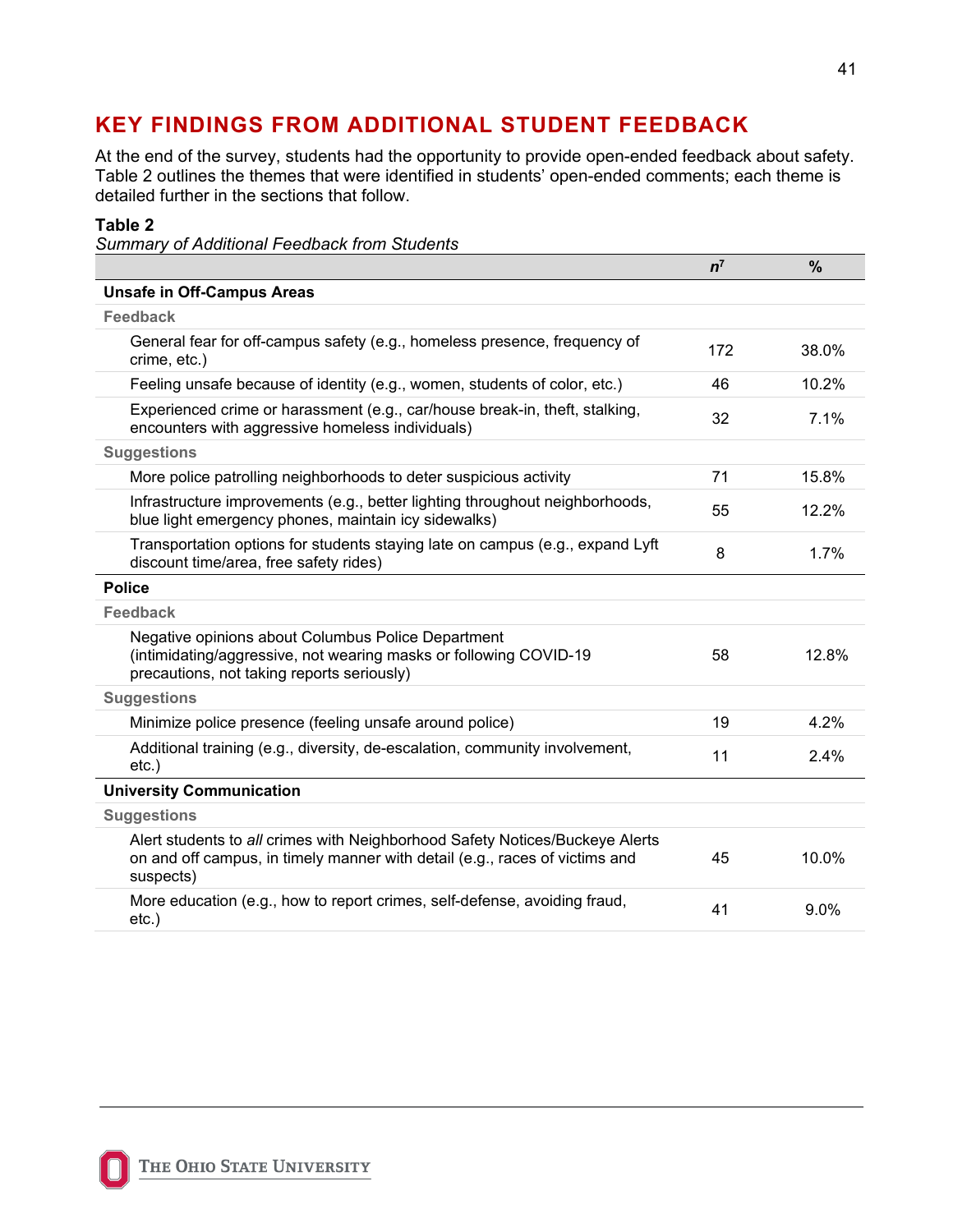## KEY FINDINGS FROM ADDITIONAL STUDENT FEEDBACK

At the end of the survey, students had the opportunity to provide open-ended feedback about safety. Table 2 outlines the themes that were identified in students' open-ended comments; each theme is detailed further in the sections that follow.

**Table 2**

*Summary of Additional Feedback from Students*

| | *n*[7] | % |
|---|---|---|
| **Unsafe in Off-Campus Areas** | | |
| Feedback | | |
| General fear for off-campus safety (e.g., homeless presence, frequency of crime, etc.) | 172 | 38.0% |
| Feeling unsafe because of identity (e.g., women, students of color, etc.) | 46 | 10.2% |
| Experienced crime or harassment (e.g., car/house break-in, theft, stalking, encounters with aggressive homeless individuals) | 32 | 7.1% |
| Suggestions | | |
| More police patrolling neighborhoods to deter suspicious activity | 71 | 15.8% |
| Infrastructure improvements (e.g., better lighting throughout neighborhoods, blue light emergency phones, maintain icy sidewalks) | 55 | 12.2% |
| Transportation options for students staying late on campus (e.g., expand Lyft discount time/area, free safety rides) | 8 | 1.7% |
| **Police** | | |
| Feedback | | |
| Negative opinions about Columbus Police Department (intimidating/aggressive, not wearing masks or following COVID-19 precautions, not taking reports seriously) | 58 | 12.8% |
| Suggestions | | |
| Minimize police presence (feeling unsafe around police) | 19 | 4.2% |
| Additional training (e.g., diversity, de-escalation, community involvement, etc.) | 11 | 2.4% |
| **University Communication** | | |
| Suggestions | | |
| Alert students to *all* crimes with Neighborhood Safety Notices/Buckeye Alerts on and off campus, in timely manner with detail (e.g., races of victims and suspects) | 45 | 10.0% |
| More education (e.g., how to report crimes, self-defense, avoiding fraud, etc.) | 41 | 9.0% |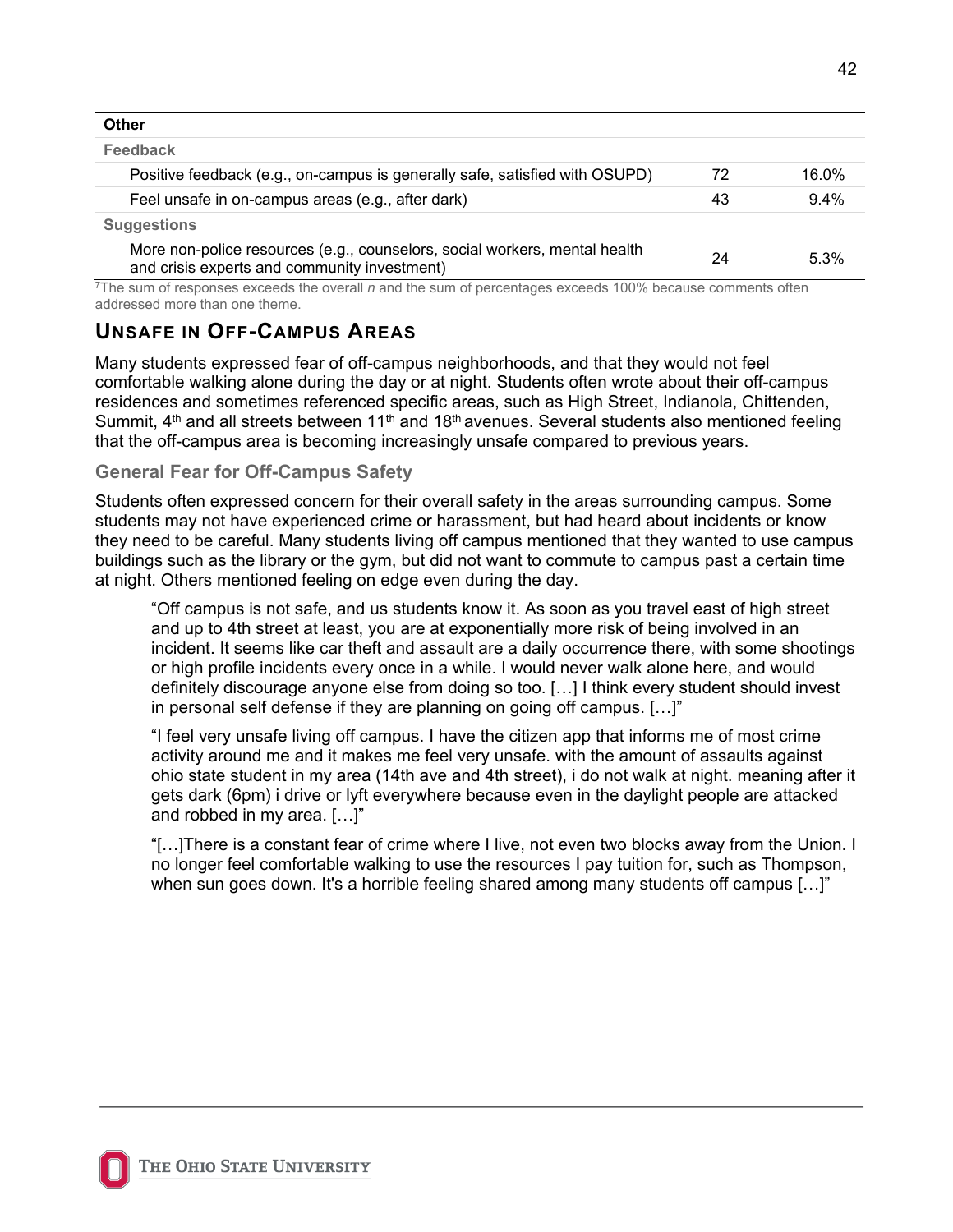| Other | | |
| --- | --- | --- |
| **Feedback** | | |
| Positive feedback (e.g., on-campus is generally safe, satisfied with OSUPD) | 72 | 16.0% |
| Feel unsafe in on-campus areas (e.g., after dark) | 43 | 9.4% |
| **Suggestions** | | |
| More non-police resources (e.g., counselors, social workers, mental health and crisis experts and community investment) | 24 | 5.3% |

[7]The sum of responses exceeds the overall *n* and the sum of percentages exceeds 100% because comments often addressed more than one theme.

## Unsafe in Off-Campus Areas

Many students expressed fear of off-campus neighborhoods, and that they would not feel comfortable walking alone during the day or at night. Students often wrote about their off-campus residences and sometimes referenced specific areas, such as High Street, Indianola, Chittenden, Summit, 4th and all streets between 11th and 18th avenues. Several students also mentioned feeling that the off-campus area is becoming increasingly unsafe compared to previous years.

### General Fear for Off-Campus Safety

Students often expressed concern for their overall safety in the areas surrounding campus. Some students may not have experienced crime or harassment, but had heard about incidents or know they need to be careful. Many students living off campus mentioned that they wanted to use campus buildings such as the library or the gym, but did not want to commute to campus past a certain time at night. Others mentioned feeling on edge even during the day.

> "Off campus is not safe, and us students know it. As soon as you travel east of high street and up to 4th street at least, you are at exponentially more risk of being involved in an incident. It seems like car theft and assault are a daily occurrence there, with some shootings or high profile incidents every once in a while. I would never walk alone here, and would definitely discourage anyone else from doing so too. […] I think every student should invest in personal self defense if they are planning on going off campus. […]"

> "I feel very unsafe living off campus. I have the citizen app that informs me of most crime activity around me and it makes me feel very unsafe. with the amount of assaults against ohio state student in my area (14th ave and 4th street), i do not walk at night. meaning after it gets dark (6pm) i drive or lyft everywhere because even in the daylight people are attacked and robbed in my area. […]"

> "[…]There is a constant fear of crime where I live, not even two blocks away from the Union. I no longer feel comfortable walking to use the resources I pay tuition for, such as Thompson, when sun goes down. It's a horrible feeling shared among many students off campus […]"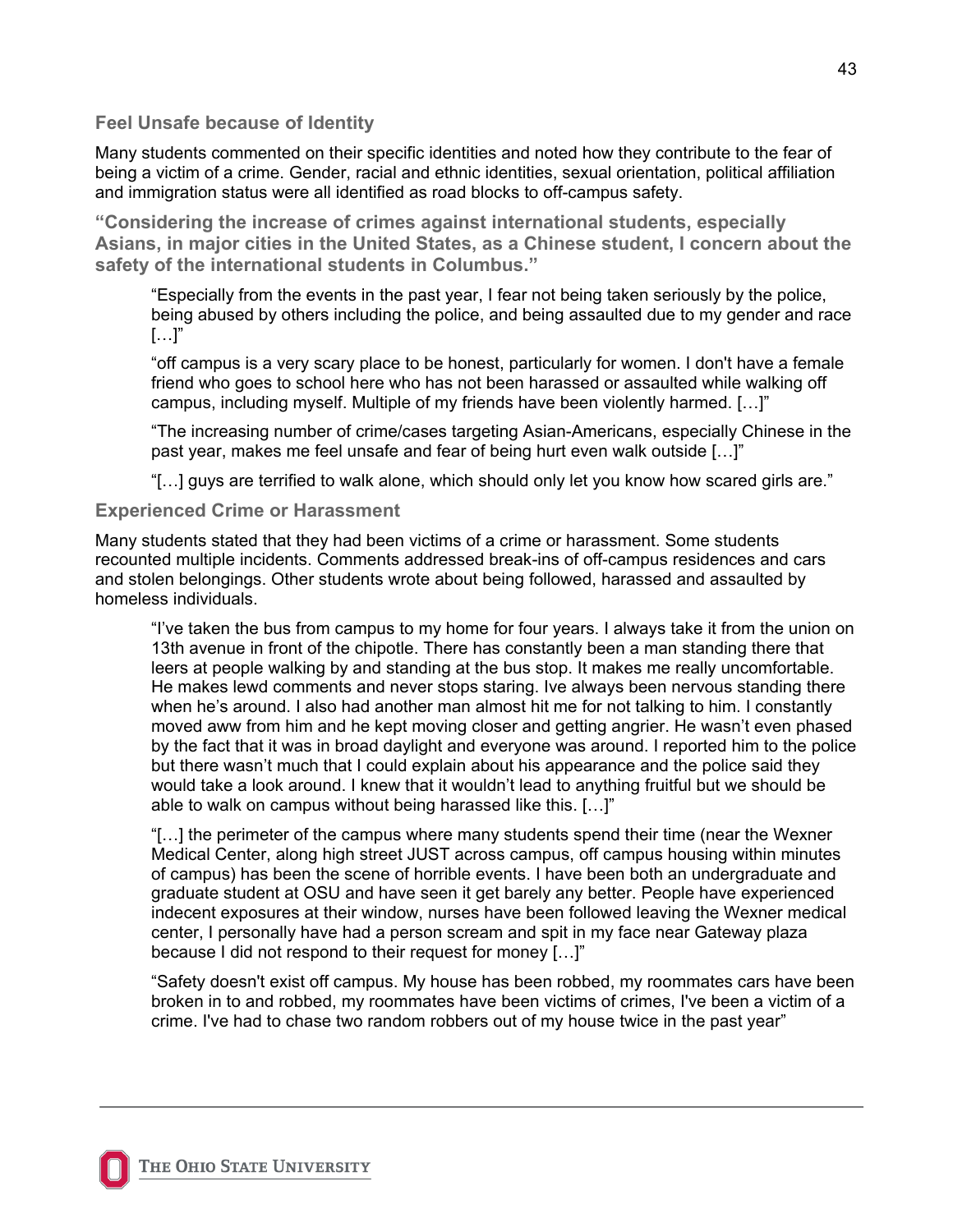### Feel Unsafe because of Identity

Many students commented on their specific identities and noted how they contribute to the fear of being a victim of a crime. Gender, racial and ethnic identities, sexual orientation, political affiliation and immigration status were all identified as road blocks to off-campus safety.

**“Considering the increase of crimes against international students, especially Asians, in major cities in the United States, as a Chinese student, I concern about the safety of the international students in Columbus.”**

> “Especially from the events in the past year, I fear not being taken seriously by the police, being abused by others including the police, and being assaulted due to my gender and race […]”
>
> “off campus is a very scary place to be honest, particularly for women. I don't have a female friend who goes to school here who has not been harassed or assaulted while walking off campus, including myself. Multiple of my friends have been violently harmed. […]”
>
> “The increasing number of crime/cases targeting Asian-Americans, especially Chinese in the past year, makes me feel unsafe and fear of being hurt even walk outside […]”
>
> “[…] guys are terrified to walk alone, which should only let you know how scared girls are.”

### Experienced Crime or Harassment

Many students stated that they had been victims of a crime or harassment. Some students recounted multiple incidents. Comments addressed break-ins of off-campus residences and cars and stolen belongings. Other students wrote about being followed, harassed and assaulted by homeless individuals.

> “I’ve taken the bus from campus to my home for four years. I always take it from the union on 13th avenue in front of the chipotle. There has constantly been a man standing there that leers at people walking by and standing at the bus stop. It makes me really uncomfortable. He makes lewd comments and never stops staring. Ive always been nervous standing there when he’s around. I also had another man almost hit me for not talking to him. I constantly moved aww from him and he kept moving closer and getting angrier. He wasn’t even phased by the fact that it was in broad daylight and everyone was around. I reported him to the police but there wasn’t much that I could explain about his appearance and the police said they would take a look around. I knew that it wouldn’t lead to anything fruitful but we should be able to walk on campus without being harassed like this. […]”
>
> “[…] the perimeter of the campus where many students spend their time (near the Wexner Medical Center, along high street JUST across campus, off campus housing within minutes of campus) has been the scene of horrible events. I have been both an undergraduate and graduate student at OSU and have seen it get barely any better. People have experienced indecent exposures at their window, nurses have been followed leaving the Wexner medical center, I personally have had a person scream and spit in my face near Gateway plaza because I did not respond to their request for money […]”
>
> “Safety doesn't exist off campus. My house has been robbed, my roommates cars have been broken in to and robbed, my roommates have been victims of crimes, I've been a victim of a crime. I've had to chase two random robbers out of my house twice in the past year”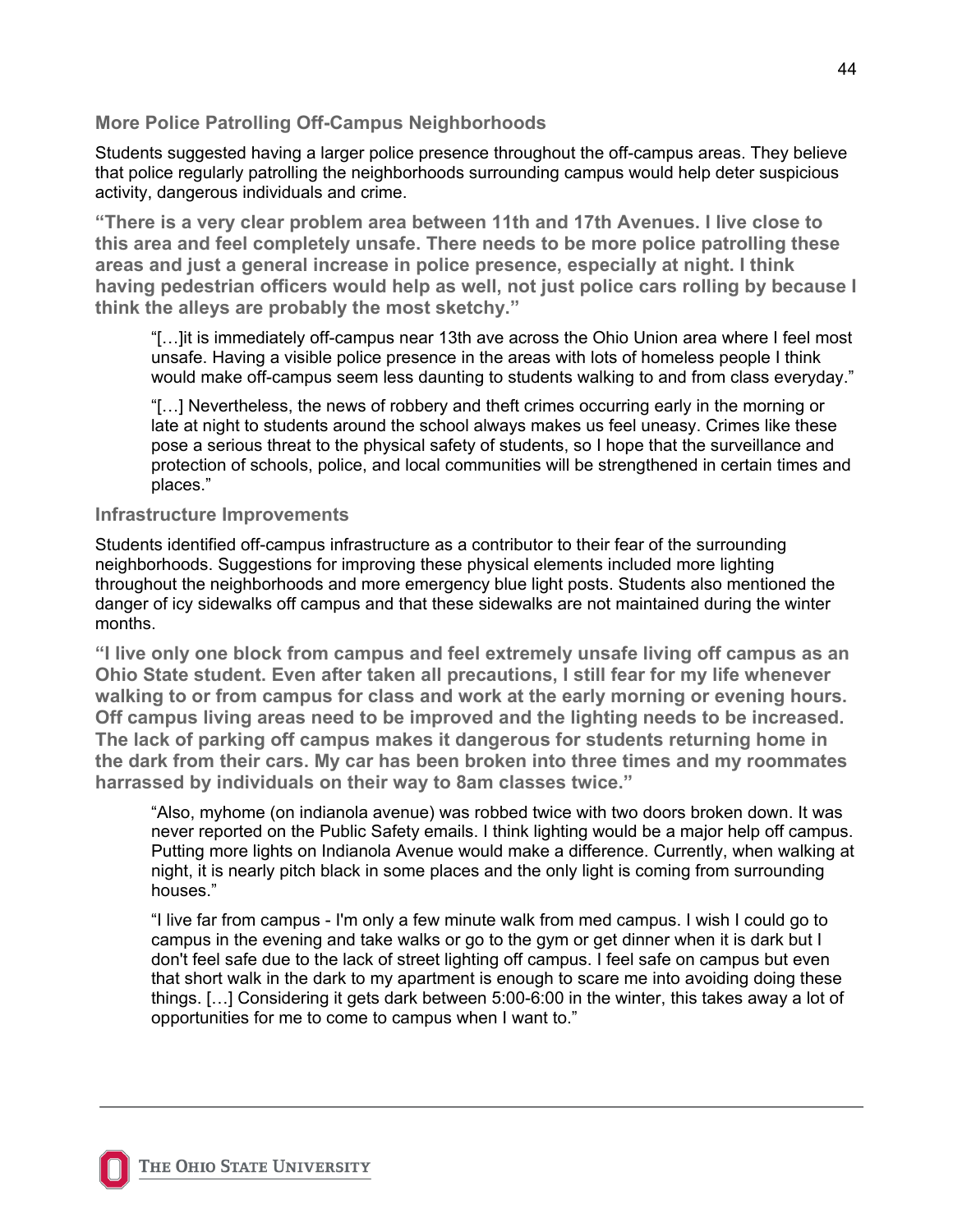### More Police Patrolling Off-Campus Neighborhoods

Students suggested having a larger police presence throughout the off-campus areas. They believe that police regularly patrolling the neighborhoods surrounding campus would help deter suspicious activity, dangerous individuals and crime.

**"There is a very clear problem area between 11th and 17th Avenues. I live close to this area and feel completely unsafe. There needs to be more police patrolling these areas and just a general increase in police presence, especially at night. I think having pedestrian officers would help as well, not just police cars rolling by because I think the alleys are probably the most sketchy."**

> "[…]it is immediately off-campus near 13th ave across the Ohio Union area where I feel most unsafe. Having a visible police presence in the areas with lots of homeless people I think would make off-campus seem less daunting to students walking to and from class everyday."

> "[…] Nevertheless, the news of robbery and theft crimes occurring early in the morning or late at night to students around the school always makes us feel uneasy. Crimes like these pose a serious threat to the physical safety of students, so I hope that the surveillance and protection of schools, police, and local communities will be strengthened in certain times and places."

### Infrastructure Improvements

Students identified off-campus infrastructure as a contributor to their fear of the surrounding neighborhoods. Suggestions for improving these physical elements included more lighting throughout the neighborhoods and more emergency blue light posts. Students also mentioned the danger of icy sidewalks off campus and that these sidewalks are not maintained during the winter months.

**"I live only one block from campus and feel extremely unsafe living off campus as an Ohio State student. Even after taken all precautions, I still fear for my life whenever walking to or from campus for class and work at the early morning or evening hours. Off campus living areas need to be improved and the lighting needs to be increased. The lack of parking off campus makes it dangerous for students returning home in the dark from their cars. My car has been broken into three times and my roommates harrassed by individuals on their way to 8am classes twice."**

> "Also, myhome (on indianola avenue) was robbed twice with two doors broken down. It was never reported on the Public Safety emails. I think lighting would be a major help off campus. Putting more lights on Indianola Avenue would make a difference. Currently, when walking at night, it is nearly pitch black in some places and the only light is coming from surrounding houses."

> "I live far from campus - I'm only a few minute walk from med campus. I wish I could go to campus in the evening and take walks or go to the gym or get dinner when it is dark but I don't feel safe due to the lack of street lighting off campus. I feel safe on campus but even that short walk in the dark to my apartment is enough to scare me into avoiding doing these things. […] Considering it gets dark between 5:00-6:00 in the winter, this takes away a lot of opportunities for me to come to campus when I want to."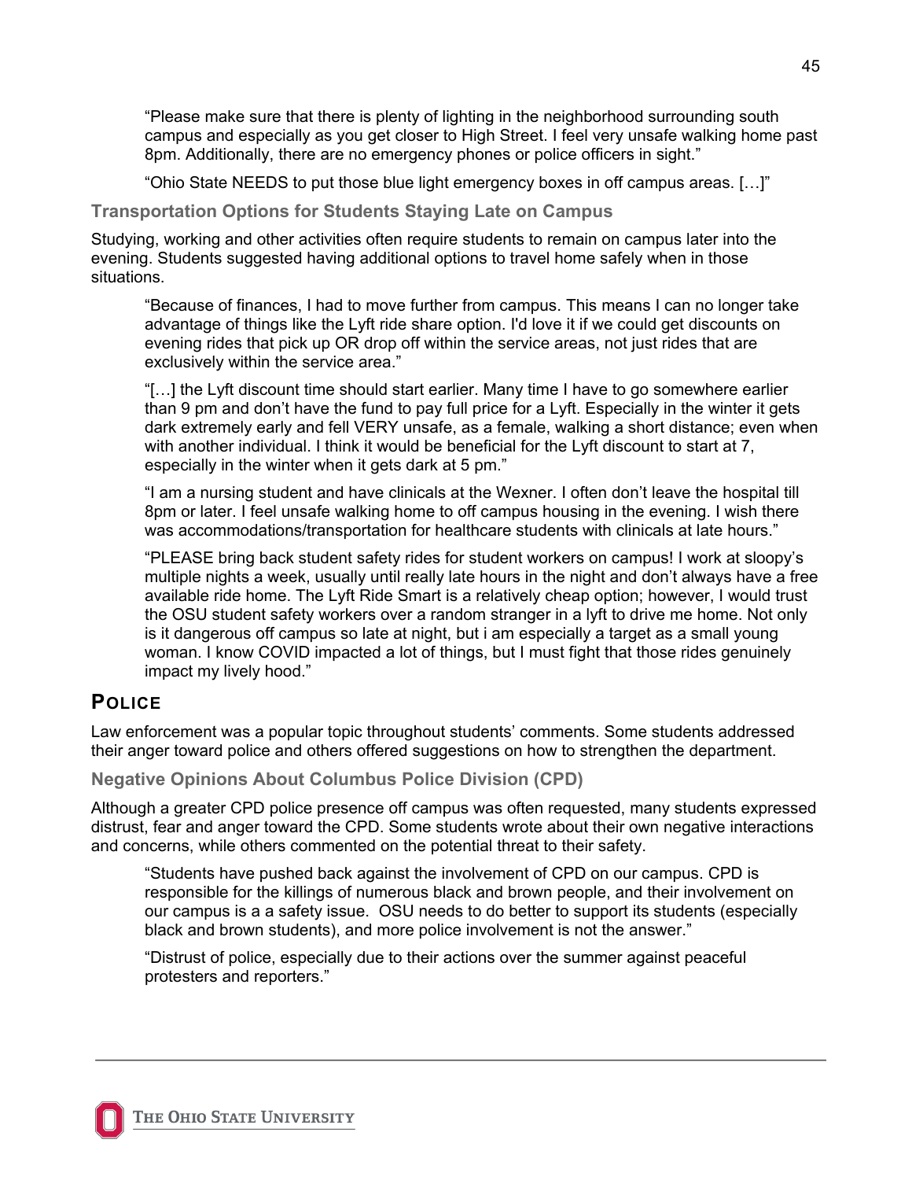> "Please make sure that there is plenty of lighting in the neighborhood surrounding south campus and especially as you get closer to High Street. I feel very unsafe walking home past 8pm. Additionally, there are no emergency phones or police officers in sight."

> "Ohio State NEEDS to put those blue light emergency boxes in off campus areas. […]"

### Transportation Options for Students Staying Late on Campus

Studying, working and other activities often require students to remain on campus later into the evening. Students suggested having additional options to travel home safely when in those situations.

> "Because of finances, I had to move further from campus. This means I can no longer take advantage of things like the Lyft ride share option. I'd love it if we could get discounts on evening rides that pick up OR drop off within the service areas, not just rides that are exclusively within the service area."

> "[…] the Lyft discount time should start earlier. Many time I have to go somewhere earlier than 9 pm and don't have the fund to pay full price for a Lyft. Especially in the winter it gets dark extremely early and fell VERY unsafe, as a female, walking a short distance; even when with another individual. I think it would be beneficial for the Lyft discount to start at 7, especially in the winter when it gets dark at 5 pm."

> "I am a nursing student and have clinicals at the Wexner. I often don't leave the hospital till 8pm or later. I feel unsafe walking home to off campus housing in the evening. I wish there was accommodations/transportation for healthcare students with clinicals at late hours."

> "PLEASE bring back student safety rides for student workers on campus! I work at sloopy's multiple nights a week, usually until really late hours in the night and don't always have a free available ride home. The Lyft Ride Smart is a relatively cheap option; however, I would trust the OSU student safety workers over a random stranger in a lyft to drive me home. Not only is it dangerous off campus so late at night, but i am especially a target as a small young woman. I know COVID impacted a lot of things, but I must fight that those rides genuinely impact my lively hood."

## Police

Law enforcement was a popular topic throughout students' comments. Some students addressed their anger toward police and others offered suggestions on how to strengthen the department.

### Negative Opinions About Columbus Police Division (CPD)

Although a greater CPD police presence off campus was often requested, many students expressed distrust, fear and anger toward the CPD. Some students wrote about their own negative interactions and concerns, while others commented on the potential threat to their safety.

> "Students have pushed back against the involvement of CPD on our campus. CPD is responsible for the killings of numerous black and brown people, and their involvement on our campus is a a safety issue. OSU needs to do better to support its students (especially black and brown students), and more police involvement is not the answer."

> "Distrust of police, especially due to their actions over the summer against peaceful protesters and reporters."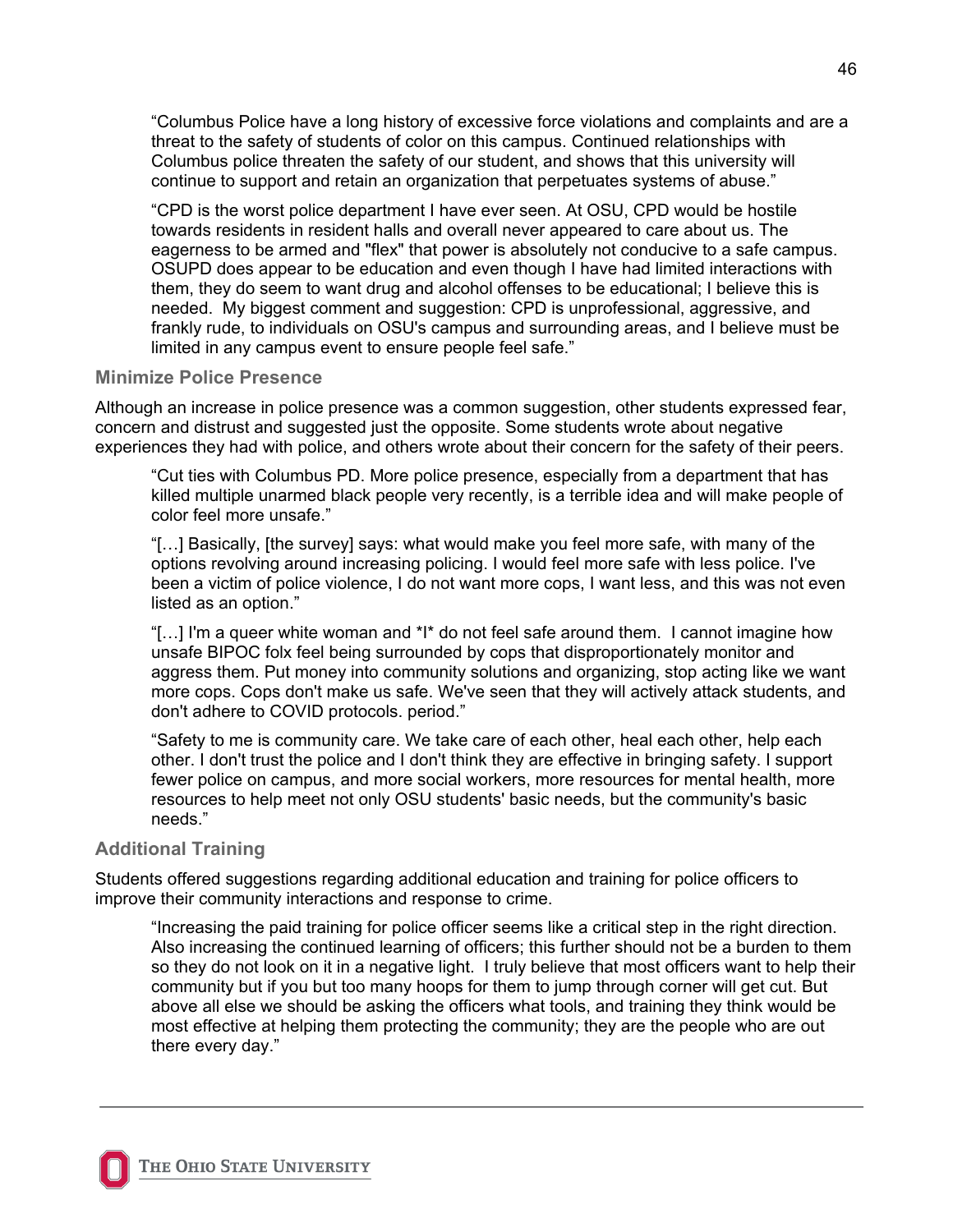> "Columbus Police have a long history of excessive force violations and complaints and are a threat to the safety of students of color on this campus. Continued relationships with Columbus police threaten the safety of our student, and shows that this university will continue to support and retain an organization that perpetuates systems of abuse."

> "CPD is the worst police department I have ever seen. At OSU, CPD would be hostile towards residents in resident halls and overall never appeared to care about us. The eagerness to be armed and "flex" that power is absolutely not conducive to a safe campus. OSUPD does appear to be education and even though I have had limited interactions with them, they do seem to want drug and alcohol offenses to be educational; I believe this is needed. My biggest comment and suggestion: CPD is unprofessional, aggressive, and frankly rude, to individuals on OSU's campus and surrounding areas, and I believe must be limited in any campus event to ensure people feel safe."

### Minimize Police Presence

Although an increase in police presence was a common suggestion, other students expressed fear, concern and distrust and suggested just the opposite. Some students wrote about negative experiences they had with police, and others wrote about their concern for the safety of their peers.

> "Cut ties with Columbus PD. More police presence, especially from a department that has killed multiple unarmed black people very recently, is a terrible idea and will make people of color feel more unsafe."

> "[…] Basically, [the survey] says: what would make you feel more safe, with many of the options revolving around increasing policing. I would feel more safe with less police. I've been a victim of police violence, I do not want more cops, I want less, and this was not even listed as an option."

> "[…] I'm a queer white woman and *I* do not feel safe around them. I cannot imagine how unsafe BIPOC folx feel being surrounded by cops that disproportionately monitor and aggress them. Put money into community solutions and organizing, stop acting like we want more cops. Cops don't make us safe. We've seen that they will actively attack students, and don't adhere to COVID protocols. period."

> "Safety to me is community care. We take care of each other, heal each other, help each other. I don't trust the police and I don't think they are effective in bringing safety. I support fewer police on campus, and more social workers, more resources for mental health, more resources to help meet not only OSU students' basic needs, but the community's basic needs."

### Additional Training

Students offered suggestions regarding additional education and training for police officers to improve their community interactions and response to crime.

> "Increasing the paid training for police officer seems like a critical step in the right direction. Also increasing the continued learning of officers; this further should not be a burden to them so they do not look on it in a negative light. I truly believe that most officers want to help their community but if you but too many hoops for them to jump through corner will get cut. But above all else we should be asking the officers what tools, and training they think would be most effective at helping them protecting the community; they are the people who are out there every day."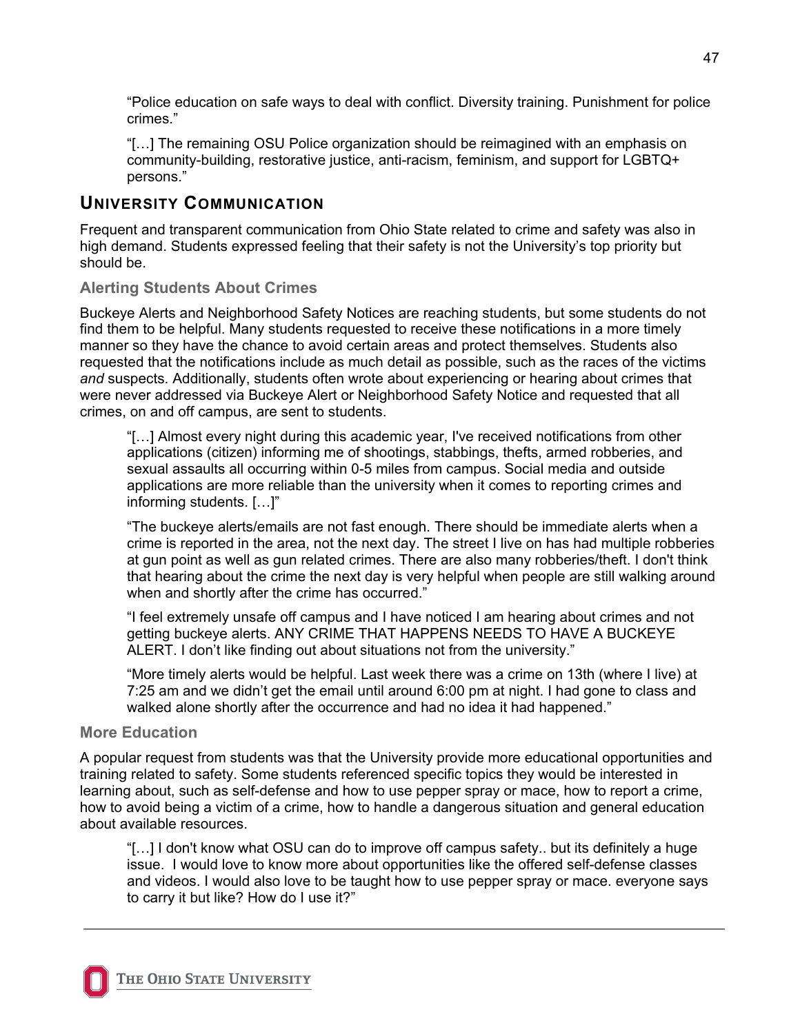“Police education on safe ways to deal with conflict. Diversity training. Punishment for police crimes.”

“[…] The remaining OSU Police organization should be reimagined with an emphasis on community-building, restorative justice, anti-racism, feminism, and support for LGBTQ+ persons.”

## University Communication

Frequent and transparent communication from Ohio State related to crime and safety was also in high demand. Students expressed feeling that their safety is not the University’s top priority but should be.

### Alerting Students About Crimes

Buckeye Alerts and Neighborhood Safety Notices are reaching students, but some students do not find them to be helpful. Many students requested to receive these notifications in a more timely manner so they have the chance to avoid certain areas and protect themselves. Students also requested that the notifications include as much detail as possible, such as the races of the victims *and* suspects. Additionally, students often wrote about experiencing or hearing about crimes that were never addressed via Buckeye Alert or Neighborhood Safety Notice and requested that all crimes, on and off campus, are sent to students.

“[…] Almost every night during this academic year, I've received notifications from other applications (citizen) informing me of shootings, stabbings, thefts, armed robberies, and sexual assaults all occurring within 0-5 miles from campus. Social media and outside applications are more reliable than the university when it comes to reporting crimes and informing students. […]”

“The buckeye alerts/emails are not fast enough. There should be immediate alerts when a crime is reported in the area, not the next day. The street I live on has had multiple robberies at gun point as well as gun related crimes. There are also many robberies/theft. I don't think that hearing about the crime the next day is very helpful when people are still walking around when and shortly after the crime has occurred.”

“I feel extremely unsafe off campus and I have noticed I am hearing about crimes and not getting buckeye alerts. ANY CRIME THAT HAPPENS NEEDS TO HAVE A BUCKEYE ALERT. I don’t like finding out about situations not from the university.”

“More timely alerts would be helpful. Last week there was a crime on 13th (where I live) at 7:25 am and we didn’t get the email until around 6:00 pm at night. I had gone to class and walked alone shortly after the occurrence and had no idea it had happened.”

### More Education

A popular request from students was that the University provide more educational opportunities and training related to safety. Some students referenced specific topics they would be interested in learning about, such as self-defense and how to use pepper spray or mace, how to report a crime, how to avoid being a victim of a crime, how to handle a dangerous situation and general education about available resources.

“[…] I don't know what OSU can do to improve off campus safety.. but its definitely a huge issue. I would love to know more about opportunities like the offered self-defense classes and videos. I would also love to be taught how to use pepper spray or mace. everyone says to carry it but like? How do I use it?”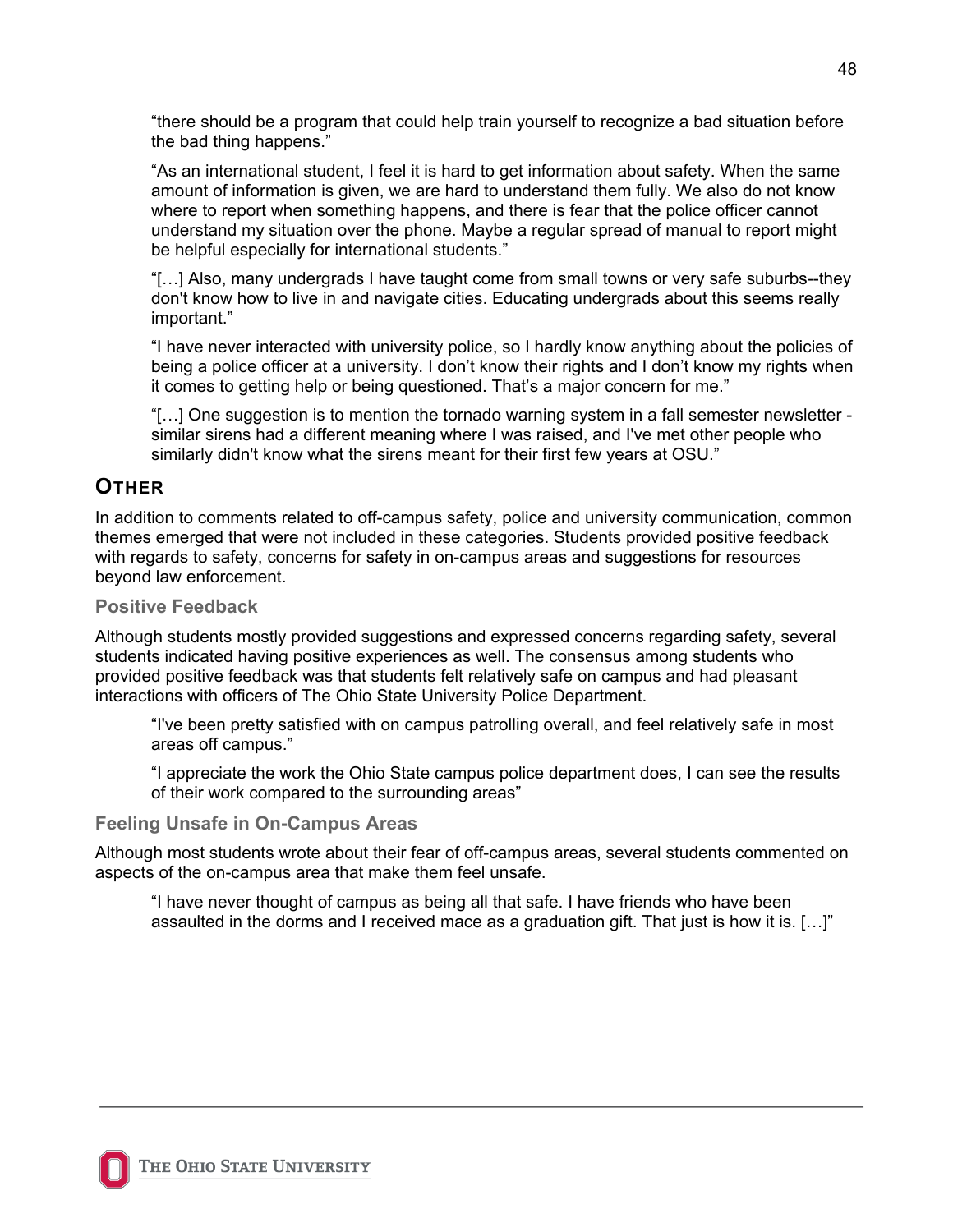> “there should be a program that could help train yourself to recognize a bad situation before the bad thing happens.”

> “As an international student, I feel it is hard to get information about safety. When the same amount of information is given, we are hard to understand them fully. We also do not know where to report when something happens, and there is fear that the police officer cannot understand my situation over the phone. Maybe a regular spread of manual to report might be helpful especially for international students.”

> “[…] Also, many undergrads I have taught come from small towns or very safe suburbs--they don't know how to live in and navigate cities. Educating undergrads about this seems really important.”

> “I have never interacted with university police, so I hardly know anything about the policies of being a police officer at a university. I don’t know their rights and I don’t know my rights when it comes to getting help or being questioned. That’s a major concern for me.”

> “[…] One suggestion is to mention the tornado warning system in a fall semester newsletter - similar sirens had a different meaning where I was raised, and I've met other people who similarly didn't know what the sirens meant for their first few years at OSU.”

## OTHER

In addition to comments related to off-campus safety, police and university communication, common themes emerged that were not included in these categories. Students provided positive feedback with regards to safety, concerns for safety in on-campus areas and suggestions for resources beyond law enforcement.

### Positive Feedback

Although students mostly provided suggestions and expressed concerns regarding safety, several students indicated having positive experiences as well. The consensus among students who provided positive feedback was that students felt relatively safe on campus and had pleasant interactions with officers of The Ohio State University Police Department.

> “I've been pretty satisfied with on campus patrolling overall, and feel relatively safe in most areas off campus.”

> “I appreciate the work the Ohio State campus police department does, I can see the results of their work compared to the surrounding areas”

### Feeling Unsafe in On-Campus Areas

Although most students wrote about their fear of off-campus areas, several students commented on aspects of the on-campus area that make them feel unsafe.

> “I have never thought of campus as being all that safe. I have friends who have been assaulted in the dorms and I received mace as a graduation gift. That just is how it is. […]”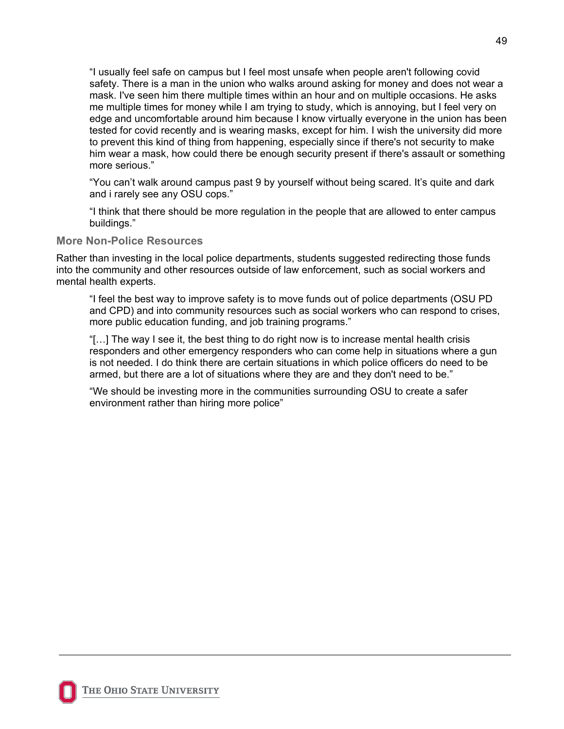> “I usually feel safe on campus but I feel most unsafe when people aren't following covid safety. There is a man in the union who walks around asking for money and does not wear a mask. I've seen him there multiple times within an hour and on multiple occasions. He asks me multiple times for money while I am trying to study, which is annoying, but I feel very on edge and uncomfortable around him because I know virtually everyone in the union has been tested for covid recently and is wearing masks, except for him. I wish the university did more to prevent this kind of thing from happening, especially since if there's not security to make him wear a mask, how could there be enough security present if there's assault or something more serious.”

> “You can’t walk around campus past 9 by yourself without being scared. It’s quite and dark and i rarely see any OSU cops.”

> “I think that there should be more regulation in the people that are allowed to enter campus buildings.”

### More Non-Police Resources

Rather than investing in the local police departments, students suggested redirecting those funds into the community and other resources outside of law enforcement, such as social workers and mental health experts.

> “I feel the best way to improve safety is to move funds out of police departments (OSU PD and CPD) and into community resources such as social workers who can respond to crises, more public education funding, and job training programs.”

> “[…] The way I see it, the best thing to do right now is to increase mental health crisis responders and other emergency responders who can come help in situations where a gun is not needed. I do think there are certain situations in which police officers do need to be armed, but there are a lot of situations where they are and they don't need to be.”

> “We should be investing more in the communities surrounding OSU to create a safer environment rather than hiring more police”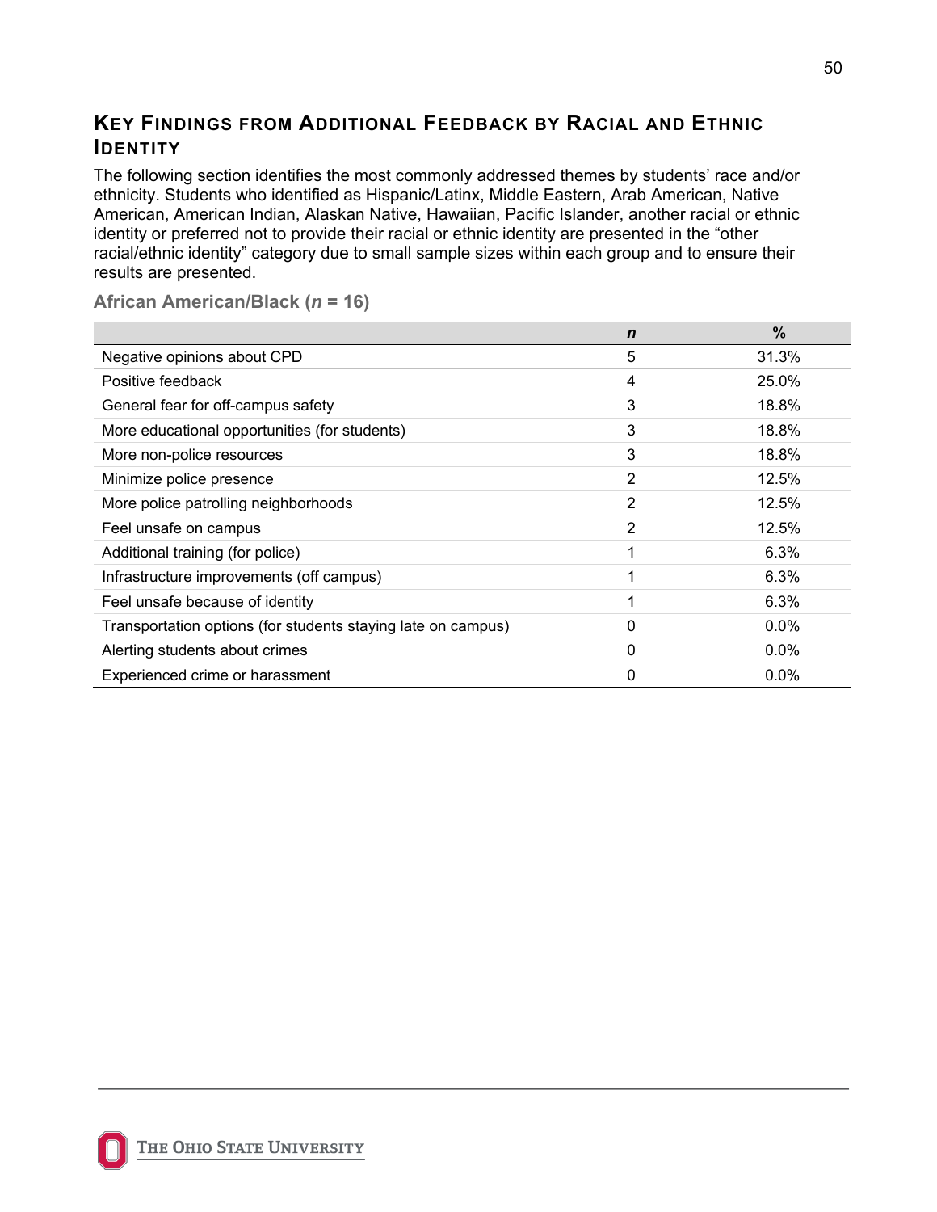## Key Findings from Additional Feedback by Racial and Ethnic Identity

The following section identifies the most commonly addressed themes by students' race and/or ethnicity. Students who identified as Hispanic/Latinx, Middle Eastern, Arab American, Native American, American Indian, Alaskan Native, Hawaiian, Pacific Islander, another racial or ethnic identity or preferred not to provide their racial or ethnic identity are presented in the "other racial/ethnic identity" category due to small sample sizes within each group and to ensure their results are presented.

### African American/Black (*n* = 16)

| | *n* | % |
|---|---|---|
| Negative opinions about CPD | 5 | 31.3% |
| Positive feedback | 4 | 25.0% |
| General fear for off-campus safety | 3 | 18.8% |
| More educational opportunities (for students) | 3 | 18.8% |
| More non-police resources | 3 | 18.8% |
| Minimize police presence | 2 | 12.5% |
| More police patrolling neighborhoods | 2 | 12.5% |
| Feel unsafe on campus | 2 | 12.5% |
| Additional training (for police) | 1 | 6.3% |
| Infrastructure improvements (off campus) | 1 | 6.3% |
| Feel unsafe because of identity | 1 | 6.3% |
| Transportation options (for students staying late on campus) | 0 | 0.0% |
| Alerting students about crimes | 0 | 0.0% |
| Experienced crime or harassment | 0 | 0.0% |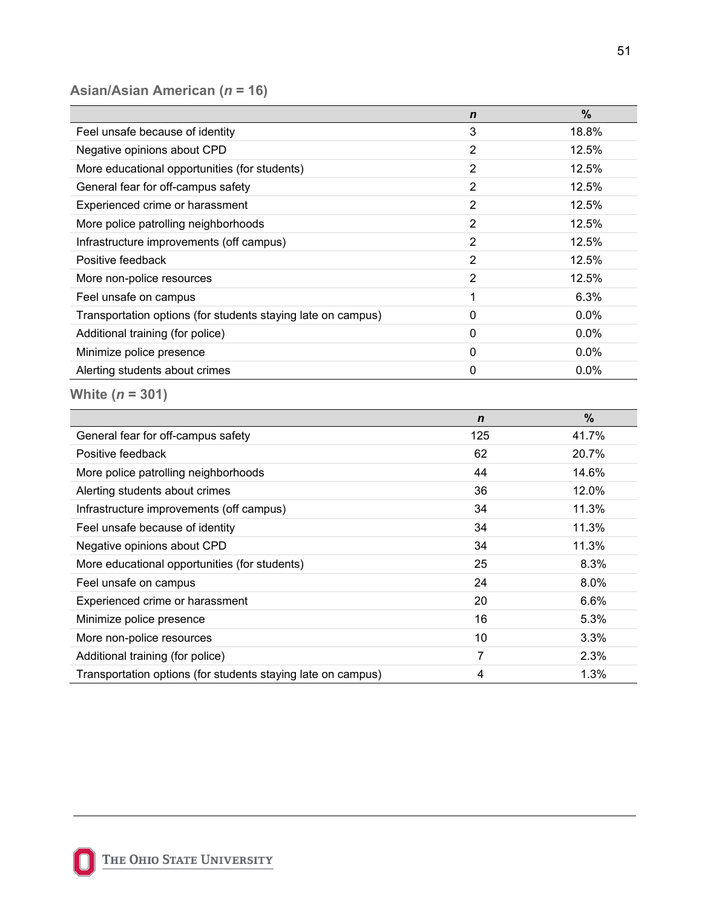### Asian/Asian American ($n$ = 16)

| | *n* | % |
|---|---|---|
| Feel unsafe because of identity | 3 | 18.8% |
| Negative opinions about CPD | 2 | 12.5% |
| More educational opportunities (for students) | 2 | 12.5% |
| General fear for off-campus safety | 2 | 12.5% |
| Experienced crime or harassment | 2 | 12.5% |
| More police patrolling neighborhoods | 2 | 12.5% |
| Infrastructure improvements (off campus) | 2 | 12.5% |
| Positive feedback | 2 | 12.5% |
| More non-police resources | 2 | 12.5% |
| Feel unsafe on campus | 1 | 6.3% |
| Transportation options (for students staying late on campus) | 0 | 0.0% |
| Additional training (for police) | 0 | 0.0% |
| Minimize police presence | 0 | 0.0% |
| Alerting students about crimes | 0 | 0.0% |

### White ($n$ = 301)

| | *n* | % |
|---|---|---|
| General fear for off-campus safety | 125 | 41.7% |
| Positive feedback | 62 | 20.7% |
| More police patrolling neighborhoods | 44 | 14.6% |
| Alerting students about crimes | 36 | 12.0% |
| Infrastructure improvements (off campus) | 34 | 11.3% |
| Feel unsafe because of identity | 34 | 11.3% |
| Negative opinions about CPD | 34 | 11.3% |
| More educational opportunities (for students) | 25 | 8.3% |
| Feel unsafe on campus | 24 | 8.0% |
| Experienced crime or harassment | 20 | 6.6% |
| Minimize police presence | 16 | 5.3% |
| More non-police resources | 10 | 3.3% |
| Additional training (for police) | 7 | 2.3% |
| Transportation options (for students staying late on campus) | 4 | 1.3% |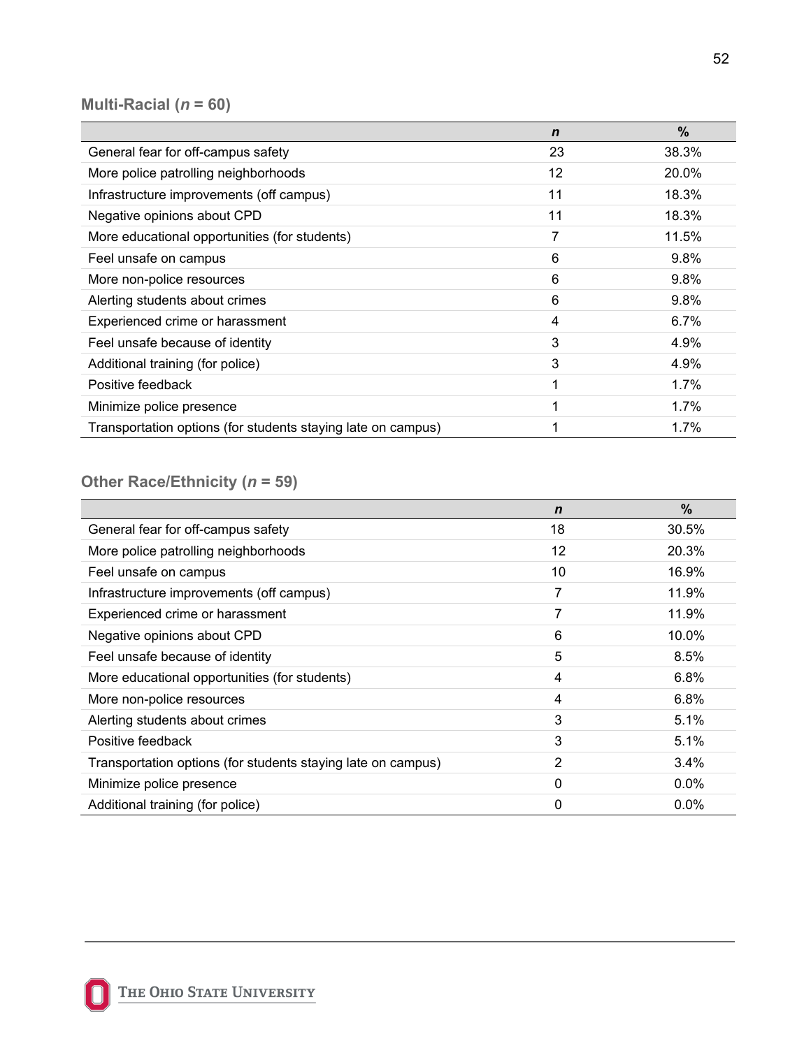**Multi-Racial (*n* = 60)**

| | *n* | % |
|---|---|---|
| General fear for off-campus safety | 23 | 38.3% |
| More police patrolling neighborhoods | 12 | 20.0% |
| Infrastructure improvements (off campus) | 11 | 18.3% |
| Negative opinions about CPD | 11 | 18.3% |
| More educational opportunities (for students) | 7 | 11.5% |
| Feel unsafe on campus | 6 | 9.8% |
| More non-police resources | 6 | 9.8% |
| Alerting students about crimes | 6 | 9.8% |
| Experienced crime or harassment | 4 | 6.7% |
| Feel unsafe because of identity | 3 | 4.9% |
| Additional training (for police) | 3 | 4.9% |
| Positive feedback | 1 | 1.7% |
| Minimize police presence | 1 | 1.7% |
| Transportation options (for students staying late on campus) | 1 | 1.7% |

**Other Race/Ethnicity (*n* = 59)**

| | *n* | % |
|---|---|---|
| General fear for off-campus safety | 18 | 30.5% |
| More police patrolling neighborhoods | 12 | 20.3% |
| Feel unsafe on campus | 10 | 16.9% |
| Infrastructure improvements (off campus) | 7 | 11.9% |
| Experienced crime or harassment | 7 | 11.9% |
| Negative opinions about CPD | 6 | 10.0% |
| Feel unsafe because of identity | 5 | 8.5% |
| More educational opportunities (for students) | 4 | 6.8% |
| More non-police resources | 4 | 6.8% |
| Alerting students about crimes | 3 | 5.1% |
| Positive feedback | 3 | 5.1% |
| Transportation options (for students staying late on campus) | 2 | 3.4% |
| Minimize police presence | 0 | 0.0% |
| Additional training (for police) | 0 | 0.0% |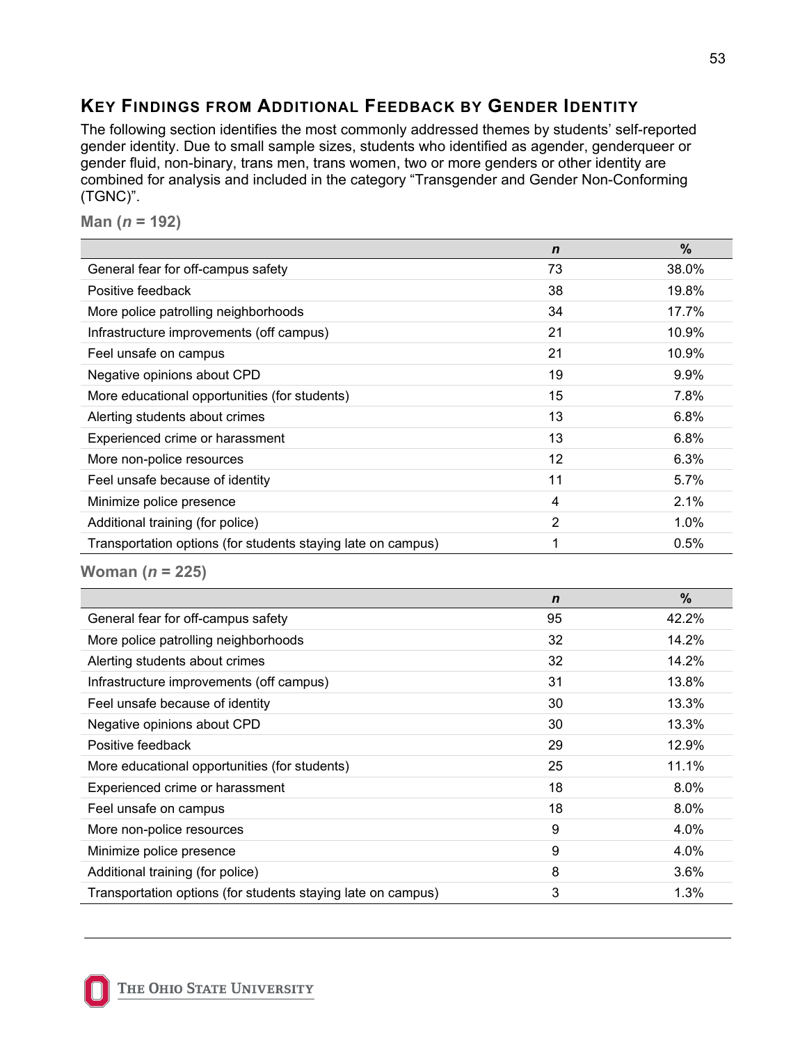## Key Findings from Additional Feedback by Gender Identity

The following section identifies the most commonly addressed themes by students' self-reported gender identity. Due to small sample sizes, students who identified as agender, genderqueer or gender fluid, non-binary, trans men, trans women, two or more genders or other identity are combined for analysis and included in the category "Transgender and Gender Non-Conforming (TGNC)".

**Man (*n* = 192)**

| | *n* | % |
|---|---|---|
| General fear for off-campus safety | 73 | 38.0% |
| Positive feedback | 38 | 19.8% |
| More police patrolling neighborhoods | 34 | 17.7% |
| Infrastructure improvements (off campus) | 21 | 10.9% |
| Feel unsafe on campus | 21 | 10.9% |
| Negative opinions about CPD | 19 | 9.9% |
| More educational opportunities (for students) | 15 | 7.8% |
| Alerting students about crimes | 13 | 6.8% |
| Experienced crime or harassment | 13 | 6.8% |
| More non-police resources | 12 | 6.3% |
| Feel unsafe because of identity | 11 | 5.7% |
| Minimize police presence | 4 | 2.1% |
| Additional training (for police) | 2 | 1.0% |
| Transportation options (for students staying late on campus) | 1 | 0.5% |

**Woman (*n* = 225)**

| | *n* | % |
|---|---|---|
| General fear for off-campus safety | 95 | 42.2% |
| More police patrolling neighborhoods | 32 | 14.2% |
| Alerting students about crimes | 32 | 14.2% |
| Infrastructure improvements (off campus) | 31 | 13.8% |
| Feel unsafe because of identity | 30 | 13.3% |
| Negative opinions about CPD | 30 | 13.3% |
| Positive feedback | 29 | 12.9% |
| More educational opportunities (for students) | 25 | 11.1% |
| Experienced crime or harassment | 18 | 8.0% |
| Feel unsafe on campus | 18 | 8.0% |
| More non-police resources | 9 | 4.0% |
| Minimize police presence | 9 | 4.0% |
| Additional training (for police) | 8 | 3.6% |
| Transportation options (for students staying late on campus) | 3 | 1.3% |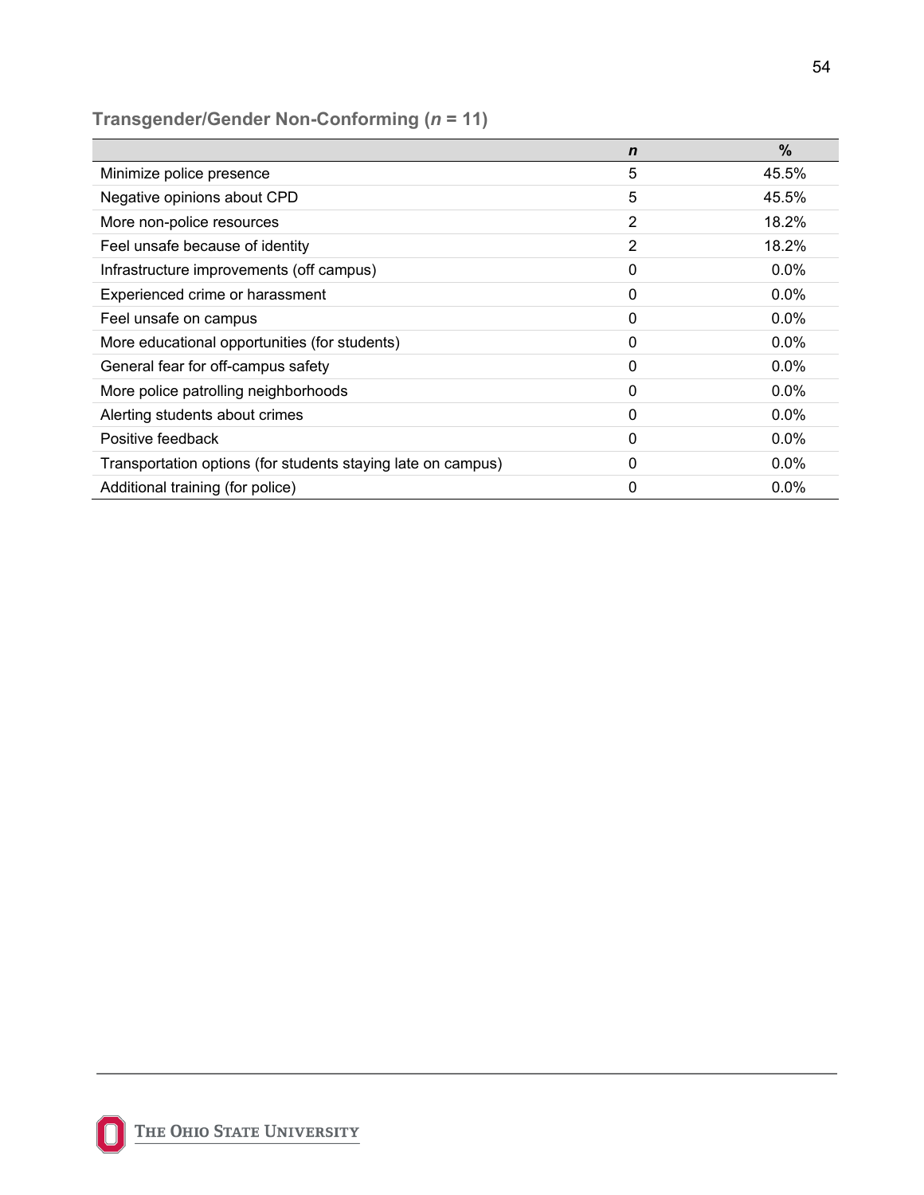### Transgender/Gender Non-Conforming (*n* = 11)

| | *n* | % |
|---|---|---|
| Minimize police presence | 5 | 45.5% |
| Negative opinions about CPD | 5 | 45.5% |
| More non-police resources | 2 | 18.2% |
| Feel unsafe because of identity | 2 | 18.2% |
| Infrastructure improvements (off campus) | 0 | 0.0% |
| Experienced crime or harassment | 0 | 0.0% |
| Feel unsafe on campus | 0 | 0.0% |
| More educational opportunities (for students) | 0 | 0.0% |
| General fear for off-campus safety | 0 | 0.0% |
| More police patrolling neighborhoods | 0 | 0.0% |
| Alerting students about crimes | 0 | 0.0% |
| Positive feedback | 0 | 0.0% |
| Transportation options (for students staying late on campus) | 0 | 0.0% |
| Additional training (for police) | 0 | 0.0% |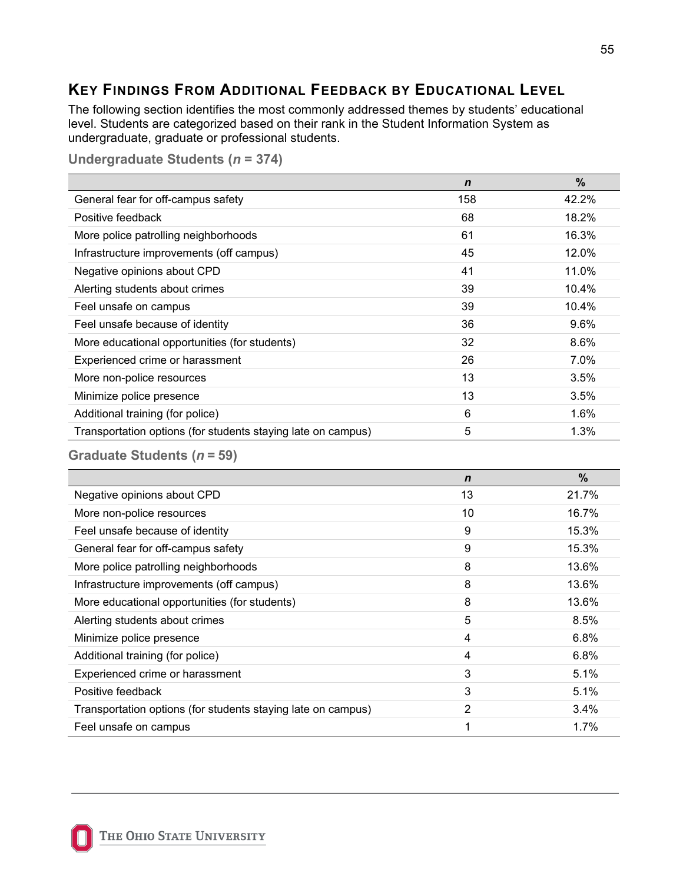## Key Findings From Additional Feedback by Educational Level

The following section identifies the most commonly addressed themes by students' educational level. Students are categorized based on their rank in the Student Information System as undergraduate, graduate or professional students.

### Undergraduate Students (*n* = 374)

| | *n* | % |
|---|---|---|
| General fear for off-campus safety | 158 | 42.2% |
| Positive feedback | 68 | 18.2% |
| More police patrolling neighborhoods | 61 | 16.3% |
| Infrastructure improvements (off campus) | 45 | 12.0% |
| Negative opinions about CPD | 41 | 11.0% |
| Alerting students about crimes | 39 | 10.4% |
| Feel unsafe on campus | 39 | 10.4% |
| Feel unsafe because of identity | 36 | 9.6% |
| More educational opportunities (for students) | 32 | 8.6% |
| Experienced crime or harassment | 26 | 7.0% |
| More non-police resources | 13 | 3.5% |
| Minimize police presence | 13 | 3.5% |
| Additional training (for police) | 6 | 1.6% |
| Transportation options (for students staying late on campus) | 5 | 1.3% |

### Graduate Students (*n* = 59)

| | *n* | % |
|---|---|---|
| Negative opinions about CPD | 13 | 21.7% |
| More non-police resources | 10 | 16.7% |
| Feel unsafe because of identity | 9 | 15.3% |
| General fear for off-campus safety | 9 | 15.3% |
| More police patrolling neighborhoods | 8 | 13.6% |
| Infrastructure improvements (off campus) | 8 | 13.6% |
| More educational opportunities (for students) | 8 | 13.6% |
| Alerting students about crimes | 5 | 8.5% |
| Minimize police presence | 4 | 6.8% |
| Additional training (for police) | 4 | 6.8% |
| Experienced crime or harassment | 3 | 5.1% |
| Positive feedback | 3 | 5.1% |
| Transportation options (for students staying late on campus) | 2 | 3.4% |
| Feel unsafe on campus | 1 | 1.7% |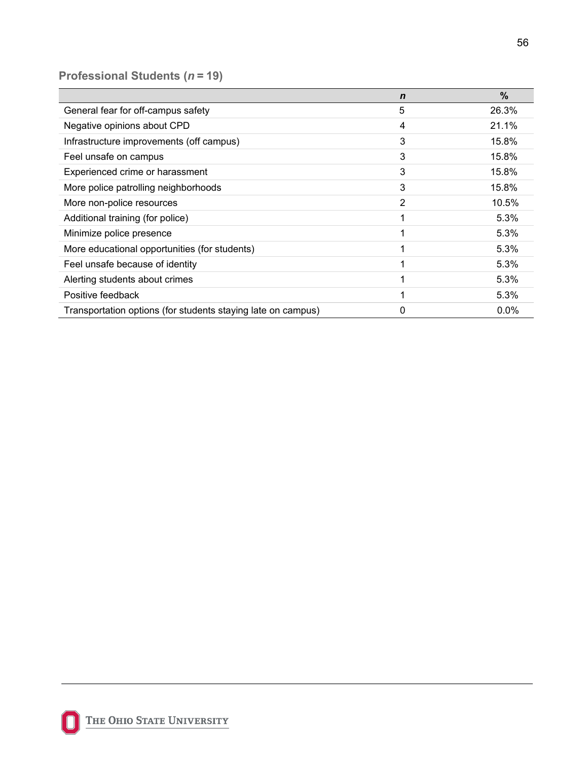### Professional Students ($n = 19$)

| | *n* | % |
|---|---|---|
| General fear for off-campus safety | 5 | 26.3% |
| Negative opinions about CPD | 4 | 21.1% |
| Infrastructure improvements (off campus) | 3 | 15.8% |
| Feel unsafe on campus | 3 | 15.8% |
| Experienced crime or harassment | 3 | 15.8% |
| More police patrolling neighborhoods | 3 | 15.8% |
| More non-police resources | 2 | 10.5% |
| Additional training (for police) | 1 | 5.3% |
| Minimize police presence | 1 | 5.3% |
| More educational opportunities (for students) | 1 | 5.3% |
| Feel unsafe because of identity | 1 | 5.3% |
| Alerting students about crimes | 1 | 5.3% |
| Positive feedback | 1 | 5.3% |
| Transportation options (for students staying late on campus) | 0 | 0.0% |